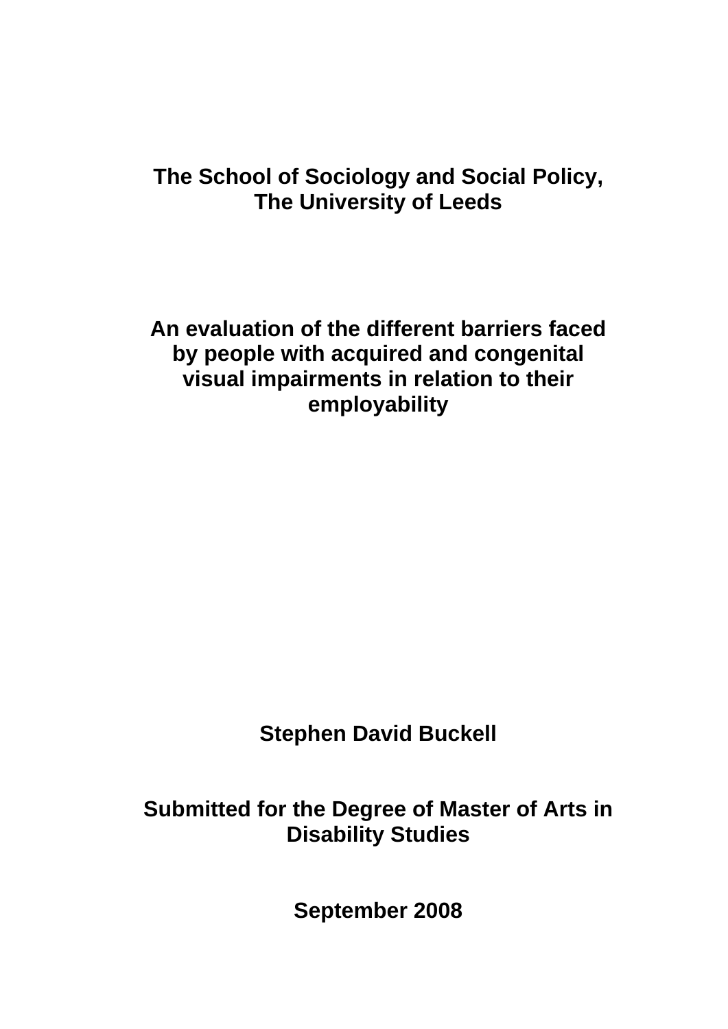**The School of Sociology and Social Policy, The University of Leeds**

# An evaluation of the different barriers faced by people with acquired and congenital visual impairments in relation to their employability

**Stephen David Buckell**

**Submitted for the Degree of Master of Arts in Disability Studies**

**September 2008**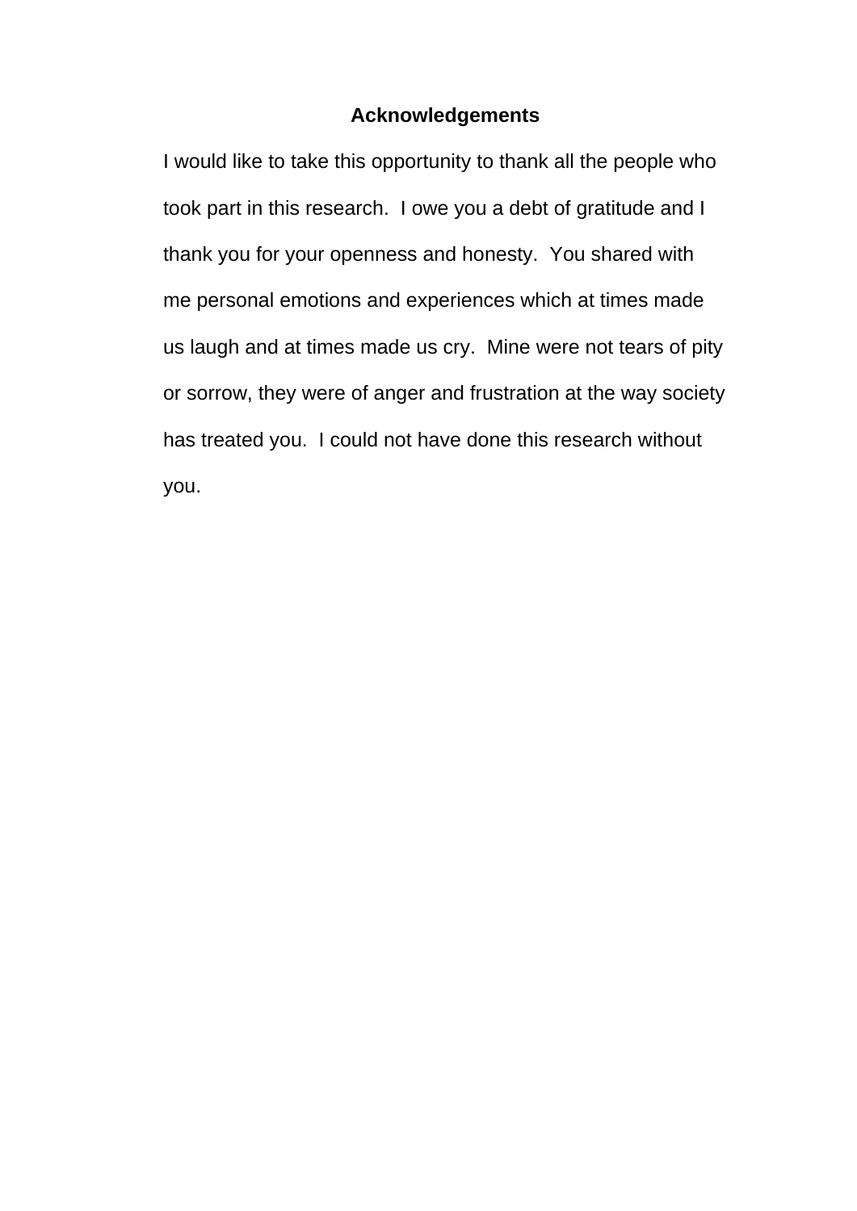## Acknowledgements

I would like to take this opportunity to thank all the people who took part in this research. I owe you a debt of gratitude and I thank you for your openness and honesty. You shared with me personal emotions and experiences which at times made us laugh and at times made us cry. Mine were not tears of pity or sorrow, they were of anger and frustration at the way society has treated you. I could not have done this research without you.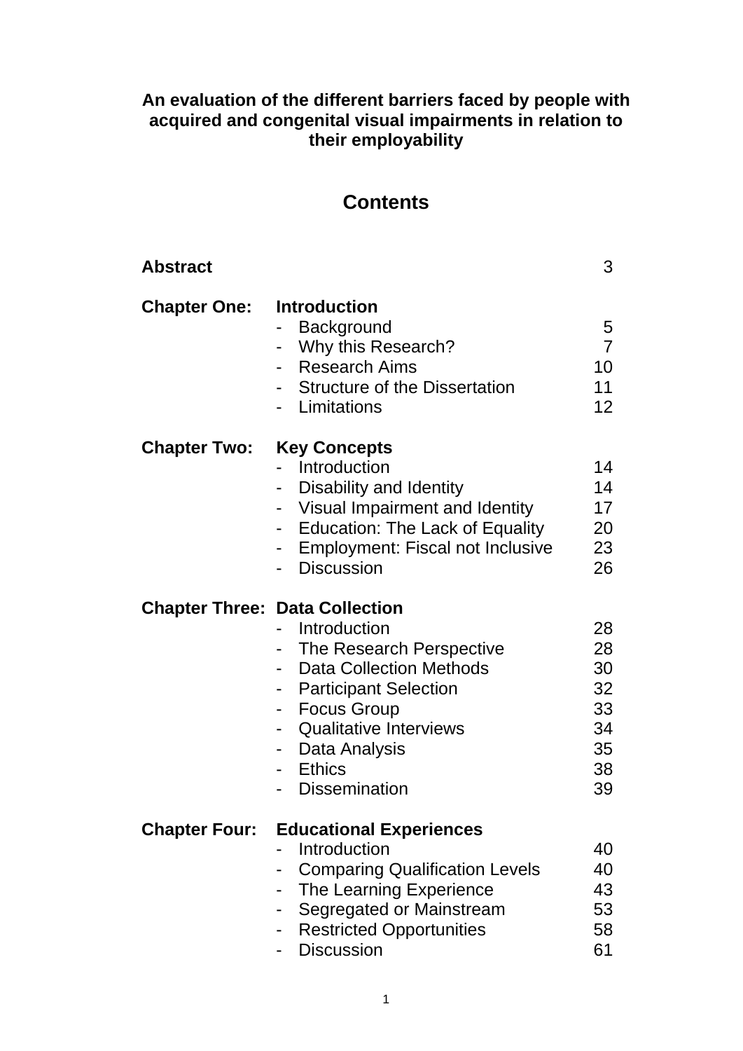**An evaluation of the different barriers faced by people with acquired and congenital visual impairments in relation to their employability**

## Contents

| | | |
|---|---|---|
| **Abstract** | | 3 |
| **Chapter One:** | **Introduction** | |
| | - Background | 5 |
| | - Why this Research? | 7 |
| | - Research Aims | 10 |
| | - Structure of the Dissertation | 11 |
| | - Limitations | 12 |
| **Chapter Two:** | **Key Concepts** | |
| | - Introduction | 14 |
| | - Disability and Identity | 14 |
| | - Visual Impairment and Identity | 17 |
| | - Education: The Lack of Equality | 20 |
| | - Employment: Fiscal not Inclusive | 23 |
| | - Discussion | 26 |
| **Chapter Three:** | **Data Collection** | |
| | - Introduction | 28 |
| | - The Research Perspective | 28 |
| | - Data Collection Methods | 30 |
| | - Participant Selection | 32 |
| | - Focus Group | 33 |
| | - Qualitative Interviews | 34 |
| | - Data Analysis | 35 |
| | - Ethics | 38 |
| | - Dissemination | 39 |
| **Chapter Four:** | **Educational Experiences** | |
| | - Introduction | 40 |
| | - Comparing Qualification Levels | 40 |
| | - The Learning Experience | 43 |
| | - Segregated or Mainstream | 53 |
| | - Restricted Opportunities | 58 |
| | - Discussion | 61 |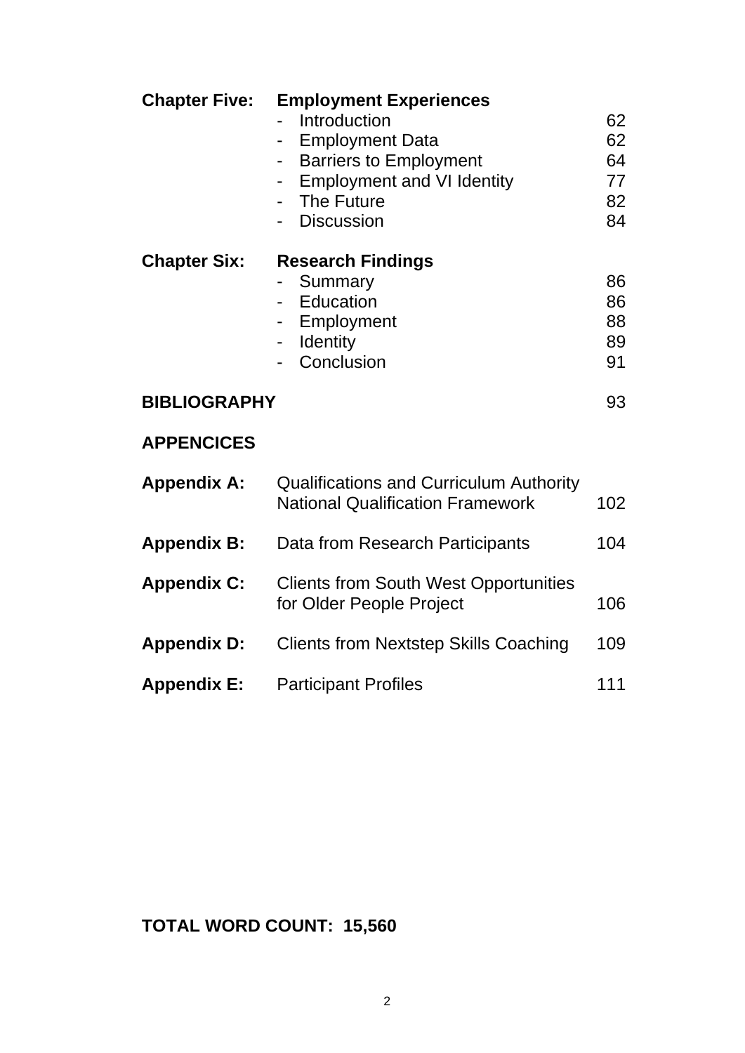**Chapter Five: Employment Experiences**

- Introduction 62
- Employment Data 62
- Barriers to Employment 64
- Employment and VI Identity 77
- The Future 82
- Discussion 84

**Chapter Six: Research Findings**

- Summary 86
- Education 86
- Employment 88
- Identity 89
- Conclusion 91

**BIBLIOGRAPHY** 93

**APPENCICES**

**Appendix A:** Qualifications and Curriculum Authority National Qualification Framework 102

**Appendix B:** Data from Research Participants 104

**Appendix C:** Clients from South West Opportunities for Older People Project 106

**Appendix D:** Clients from Nextstep Skills Coaching 109

**Appendix E:** Participant Profiles 111

**TOTAL WORD COUNT: 15,560**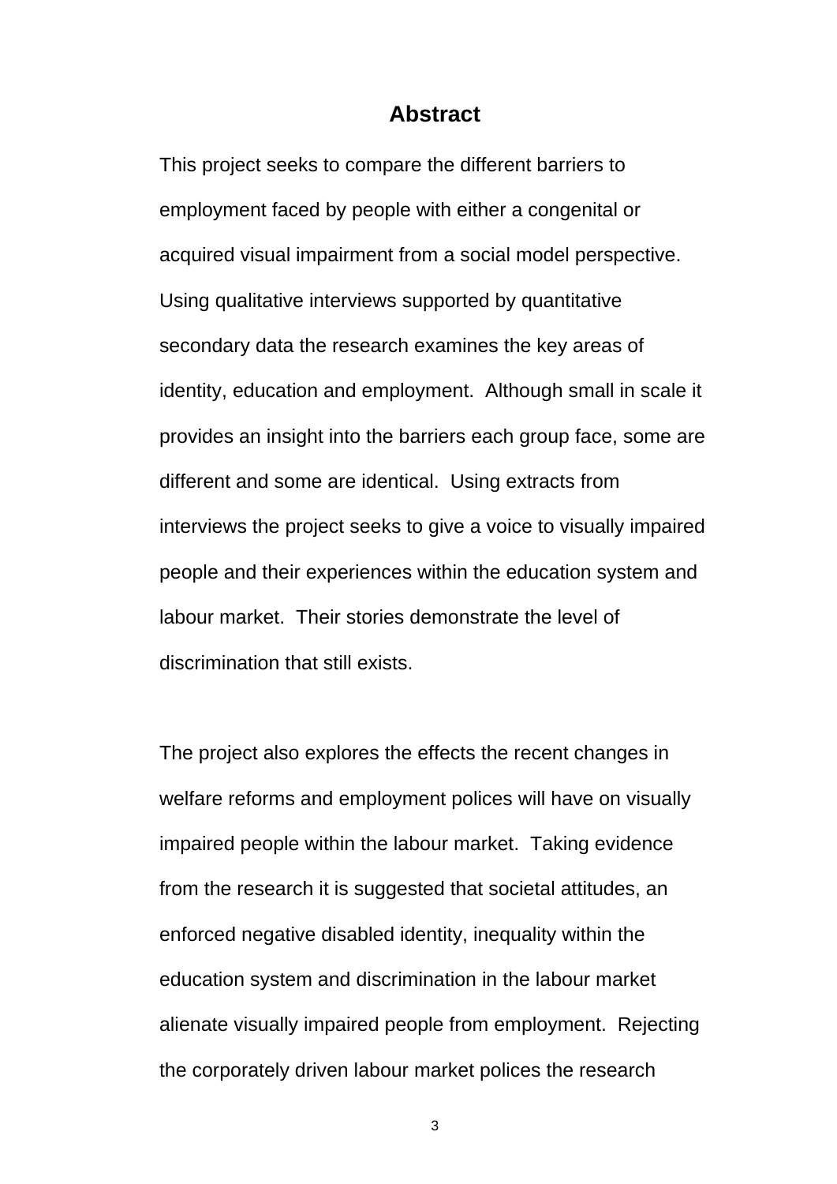# Abstract

This project seeks to compare the different barriers to employment faced by people with either a congenital or acquired visual impairment from a social model perspective. Using qualitative interviews supported by quantitative secondary data the research examines the key areas of identity, education and employment. Although small in scale it provides an insight into the barriers each group face, some are different and some are identical. Using extracts from interviews the project seeks to give a voice to visually impaired people and their experiences within the education system and labour market. Their stories demonstrate the level of discrimination that still exists.

The project also explores the effects the recent changes in welfare reforms and employment polices will have on visually impaired people within the labour market. Taking evidence from the research it is suggested that societal attitudes, an enforced negative disabled identity, inequality within the education system and discrimination in the labour market alienate visually impaired people from employment. Rejecting the corporately driven labour market polices the research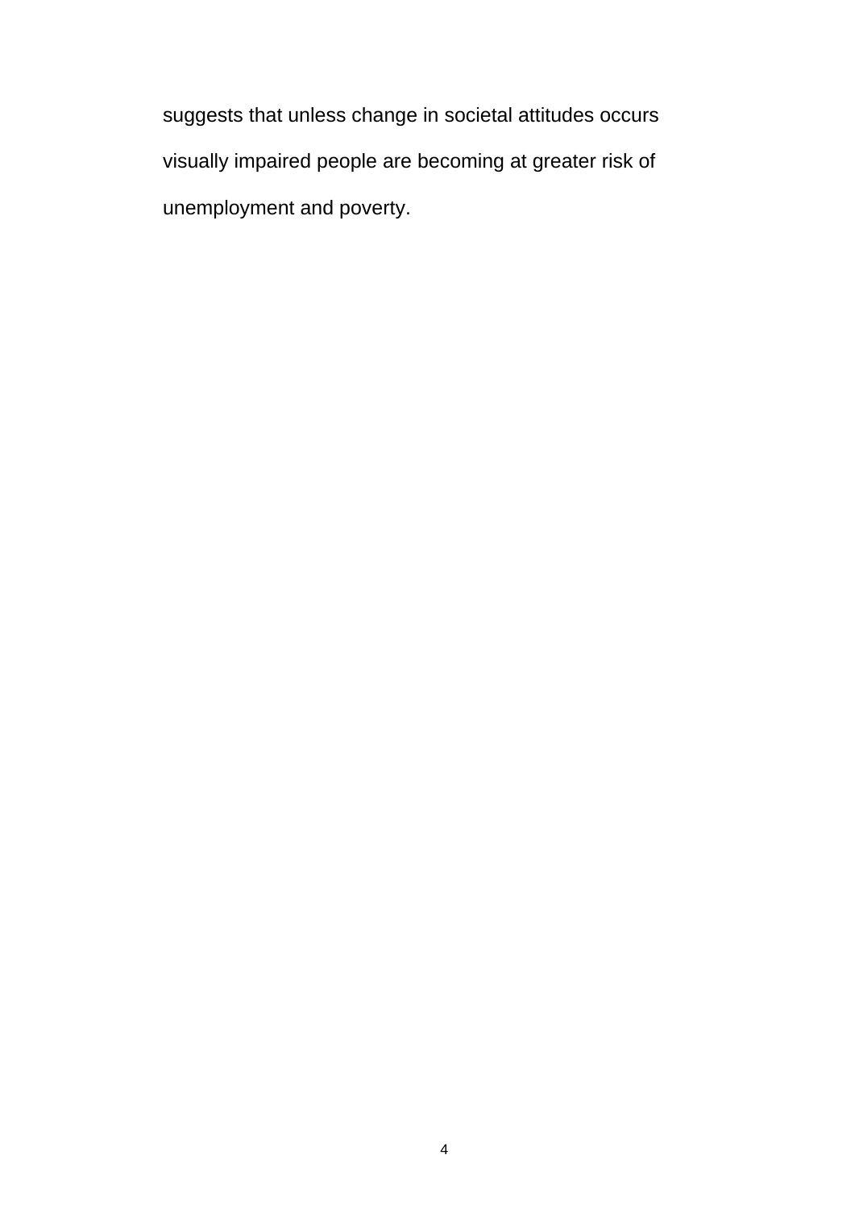suggests that unless change in societal attitudes occurs visually impaired people are becoming at greater risk of unemployment and poverty.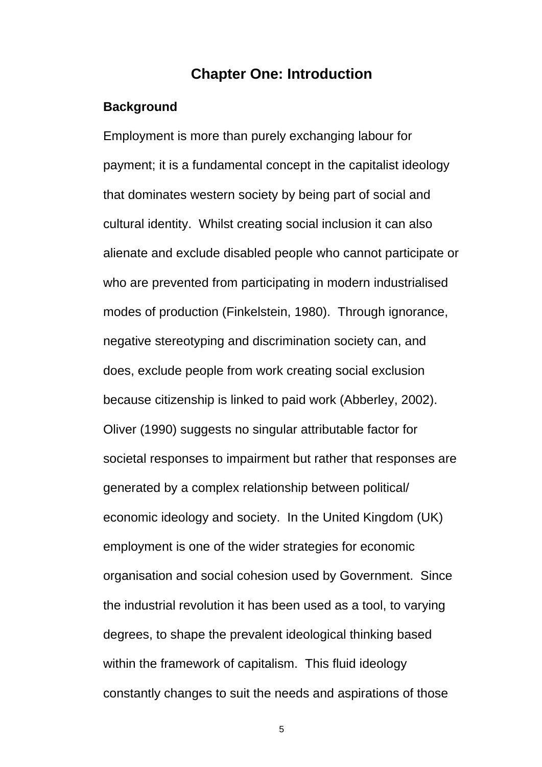# Chapter One: Introduction

## Background

Employment is more than purely exchanging labour for payment; it is a fundamental concept in the capitalist ideology that dominates western society by being part of social and cultural identity. Whilst creating social inclusion it can also alienate and exclude disabled people who cannot participate or who are prevented from participating in modern industrialised modes of production (Finkelstein, 1980). Through ignorance, negative stereotyping and discrimination society can, and does, exclude people from work creating social exclusion because citizenship is linked to paid work (Abberley, 2002). Oliver (1990) suggests no singular attributable factor for societal responses to impairment but rather that responses are generated by a complex relationship between political/ economic ideology and society. In the United Kingdom (UK) employment is one of the wider strategies for economic organisation and social cohesion used by Government. Since the industrial revolution it has been used as a tool, to varying degrees, to shape the prevalent ideological thinking based within the framework of capitalism. This fluid ideology constantly changes to suit the needs and aspirations of those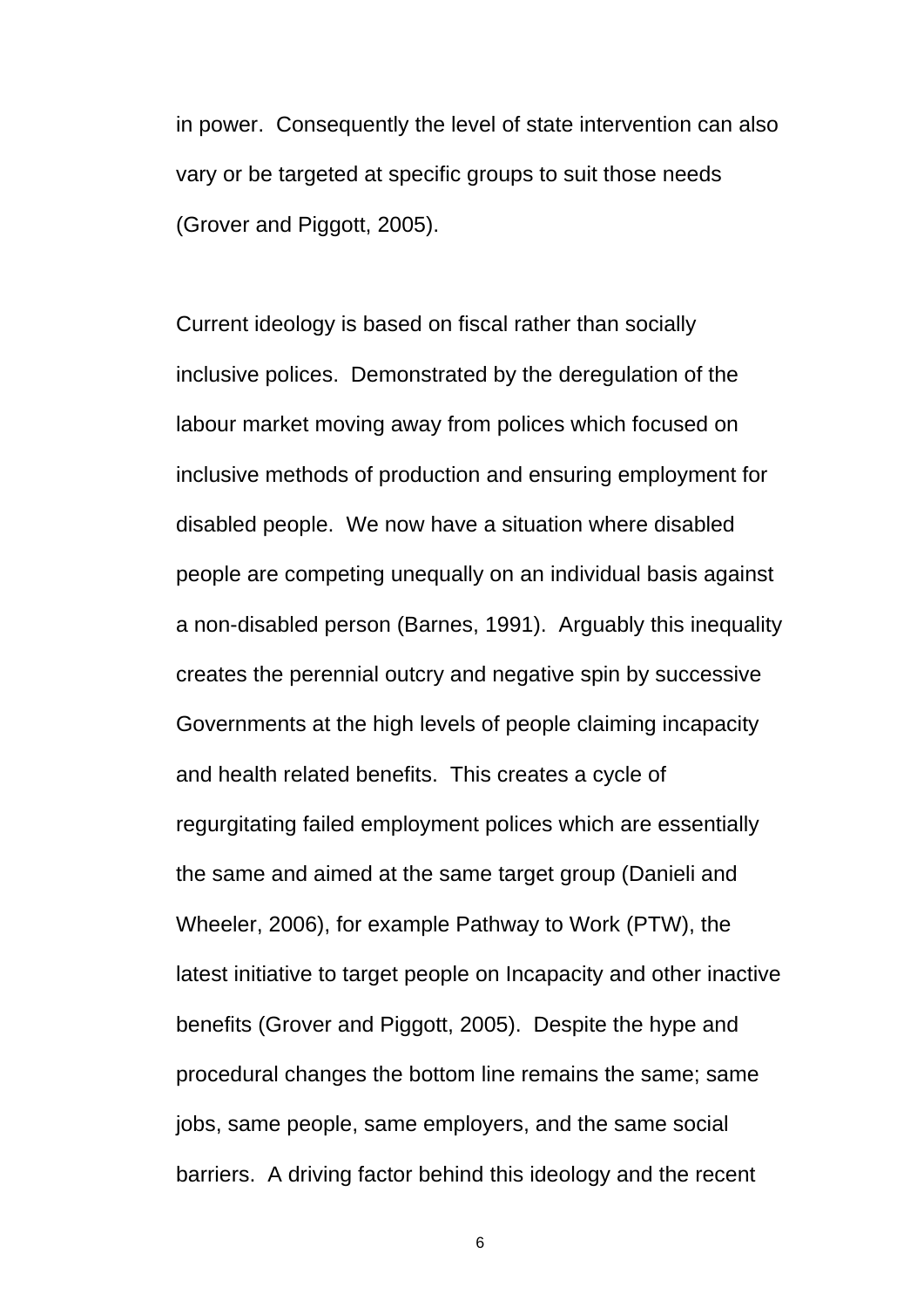in power. Consequently the level of state intervention can also vary or be targeted at specific groups to suit those needs (Grover and Piggott, 2005).

Current ideology is based on fiscal rather than socially inclusive polices. Demonstrated by the deregulation of the labour market moving away from polices which focused on inclusive methods of production and ensuring employment for disabled people. We now have a situation where disabled people are competing unequally on an individual basis against a non-disabled person (Barnes, 1991). Arguably this inequality creates the perennial outcry and negative spin by successive Governments at the high levels of people claiming incapacity and health related benefits. This creates a cycle of regurgitating failed employment polices which are essentially the same and aimed at the same target group (Danieli and Wheeler, 2006), for example Pathway to Work (PTW), the latest initiative to target people on Incapacity and other inactive benefits (Grover and Piggott, 2005). Despite the hype and procedural changes the bottom line remains the same; same jobs, same people, same employers, and the same social barriers. A driving factor behind this ideology and the recent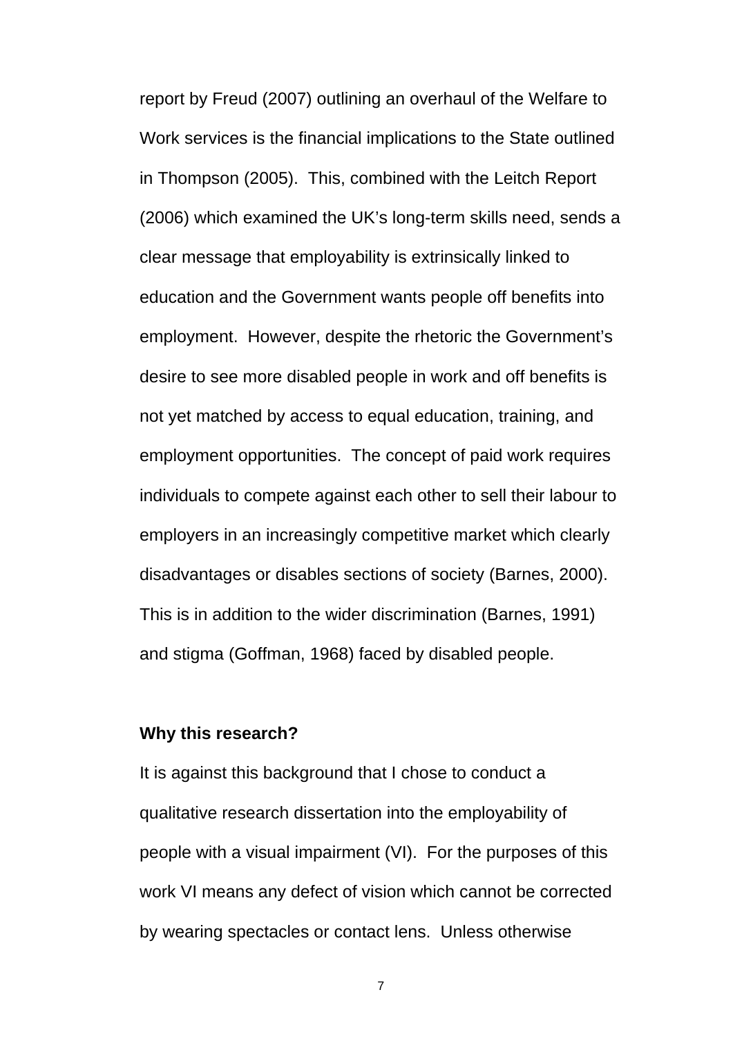report by Freud (2007) outlining an overhaul of the Welfare to Work services is the financial implications to the State outlined in Thompson (2005). This, combined with the Leitch Report (2006) which examined the UK's long-term skills need, sends a clear message that employability is extrinsically linked to education and the Government wants people off benefits into employment. However, despite the rhetoric the Government's desire to see more disabled people in work and off benefits is not yet matched by access to equal education, training, and employment opportunities. The concept of paid work requires individuals to compete against each other to sell their labour to employers in an increasingly competitive market which clearly disadvantages or disables sections of society (Barnes, 2000). This is in addition to the wider discrimination (Barnes, 1991) and stigma (Goffman, 1968) faced by disabled people.

**Why this research?**

It is against this background that I chose to conduct a qualitative research dissertation into the employability of people with a visual impairment (VI). For the purposes of this work VI means any defect of vision which cannot be corrected by wearing spectacles or contact lens. Unless otherwise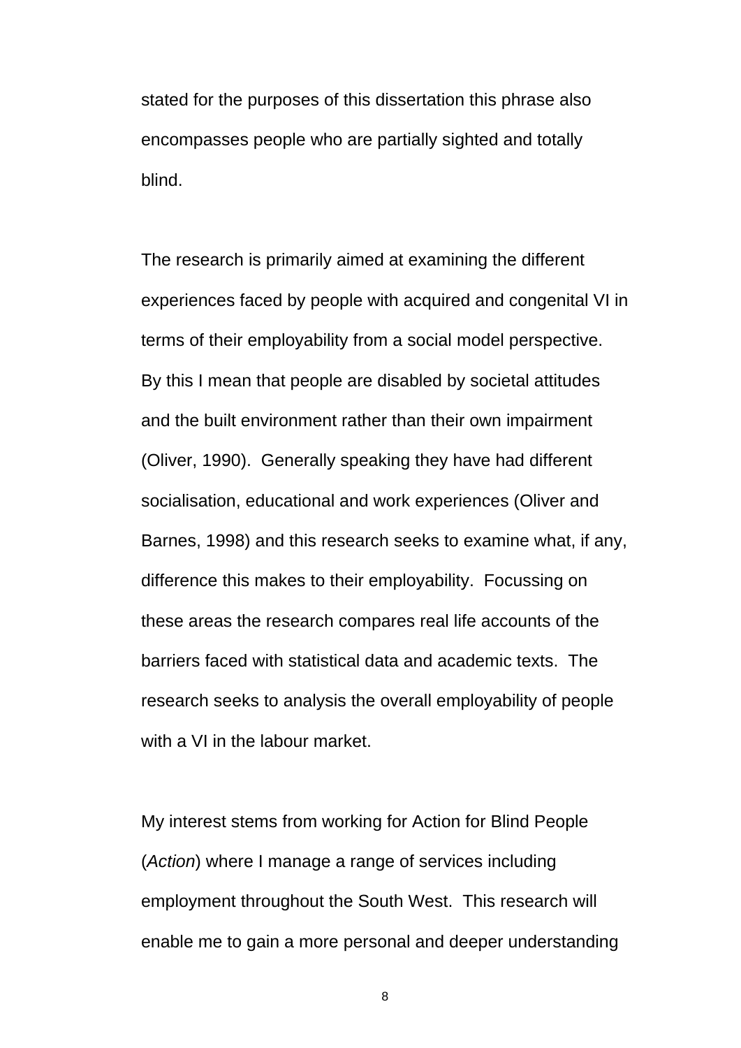stated for the purposes of this dissertation this phrase also encompasses people who are partially sighted and totally blind.

The research is primarily aimed at examining the different experiences faced by people with acquired and congenital VI in terms of their employability from a social model perspective. By this I mean that people are disabled by societal attitudes and the built environment rather than their own impairment (Oliver, 1990). Generally speaking they have had different socialisation, educational and work experiences (Oliver and Barnes, 1998) and this research seeks to examine what, if any, difference this makes to their employability. Focussing on these areas the research compares real life accounts of the barriers faced with statistical data and academic texts. The research seeks to analysis the overall employability of people with a VI in the labour market.

My interest stems from working for Action for Blind People (*Action*) where I manage a range of services including employment throughout the South West. This research will enable me to gain a more personal and deeper understanding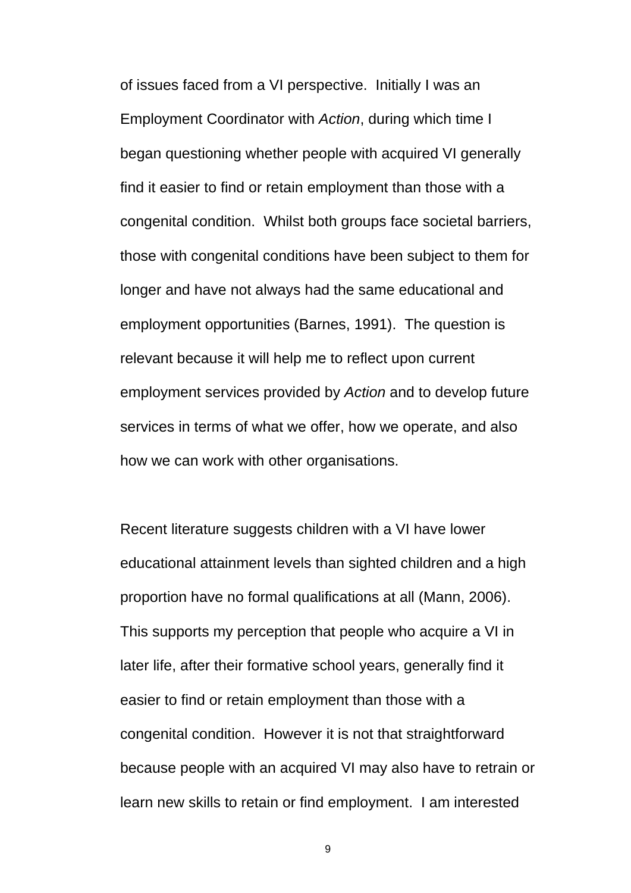of issues faced from a VI perspective.  Initially I was an Employment Coordinator with *Action*, during which time I began questioning whether people with acquired VI generally find it easier to find or retain employment than those with a congenital condition.  Whilst both groups face societal barriers, those with congenital conditions have been subject to them for longer and have not always had the same educational and employment opportunities (Barnes, 1991).  The question is relevant because it will help me to reflect upon current employment services provided by *Action* and to develop future services in terms of what we offer, how we operate, and also how we can work with other organisations.

Recent literature suggests children with a VI have lower educational attainment levels than sighted children and a high proportion have no formal qualifications at all (Mann, 2006).  This supports my perception that people who acquire a VI in later life, after their formative school years, generally find it easier to find or retain employment than those with a congenital condition.  However it is not that straightforward because people with an acquired VI may also have to retrain or learn new skills to retain or find employment.  I am interested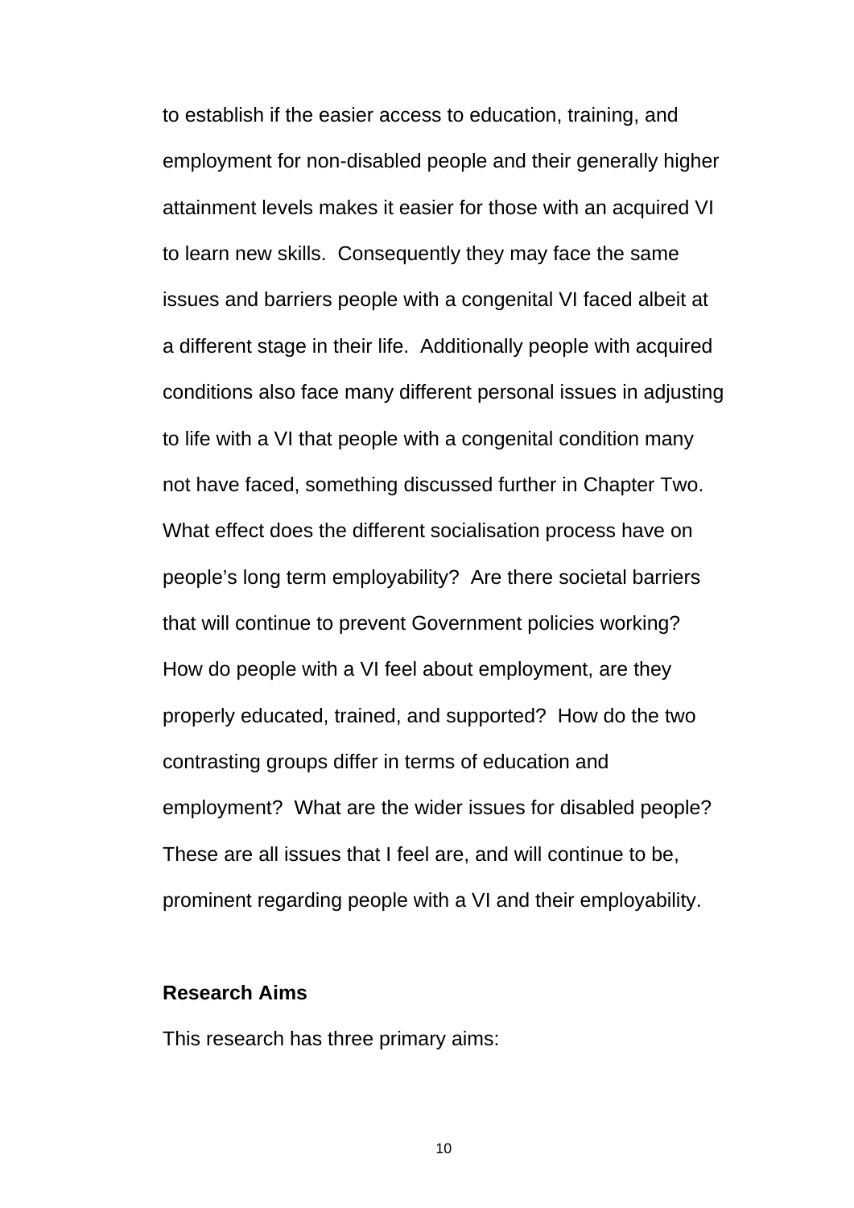to establish if the easier access to education, training, and employment for non-disabled people and their generally higher attainment levels makes it easier for those with an acquired VI to learn new skills. Consequently they may face the same issues and barriers people with a congenital VI faced albeit at a different stage in their life. Additionally people with acquired conditions also face many different personal issues in adjusting to life with a VI that people with a congenital condition many not have faced, something discussed further in Chapter Two. What effect does the different socialisation process have on people's long term employability? Are there societal barriers that will continue to prevent Government policies working? How do people with a VI feel about employment, are they properly educated, trained, and supported? How do the two contrasting groups differ in terms of education and employment? What are the wider issues for disabled people? These are all issues that I feel are, and will continue to be, prominent regarding people with a VI and their employability.

**Research Aims**

This research has three primary aims: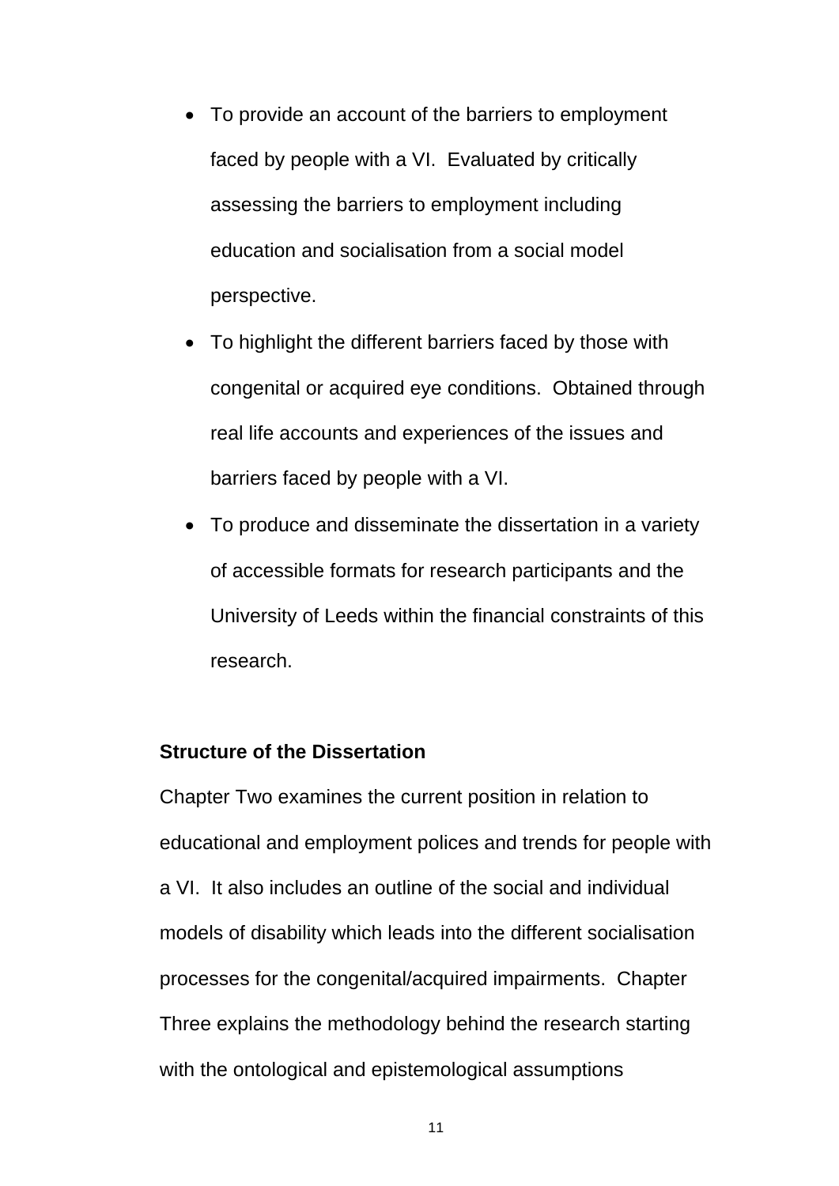- To provide an account of the barriers to employment faced by people with a VI.  Evaluated by critically assessing the barriers to employment including education and socialisation from a social model perspective.
- To highlight the different barriers faced by those with congenital or acquired eye conditions.  Obtained through real life accounts and experiences of the issues and barriers faced by people with a VI.
- To produce and disseminate the dissertation in a variety of accessible formats for research participants and the University of Leeds within the financial constraints of this research.

**Structure of the Dissertation**

Chapter Two examines the current position in relation to educational and employment polices and trends for people with a VI.  It also includes an outline of the social and individual models of disability which leads into the different socialisation processes for the congenital/acquired impairments.  Chapter Three explains the methodology behind the research starting with the ontological and epistemological assumptions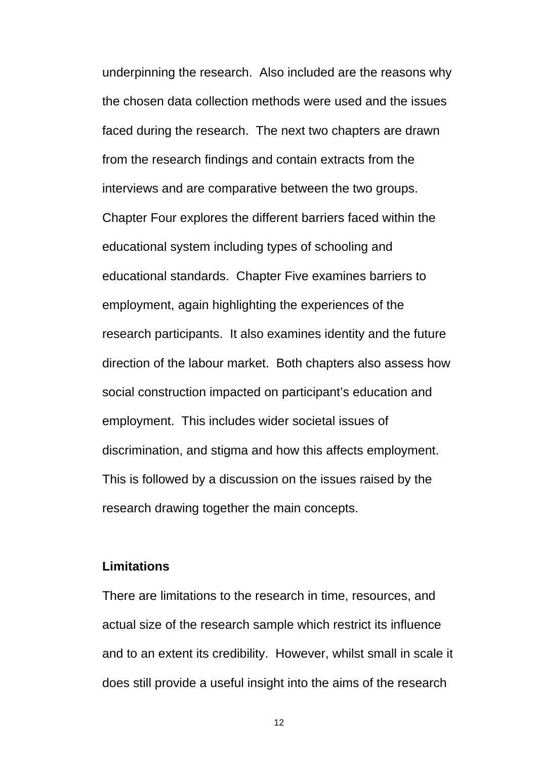underpinning the research. Also included are the reasons why the chosen data collection methods were used and the issues faced during the research. The next two chapters are drawn from the research findings and contain extracts from the interviews and are comparative between the two groups. Chapter Four explores the different barriers faced within the educational system including types of schooling and educational standards. Chapter Five examines barriers to employment, again highlighting the experiences of the research participants. It also examines identity and the future direction of the labour market. Both chapters also assess how social construction impacted on participant's education and employment. This includes wider societal issues of discrimination, and stigma and how this affects employment. This is followed by a discussion on the issues raised by the research drawing together the main concepts.

**Limitations**

There are limitations to the research in time, resources, and actual size of the research sample which restrict its influence and to an extent its credibility. However, whilst small in scale it does still provide a useful insight into the aims of the research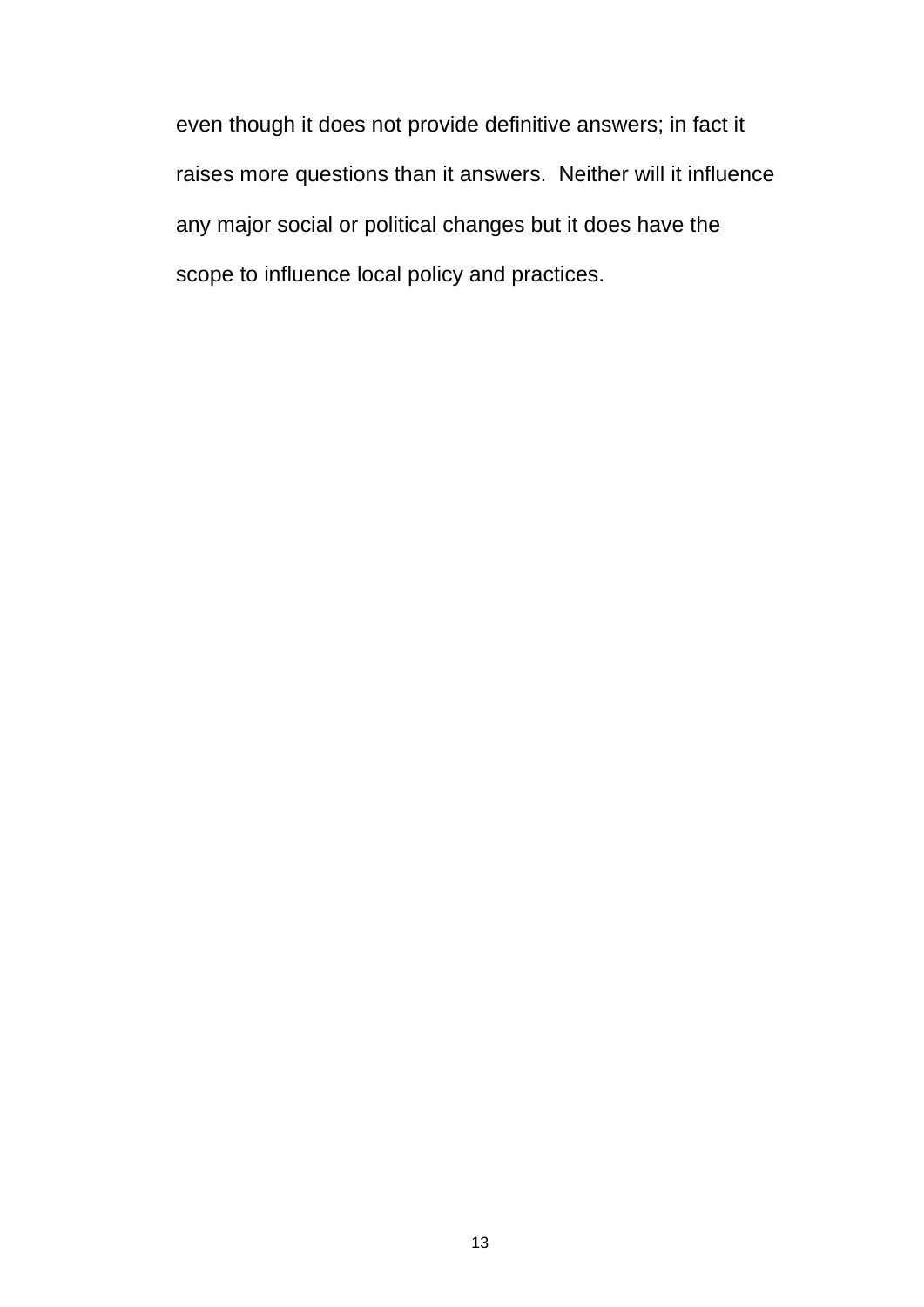even though it does not provide definitive answers; in fact it raises more questions than it answers. Neither will it influence any major social or political changes but it does have the scope to influence local policy and practices.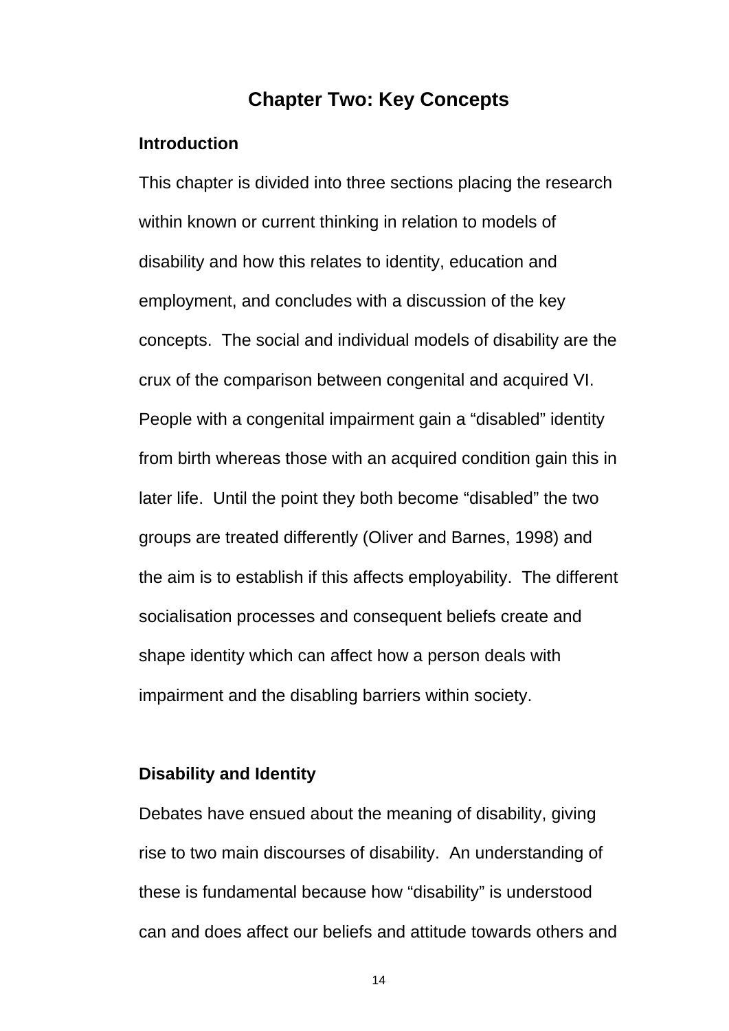# Chapter Two: Key Concepts

## Introduction

This chapter is divided into three sections placing the research within known or current thinking in relation to models of disability and how this relates to identity, education and employment, and concludes with a discussion of the key concepts. The social and individual models of disability are the crux of the comparison between congenital and acquired VI. People with a congenital impairment gain a "disabled" identity from birth whereas those with an acquired condition gain this in later life. Until the point they both become "disabled" the two groups are treated differently (Oliver and Barnes, 1998) and the aim is to establish if this affects employability. The different socialisation processes and consequent beliefs create and shape identity which can affect how a person deals with impairment and the disabling barriers within society.

## Disability and Identity

Debates have ensued about the meaning of disability, giving rise to two main discourses of disability. An understanding of these is fundamental because how "disability" is understood can and does affect our beliefs and attitude towards others and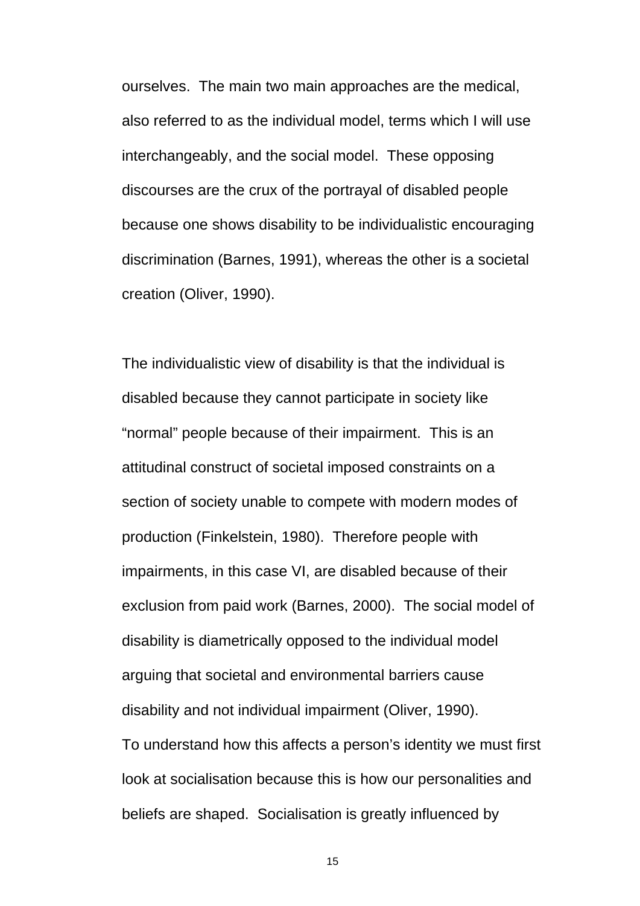ourselves. The main two main approaches are the medical, also referred to as the individual model, terms which I will use interchangeably, and the social model. These opposing discourses are the crux of the portrayal of disabled people because one shows disability to be individualistic encouraging discrimination (Barnes, 1991), whereas the other is a societal creation (Oliver, 1990).

The individualistic view of disability is that the individual is disabled because they cannot participate in society like "normal" people because of their impairment. This is an attitudinal construct of societal imposed constraints on a section of society unable to compete with modern modes of production (Finkelstein, 1980). Therefore people with impairments, in this case VI, are disabled because of their exclusion from paid work (Barnes, 2000). The social model of disability is diametrically opposed to the individual model arguing that societal and environmental barriers cause disability and not individual impairment (Oliver, 1990).
To understand how this affects a person's identity we must first look at socialisation because this is how our personalities and beliefs are shaped. Socialisation is greatly influenced by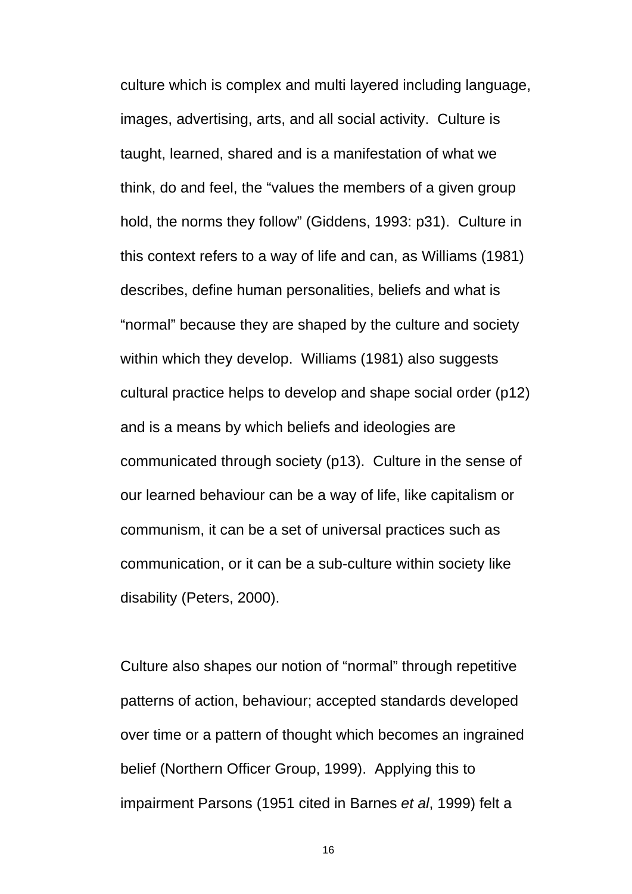culture which is complex and multi layered including language, images, advertising, arts, and all social activity.  Culture is taught, learned, shared and is a manifestation of what we think, do and feel, the "values the members of a given group hold, the norms they follow" (Giddens, 1993: p31).  Culture in this context refers to a way of life and can, as Williams (1981) describes, define human personalities, beliefs and what is "normal" because they are shaped by the culture and society within which they develop.  Williams (1981) also suggests cultural practice helps to develop and shape social order (p12) and is a means by which beliefs and ideologies are communicated through society (p13).  Culture in the sense of our learned behaviour can be a way of life, like capitalism or communism, it can be a set of universal practices such as communication, or it can be a sub-culture within society like disability (Peters, 2000).

Culture also shapes our notion of "normal" through repetitive patterns of action, behaviour; accepted standards developed over time or a pattern of thought which becomes an ingrained belief (Northern Officer Group, 1999).  Applying this to impairment Parsons (1951 cited in Barnes *et al*, 1999) felt a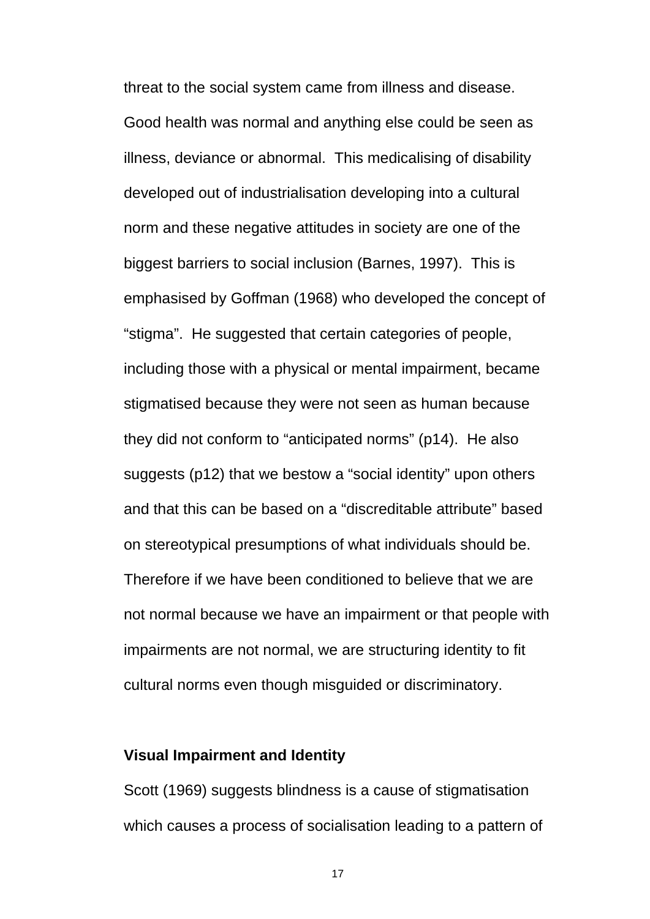threat to the social system came from illness and disease. Good health was normal and anything else could be seen as illness, deviance or abnormal. This medicalising of disability developed out of industrialisation developing into a cultural norm and these negative attitudes in society are one of the biggest barriers to social inclusion (Barnes, 1997). This is emphasised by Goffman (1968) who developed the concept of "stigma". He suggested that certain categories of people, including those with a physical or mental impairment, became stigmatised because they were not seen as human because they did not conform to "anticipated norms" (p14). He also suggests (p12) that we bestow a "social identity" upon others and that this can be based on a "discreditable attribute" based on stereotypical presumptions of what individuals should be. Therefore if we have been conditioned to believe that we are not normal because we have an impairment or that people with impairments are not normal, we are structuring identity to fit cultural norms even though misguided or discriminatory.

**Visual Impairment and Identity**

Scott (1969) suggests blindness is a cause of stigmatisation which causes a process of socialisation leading to a pattern of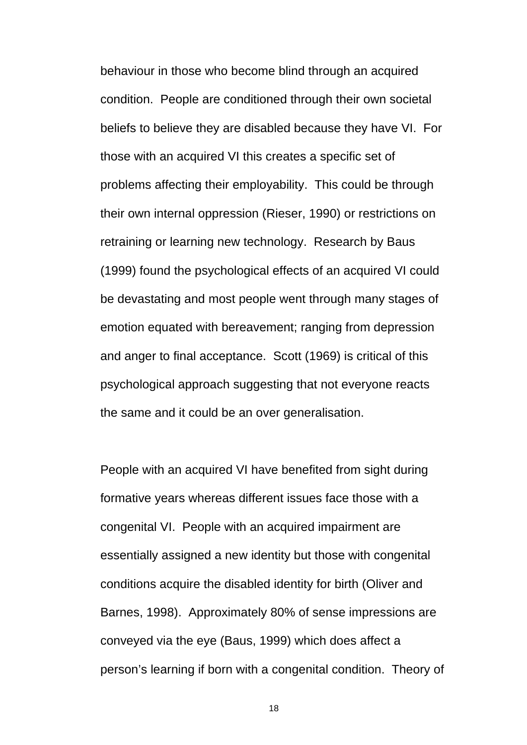behaviour in those who become blind through an acquired condition. People are conditioned through their own societal beliefs to believe they are disabled because they have VI. For those with an acquired VI this creates a specific set of problems affecting their employability. This could be through their own internal oppression (Rieser, 1990) or restrictions on retraining or learning new technology. Research by Baus (1999) found the psychological effects of an acquired VI could be devastating and most people went through many stages of emotion equated with bereavement; ranging from depression and anger to final acceptance. Scott (1969) is critical of this psychological approach suggesting that not everyone reacts the same and it could be an over generalisation.

People with an acquired VI have benefited from sight during formative years whereas different issues face those with a congenital VI. People with an acquired impairment are essentially assigned a new identity but those with congenital conditions acquire the disabled identity for birth (Oliver and Barnes, 1998). Approximately 80% of sense impressions are conveyed via the eye (Baus, 1999) which does affect a person's learning if born with a congenital condition. Theory of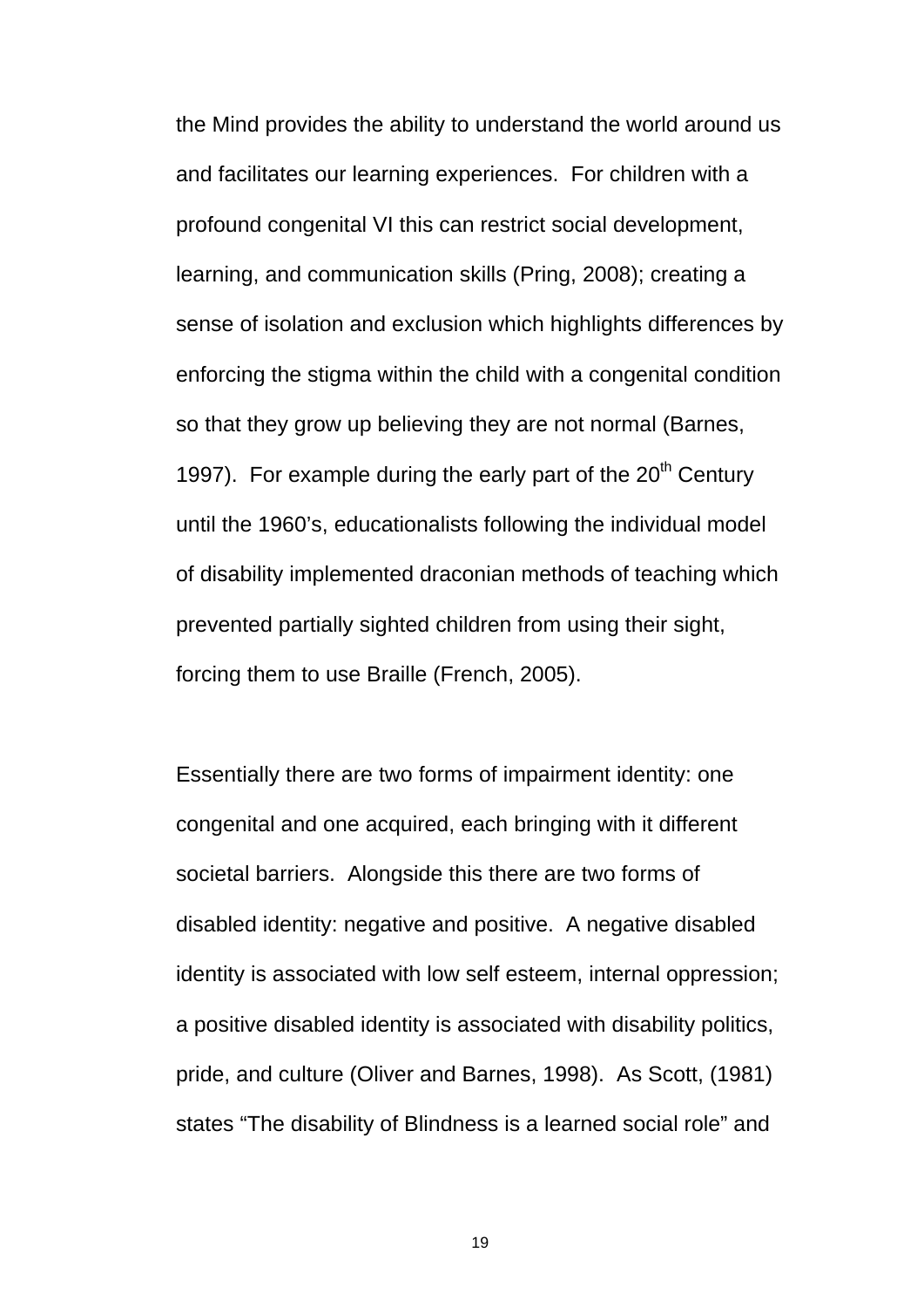the Mind provides the ability to understand the world around us and facilitates our learning experiences. For children with a profound congenital VI this can restrict social development, learning, and communication skills (Pring, 2008); creating a sense of isolation and exclusion which highlights differences by enforcing the stigma within the child with a congenital condition so that they grow up believing they are not normal (Barnes, 1997). For example during the early part of the 20th Century until the 1960's, educationalists following the individual model of disability implemented draconian methods of teaching which prevented partially sighted children from using their sight, forcing them to use Braille (French, 2005).

Essentially there are two forms of impairment identity: one congenital and one acquired, each bringing with it different societal barriers. Alongside this there are two forms of disabled identity: negative and positive. A negative disabled identity is associated with low self esteem, internal oppression; a positive disabled identity is associated with disability politics, pride, and culture (Oliver and Barnes, 1998). As Scott, (1981) states "The disability of Blindness is a learned social role" and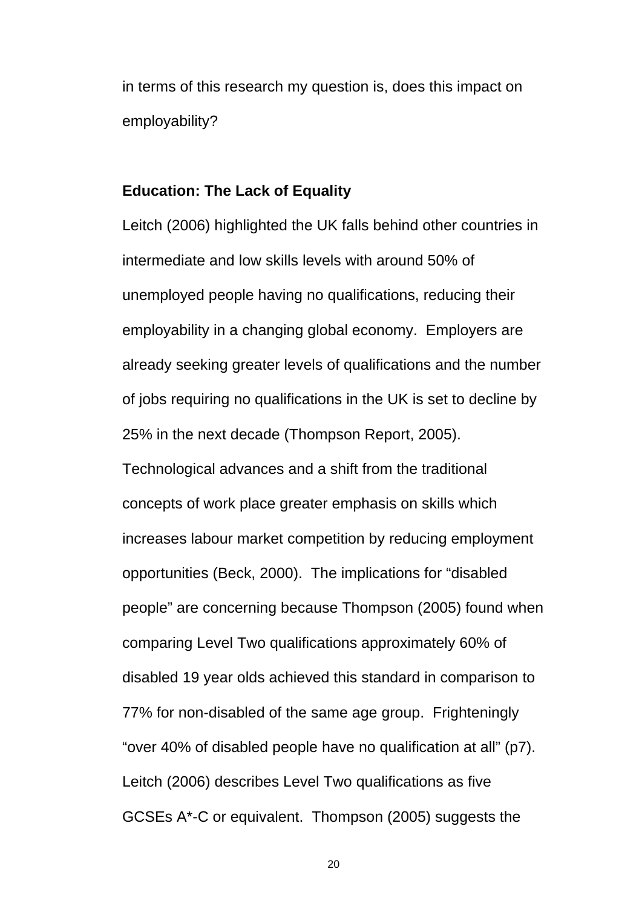in terms of this research my question is, does this impact on employability?

**Education: The Lack of Equality**

Leitch (2006) highlighted the UK falls behind other countries in intermediate and low skills levels with around 50% of unemployed people having no qualifications, reducing their employability in a changing global economy. Employers are already seeking greater levels of qualifications and the number of jobs requiring no qualifications in the UK is set to decline by 25% in the next decade (Thompson Report, 2005). Technological advances and a shift from the traditional concepts of work place greater emphasis on skills which increases labour market competition by reducing employment opportunities (Beck, 2000). The implications for "disabled people" are concerning because Thompson (2005) found when comparing Level Two qualifications approximately 60% of disabled 19 year olds achieved this standard in comparison to 77% for non-disabled of the same age group. Frighteningly "over 40% of disabled people have no qualification at all" (p7). Leitch (2006) describes Level Two qualifications as five GCSEs A*-C or equivalent. Thompson (2005) suggests the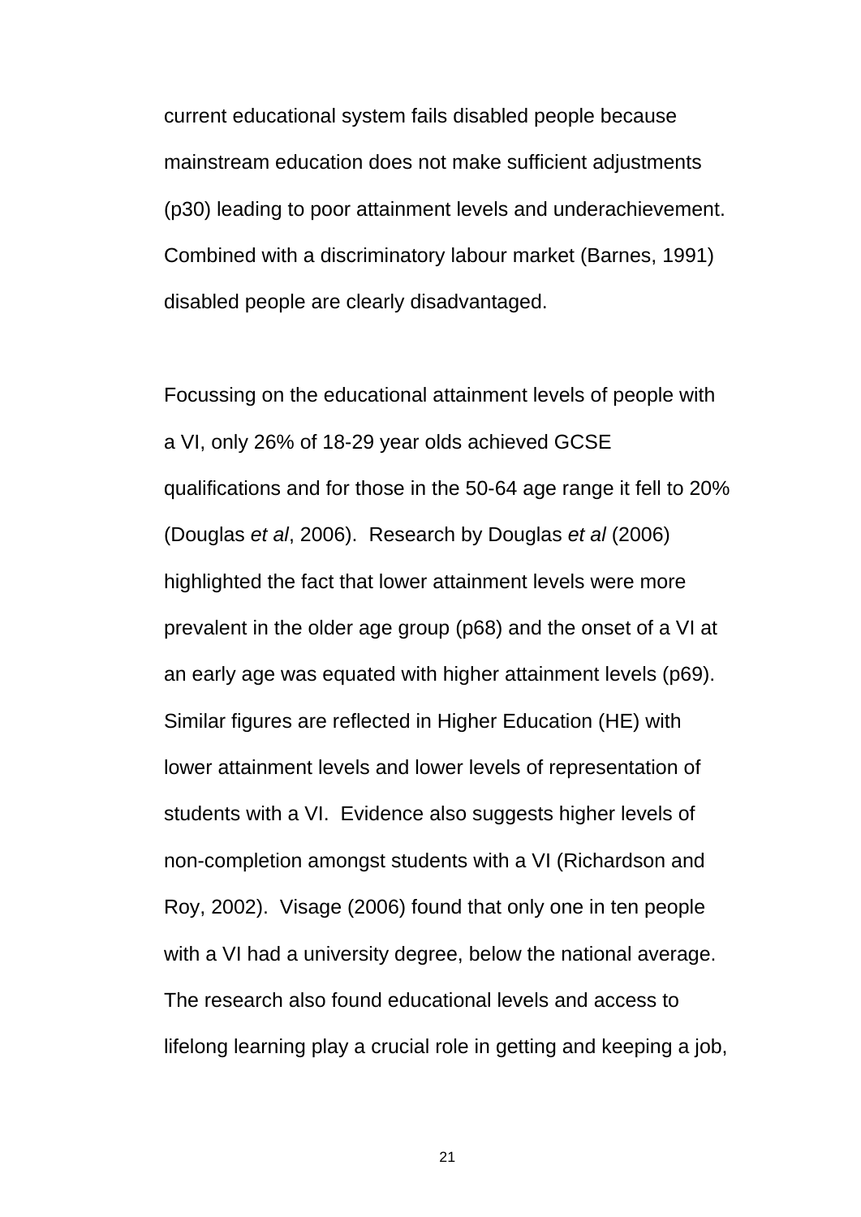current educational system fails disabled people because mainstream education does not make sufficient adjustments (p30) leading to poor attainment levels and underachievement. Combined with a discriminatory labour market (Barnes, 1991) disabled people are clearly disadvantaged.

Focussing on the educational attainment levels of people with a VI, only 26% of 18-29 year olds achieved GCSE qualifications and for those in the 50-64 age range it fell to 20% (Douglas *et al*, 2006). Research by Douglas *et al* (2006) highlighted the fact that lower attainment levels were more prevalent in the older age group (p68) and the onset of a VI at an early age was equated with higher attainment levels (p69). Similar figures are reflected in Higher Education (HE) with lower attainment levels and lower levels of representation of students with a VI. Evidence also suggests higher levels of non-completion amongst students with a VI (Richardson and Roy, 2002). Visage (2006) found that only one in ten people with a VI had a university degree, below the national average. The research also found educational levels and access to lifelong learning play a crucial role in getting and keeping a job,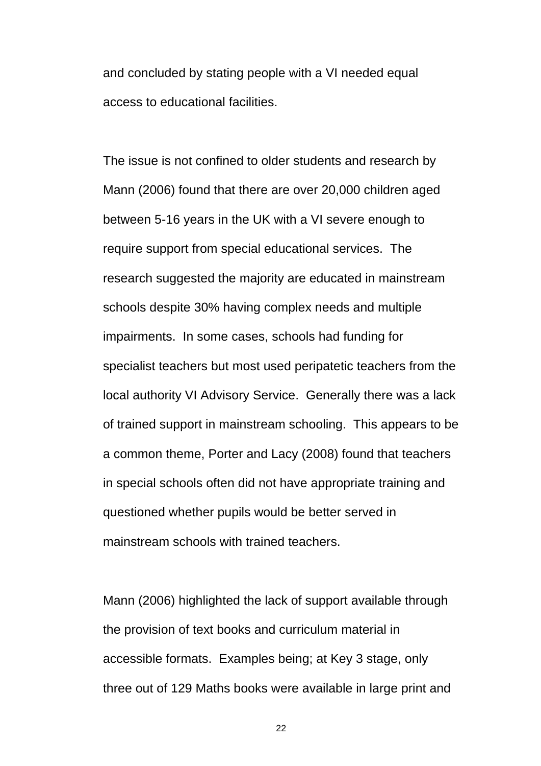and concluded by stating people with a VI needed equal access to educational facilities.

The issue is not confined to older students and research by Mann (2006) found that there are over 20,000 children aged between 5-16 years in the UK with a VI severe enough to require support from special educational services. The research suggested the majority are educated in mainstream schools despite 30% having complex needs and multiple impairments. In some cases, schools had funding for specialist teachers but most used peripatetic teachers from the local authority VI Advisory Service. Generally there was a lack of trained support in mainstream schooling. This appears to be a common theme, Porter and Lacy (2008) found that teachers in special schools often did not have appropriate training and questioned whether pupils would be better served in mainstream schools with trained teachers.

Mann (2006) highlighted the lack of support available through the provision of text books and curriculum material in accessible formats. Examples being; at Key 3 stage, only three out of 129 Maths books were available in large print and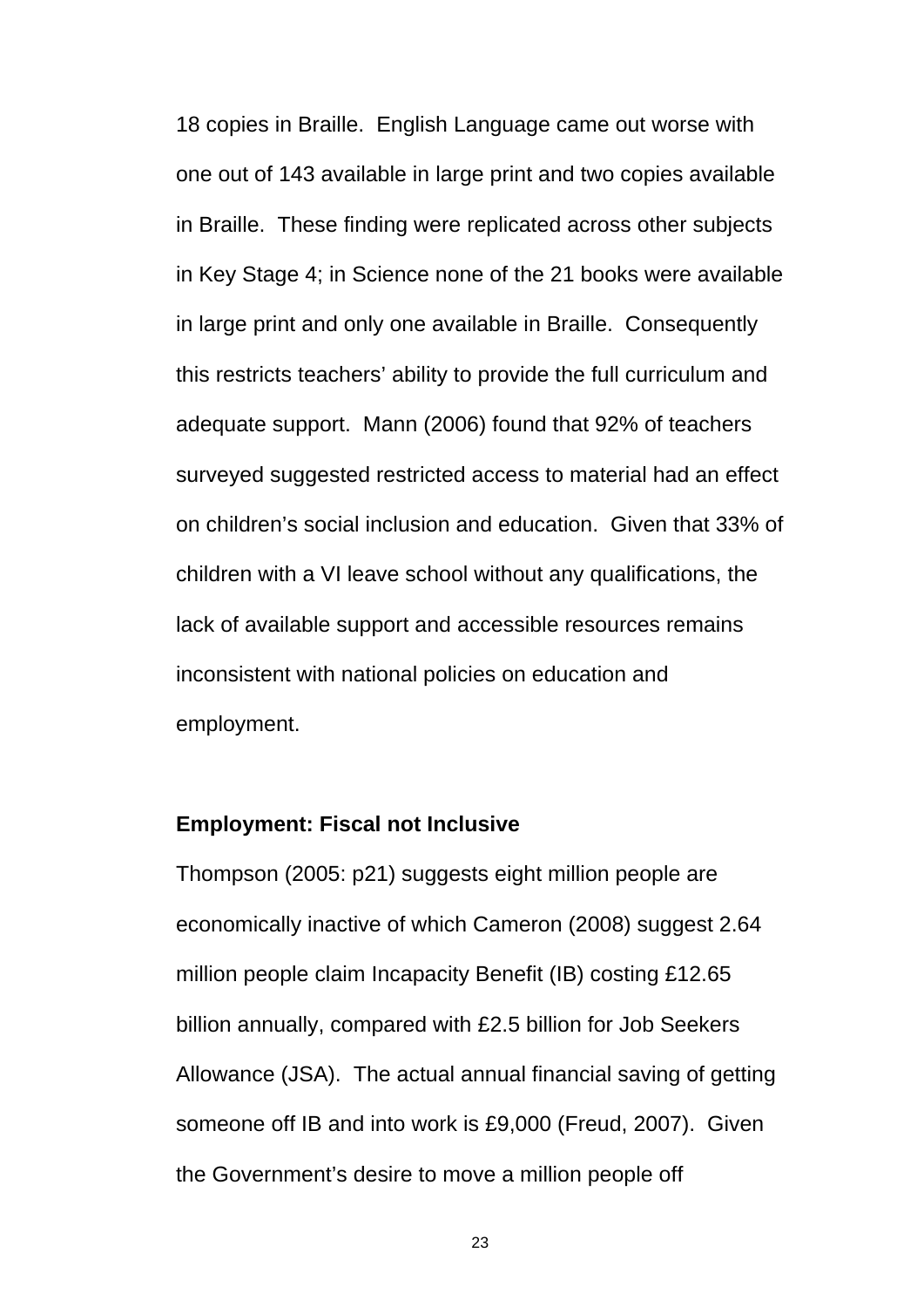18 copies in Braille. English Language came out worse with one out of 143 available in large print and two copies available in Braille. These finding were replicated across other subjects in Key Stage 4; in Science none of the 21 books were available in large print and only one available in Braille. Consequently this restricts teachers' ability to provide the full curriculum and adequate support. Mann (2006) found that 92% of teachers surveyed suggested restricted access to material had an effect on children's social inclusion and education. Given that 33% of children with a VI leave school without any qualifications, the lack of available support and accessible resources remains inconsistent with national policies on education and employment.

**Employment: Fiscal not Inclusive**

Thompson (2005: p21) suggests eight million people are economically inactive of which Cameron (2008) suggest 2.64 million people claim Incapacity Benefit (IB) costing £12.65 billion annually, compared with £2.5 billion for Job Seekers Allowance (JSA). The actual annual financial saving of getting someone off IB and into work is £9,000 (Freud, 2007). Given the Government's desire to move a million people off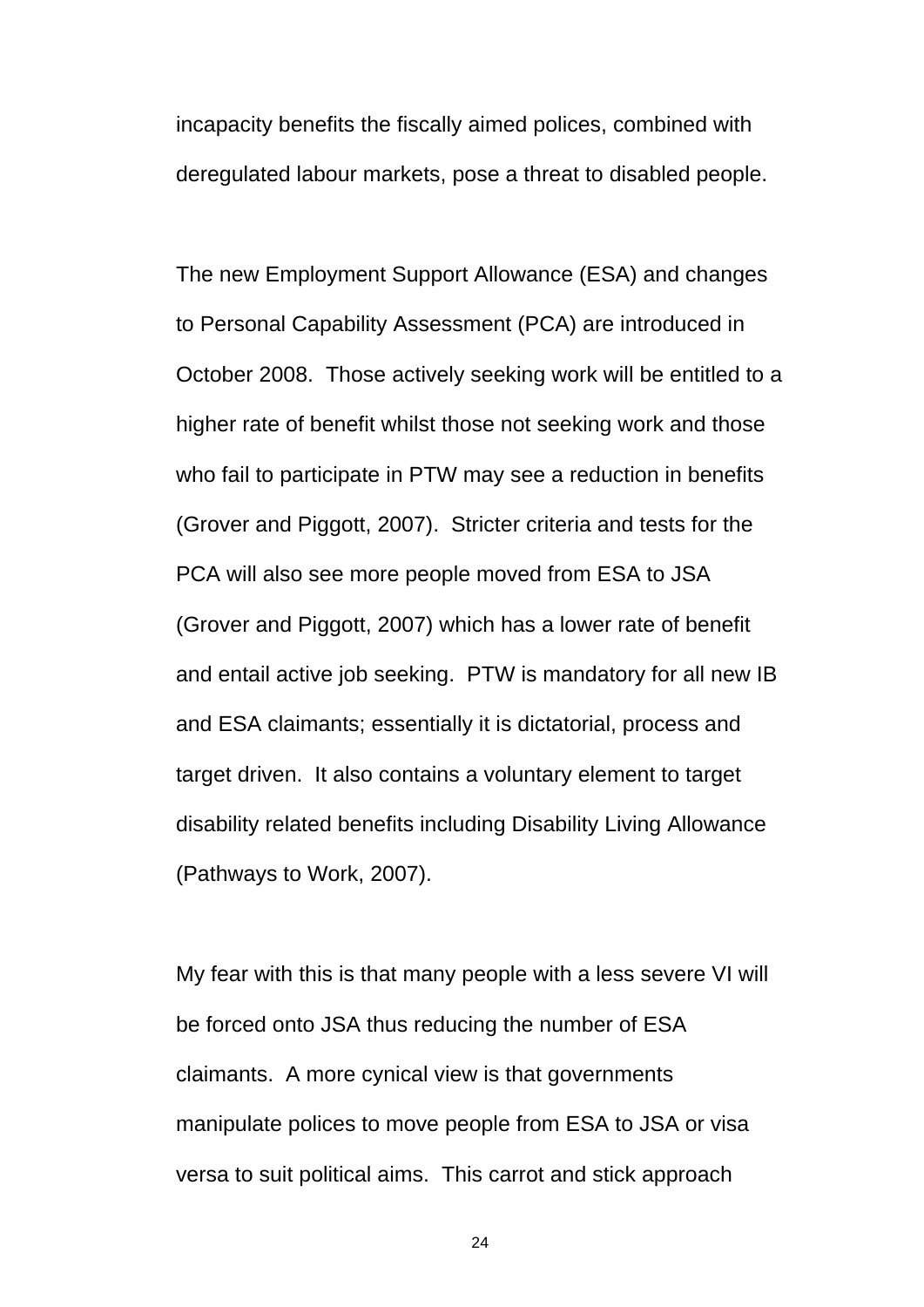incapacity benefits the fiscally aimed polices, combined with deregulated labour markets, pose a threat to disabled people.

The new Employment Support Allowance (ESA) and changes to Personal Capability Assessment (PCA) are introduced in October 2008. Those actively seeking work will be entitled to a higher rate of benefit whilst those not seeking work and those who fail to participate in PTW may see a reduction in benefits (Grover and Piggott, 2007). Stricter criteria and tests for the PCA will also see more people moved from ESA to JSA (Grover and Piggott, 2007) which has a lower rate of benefit and entail active job seeking. PTW is mandatory for all new IB and ESA claimants; essentially it is dictatorial, process and target driven. It also contains a voluntary element to target disability related benefits including Disability Living Allowance (Pathways to Work, 2007).

My fear with this is that many people with a less severe VI will be forced onto JSA thus reducing the number of ESA claimants. A more cynical view is that governments manipulate polices to move people from ESA to JSA or visa versa to suit political aims. This carrot and stick approach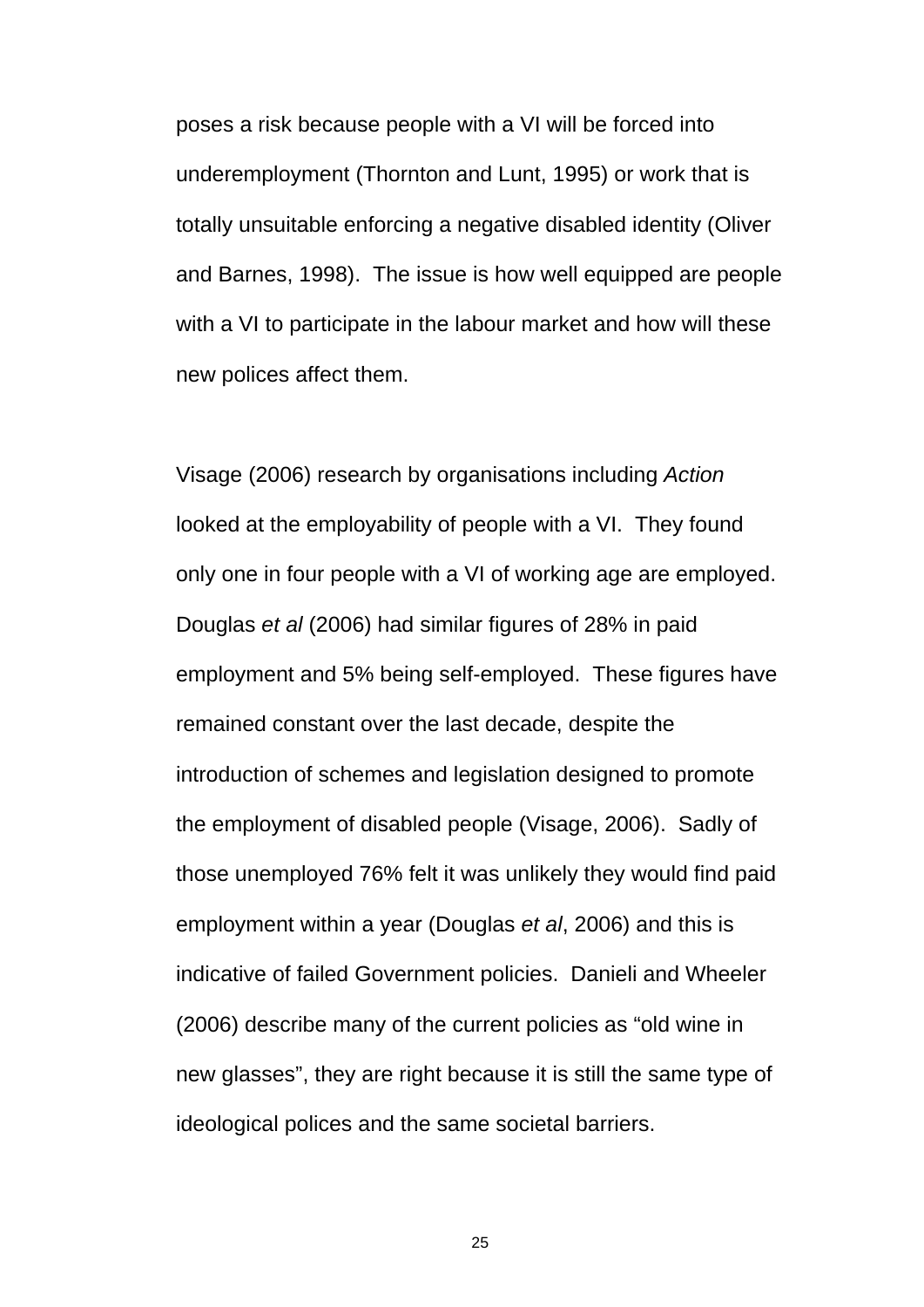poses a risk because people with a VI will be forced into underemployment (Thornton and Lunt, 1995) or work that is totally unsuitable enforcing a negative disabled identity (Oliver and Barnes, 1998). The issue is how well equipped are people with a VI to participate in the labour market and how will these new polices affect them.

Visage (2006) research by organisations including *Action* looked at the employability of people with a VI. They found only one in four people with a VI of working age are employed. Douglas *et al* (2006) had similar figures of 28% in paid employment and 5% being self-employed. These figures have remained constant over the last decade, despite the introduction of schemes and legislation designed to promote the employment of disabled people (Visage, 2006). Sadly of those unemployed 76% felt it was unlikely they would find paid employment within a year (Douglas *et al*, 2006) and this is indicative of failed Government policies. Danieli and Wheeler (2006) describe many of the current policies as “old wine in new glasses”, they are right because it is still the same type of ideological polices and the same societal barriers.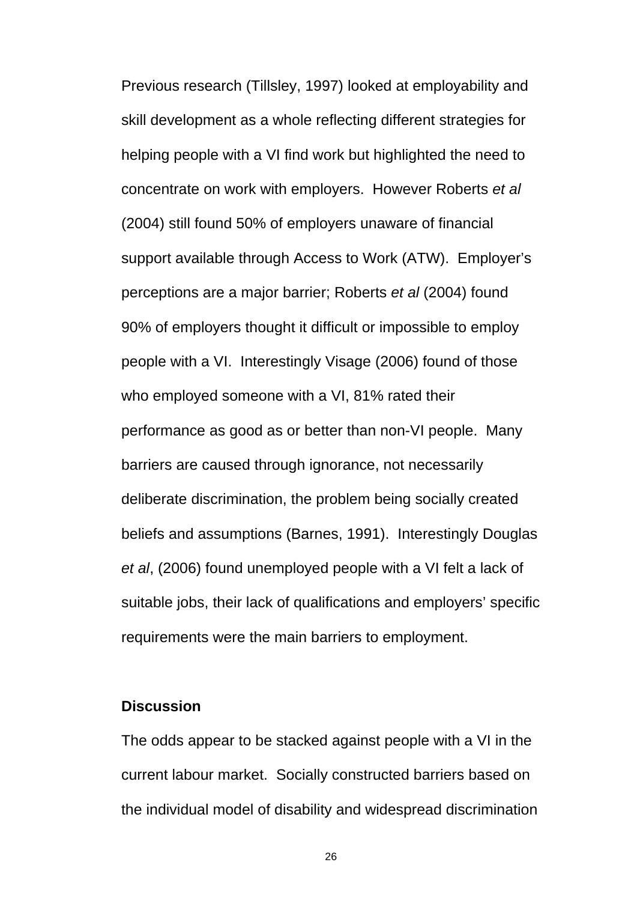Previous research (Tillsley, 1997) looked at employability and skill development as a whole reflecting different strategies for helping people with a VI find work but highlighted the need to concentrate on work with employers. However Roberts *et al* (2004) still found 50% of employers unaware of financial support available through Access to Work (ATW). Employer's perceptions are a major barrier; Roberts *et al* (2004) found 90% of employers thought it difficult or impossible to employ people with a VI. Interestingly Visage (2006) found of those who employed someone with a VI, 81% rated their performance as good as or better than non-VI people. Many barriers are caused through ignorance, not necessarily deliberate discrimination, the problem being socially created beliefs and assumptions (Barnes, 1991). Interestingly Douglas *et al*, (2006) found unemployed people with a VI felt a lack of suitable jobs, their lack of qualifications and employers' specific requirements were the main barriers to employment.

**Discussion**

The odds appear to be stacked against people with a VI in the current labour market. Socially constructed barriers based on the individual model of disability and widespread discrimination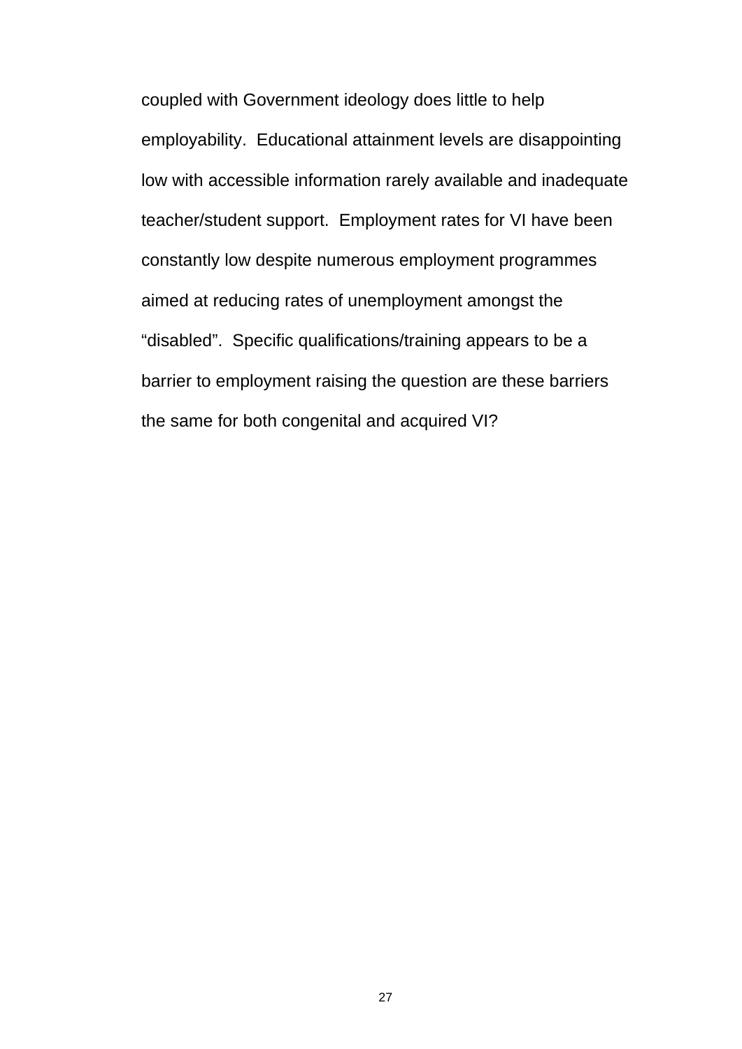coupled with Government ideology does little to help employability.  Educational attainment levels are disappointing low with accessible information rarely available and inadequate teacher/student support.  Employment rates for VI have been constantly low despite numerous employment programmes aimed at reducing rates of unemployment amongst the "disabled".  Specific qualifications/training appears to be a barrier to employment raising the question are these barriers the same for both congenital and acquired VI?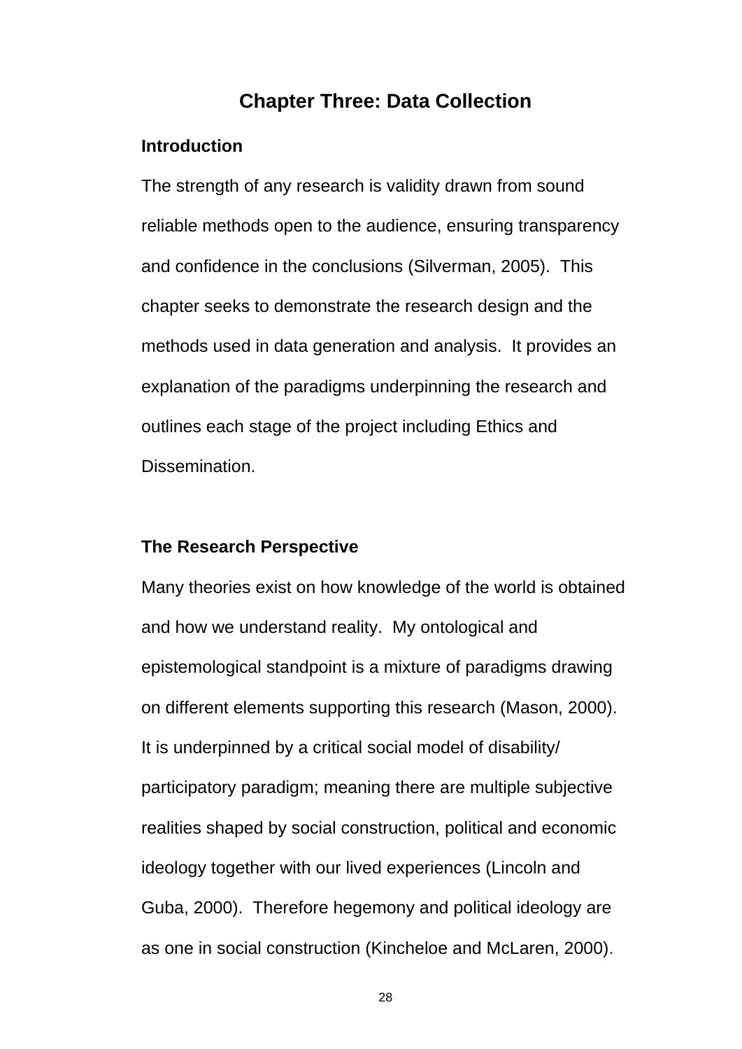# Chapter Three: Data Collection

## Introduction

The strength of any research is validity drawn from sound reliable methods open to the audience, ensuring transparency and confidence in the conclusions (Silverman, 2005). This chapter seeks to demonstrate the research design and the methods used in data generation and analysis. It provides an explanation of the paradigms underpinning the research and outlines each stage of the project including Ethics and Dissemination.

## The Research Perspective

Many theories exist on how knowledge of the world is obtained and how we understand reality. My ontological and epistemological standpoint is a mixture of paradigms drawing on different elements supporting this research (Mason, 2000). It is underpinned by a critical social model of disability/ participatory paradigm; meaning there are multiple subjective realities shaped by social construction, political and economic ideology together with our lived experiences (Lincoln and Guba, 2000). Therefore hegemony and political ideology are as one in social construction (Kincheloe and McLaren, 2000).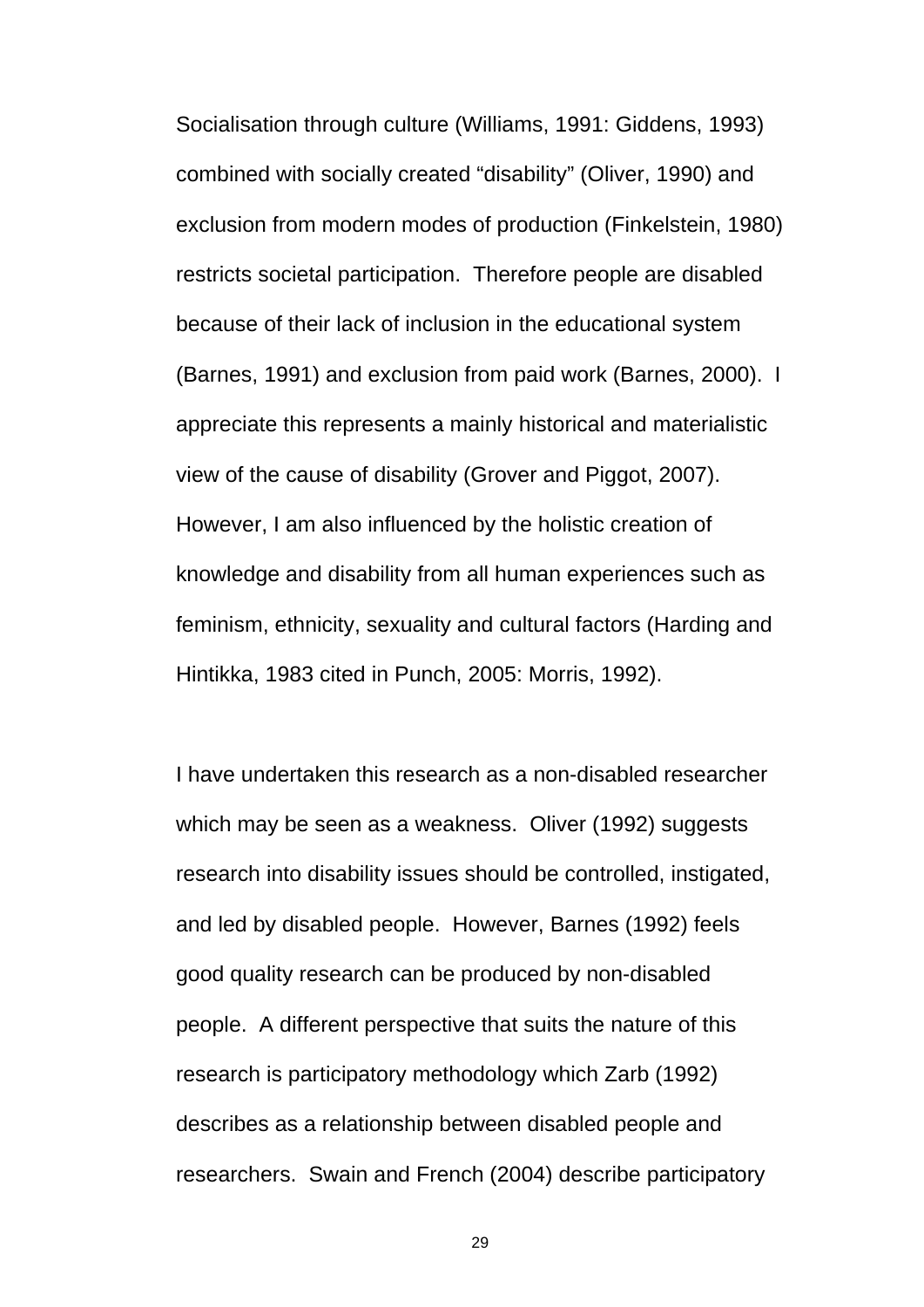Socialisation through culture (Williams, 1991: Giddens, 1993) combined with socially created "disability" (Oliver, 1990) and exclusion from modern modes of production (Finkelstein, 1980) restricts societal participation. Therefore people are disabled because of their lack of inclusion in the educational system (Barnes, 1991) and exclusion from paid work (Barnes, 2000). I appreciate this represents a mainly historical and materialistic view of the cause of disability (Grover and Piggot, 2007). However, I am also influenced by the holistic creation of knowledge and disability from all human experiences such as feminism, ethnicity, sexuality and cultural factors (Harding and Hintikka, 1983 cited in Punch, 2005: Morris, 1992).

I have undertaken this research as a non-disabled researcher which may be seen as a weakness. Oliver (1992) suggests research into disability issues should be controlled, instigated, and led by disabled people. However, Barnes (1992) feels good quality research can be produced by non-disabled people. A different perspective that suits the nature of this research is participatory methodology which Zarb (1992) describes as a relationship between disabled people and researchers. Swain and French (2004) describe participatory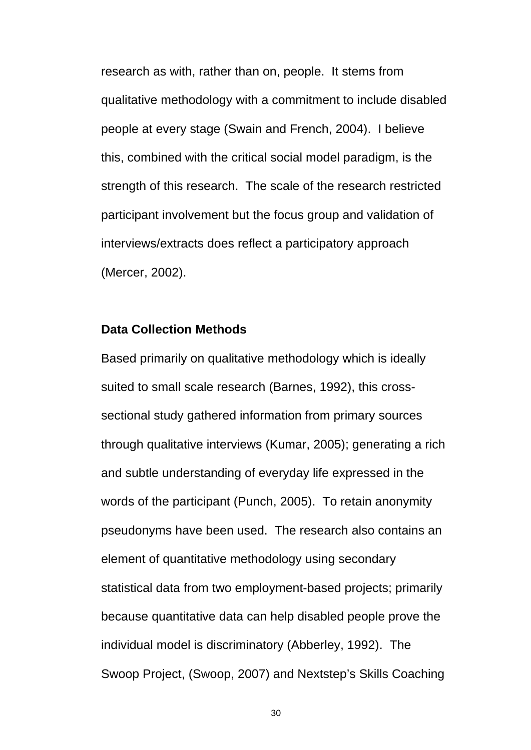research as with, rather than on, people. It stems from qualitative methodology with a commitment to include disabled people at every stage (Swain and French, 2004). I believe this, combined with the critical social model paradigm, is the strength of this research. The scale of the research restricted participant involvement but the focus group and validation of interviews/extracts does reflect a participatory approach (Mercer, 2002).

**Data Collection Methods**

Based primarily on qualitative methodology which is ideally suited to small scale research (Barnes, 1992), this cross-sectional study gathered information from primary sources through qualitative interviews (Kumar, 2005); generating a rich and subtle understanding of everyday life expressed in the words of the participant (Punch, 2005). To retain anonymity pseudonyms have been used. The research also contains an element of quantitative methodology using secondary statistical data from two employment-based projects; primarily because quantitative data can help disabled people prove the individual model is discriminatory (Abberley, 1992). The Swoop Project, (Swoop, 2007) and Nextstep's Skills Coaching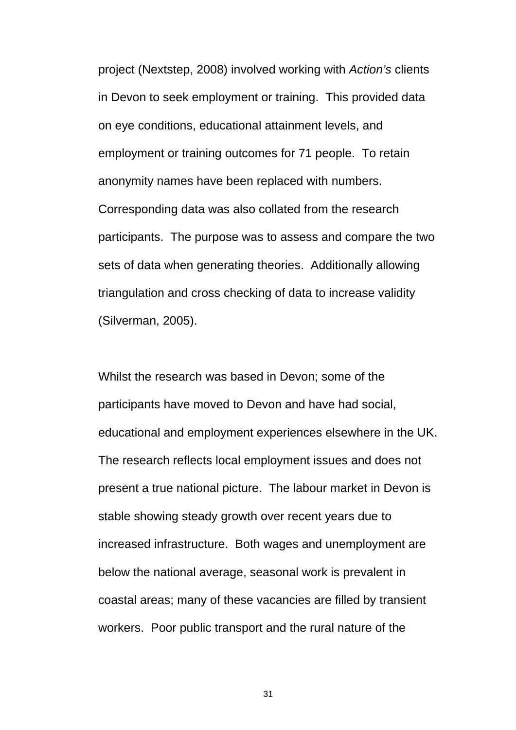project (Nextstep, 2008) involved working with *Action's* clients in Devon to seek employment or training.  This provided data on eye conditions, educational attainment levels, and employment or training outcomes for 71 people.  To retain anonymity names have been replaced with numbers.  Corresponding data was also collated from the research participants.  The purpose was to assess and compare the two sets of data when generating theories.  Additionally allowing triangulation and cross checking of data to increase validity (Silverman, 2005).

Whilst the research was based in Devon; some of the participants have moved to Devon and have had social, educational and employment experiences elsewhere in the UK.  The research reflects local employment issues and does not present a true national picture.  The labour market in Devon is stable showing steady growth over recent years due to increased infrastructure.  Both wages and unemployment are below the national average, seasonal work is prevalent in coastal areas; many of these vacancies are filled by transient workers.  Poor public transport and the rural nature of the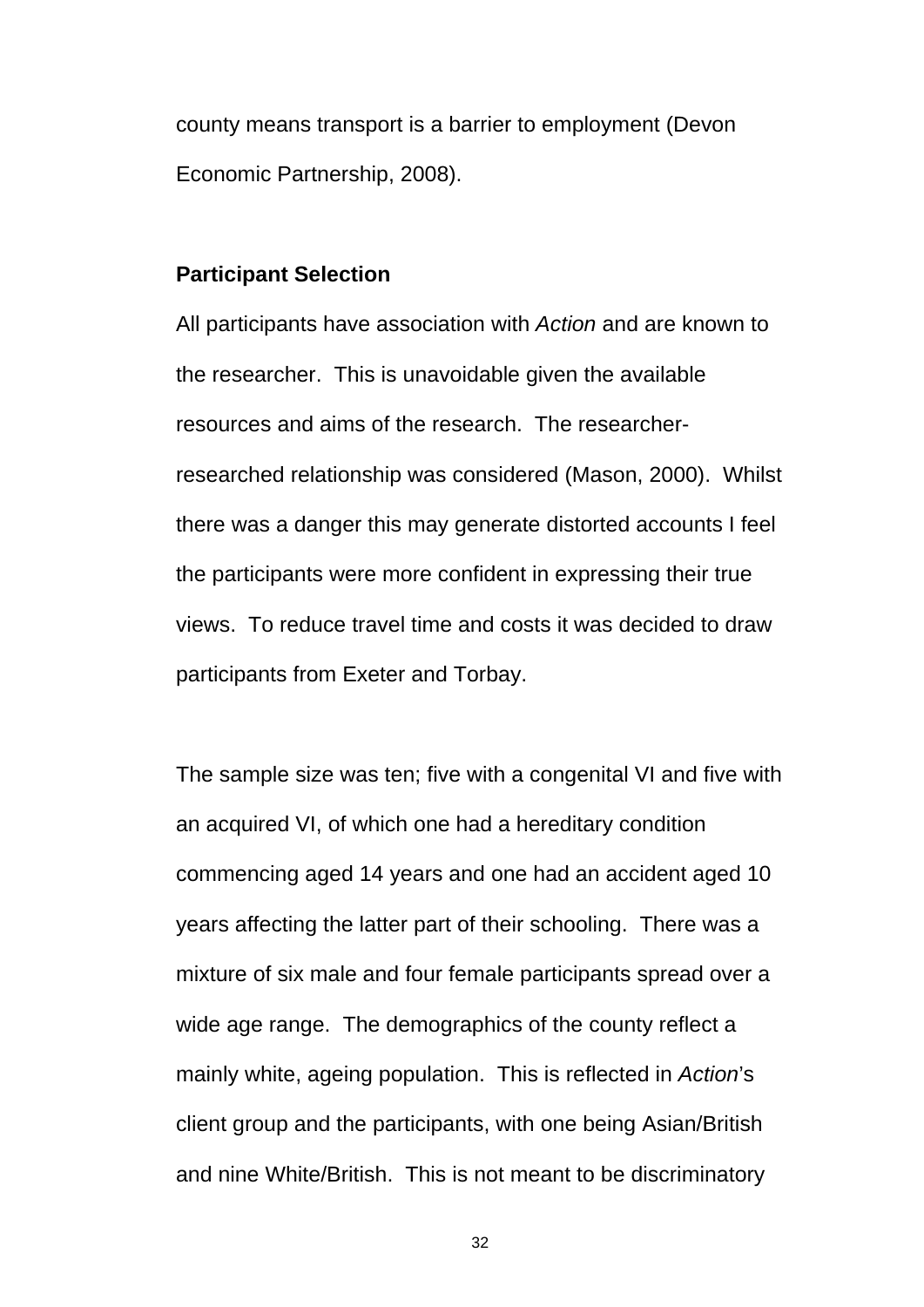county means transport is a barrier to employment (Devon Economic Partnership, 2008).

### Participant Selection

All participants have association with *Action* and are known to the researcher. This is unavoidable given the available resources and aims of the research. The researcher-researched relationship was considered (Mason, 2000). Whilst there was a danger this may generate distorted accounts I feel the participants were more confident in expressing their true views. To reduce travel time and costs it was decided to draw participants from Exeter and Torbay.

The sample size was ten; five with a congenital VI and five with an acquired VI, of which one had a hereditary condition commencing aged 14 years and one had an accident aged 10 years affecting the latter part of their schooling. There was a mixture of six male and four female participants spread over a wide age range. The demographics of the county reflect a mainly white, ageing population. This is reflected in *Action*'s client group and the participants, with one being Asian/British and nine White/British. This is not meant to be discriminatory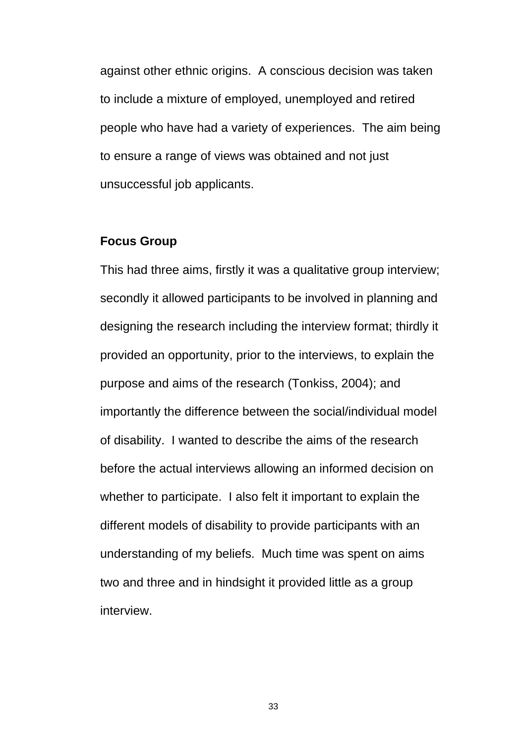against other ethnic origins.  A conscious decision was taken to include a mixture of employed, unemployed and retired people who have had a variety of experiences.  The aim being to ensure a range of views was obtained and not just unsuccessful job applicants.

**Focus Group**

This had three aims, firstly it was a qualitative group interview; secondly it allowed participants to be involved in planning and designing the research including the interview format; thirdly it provided an opportunity, prior to the interviews, to explain the purpose and aims of the research (Tonkiss, 2004); and importantly the difference between the social/individual model of disability.  I wanted to describe the aims of the research before the actual interviews allowing an informed decision on whether to participate.  I also felt it important to explain the different models of disability to provide participants with an understanding of my beliefs.  Much time was spent on aims two and three and in hindsight it provided little as a group interview.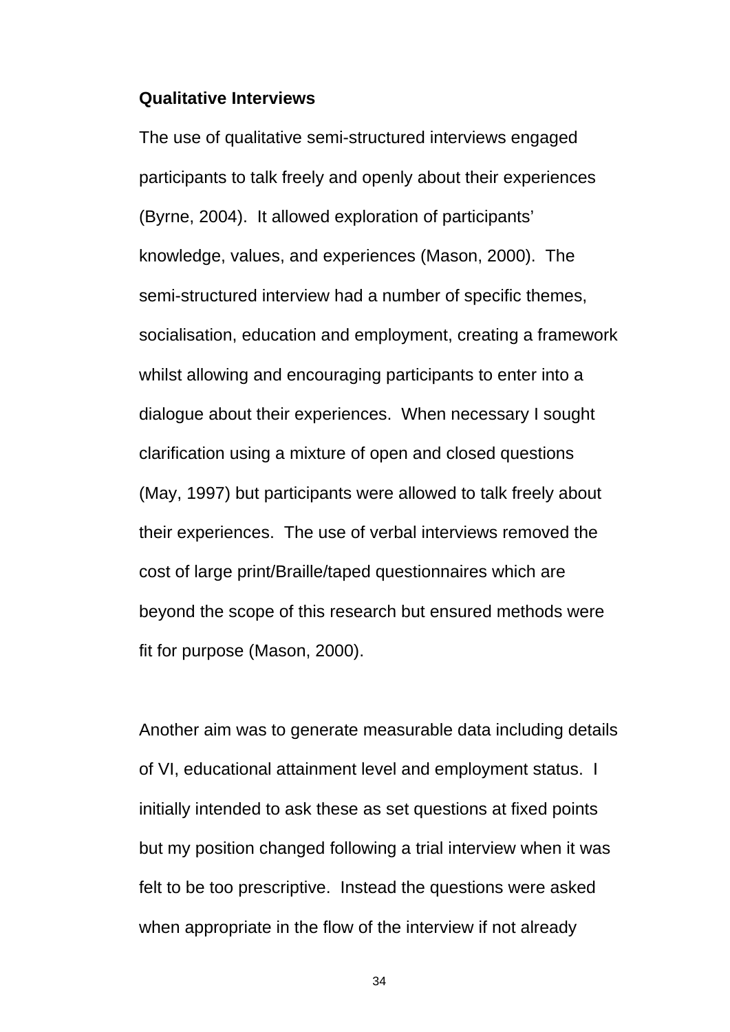**Qualitative Interviews**

The use of qualitative semi-structured interviews engaged participants to talk freely and openly about their experiences (Byrne, 2004). It allowed exploration of participants' knowledge, values, and experiences (Mason, 2000). The semi-structured interview had a number of specific themes, socialisation, education and employment, creating a framework whilst allowing and encouraging participants to enter into a dialogue about their experiences. When necessary I sought clarification using a mixture of open and closed questions (May, 1997) but participants were allowed to talk freely about their experiences. The use of verbal interviews removed the cost of large print/Braille/taped questionnaires which are beyond the scope of this research but ensured methods were fit for purpose (Mason, 2000).

Another aim was to generate measurable data including details of VI, educational attainment level and employment status. I initially intended to ask these as set questions at fixed points but my position changed following a trial interview when it was felt to be too prescriptive. Instead the questions were asked when appropriate in the flow of the interview if not already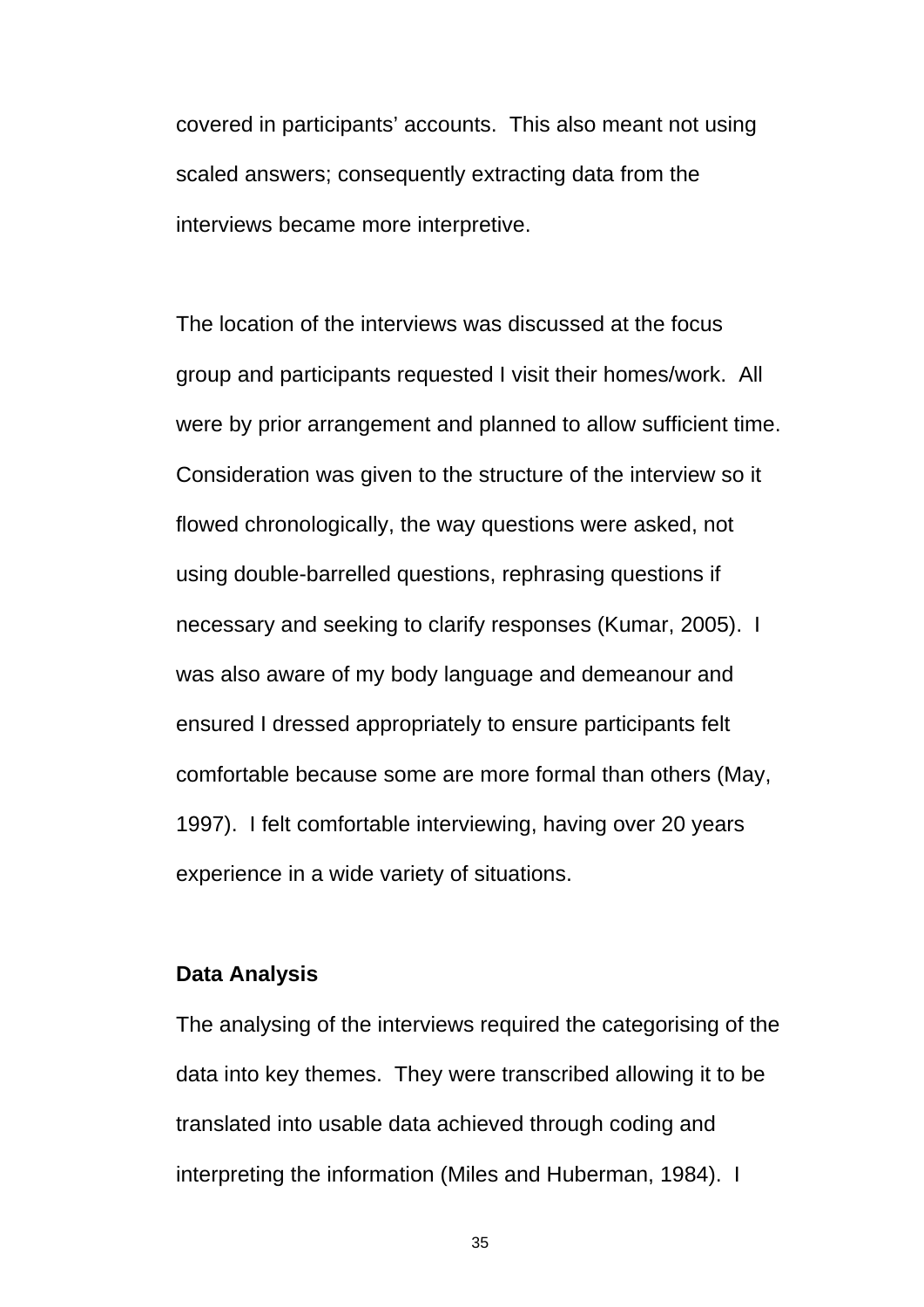covered in participants' accounts. This also meant not using scaled answers; consequently extracting data from the interviews became more interpretive.

The location of the interviews was discussed at the focus group and participants requested I visit their homes/work. All were by prior arrangement and planned to allow sufficient time. Consideration was given to the structure of the interview so it flowed chronologically, the way questions were asked, not using double-barrelled questions, rephrasing questions if necessary and seeking to clarify responses (Kumar, 2005). I was also aware of my body language and demeanour and ensured I dressed appropriately to ensure participants felt comfortable because some are more formal than others (May, 1997). I felt comfortable interviewing, having over 20 years experience in a wide variety of situations.

**Data Analysis**

The analysing of the interviews required the categorising of the data into key themes. They were transcribed allowing it to be translated into usable data achieved through coding and interpreting the information (Miles and Huberman, 1984). I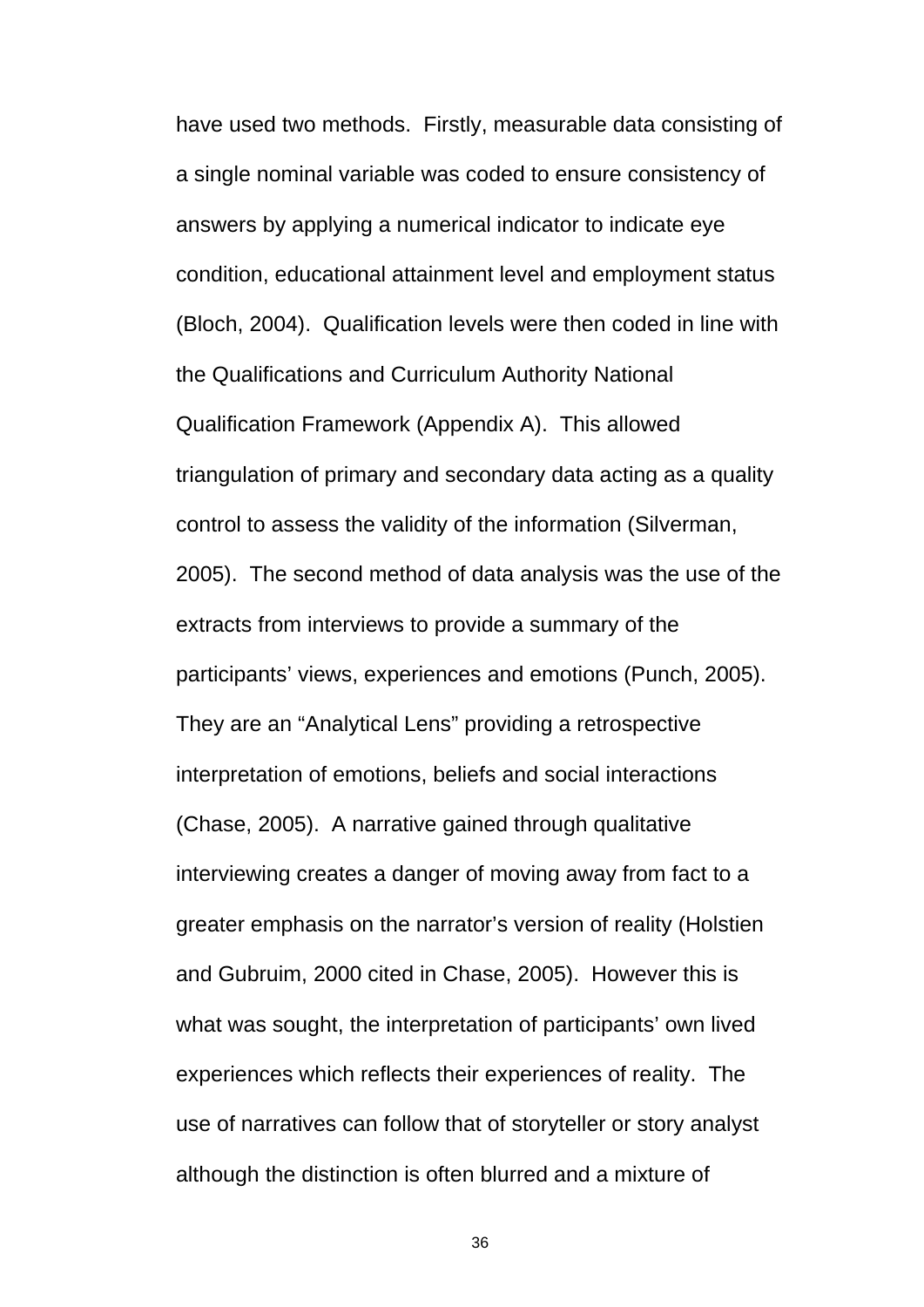have used two methods.  Firstly, measurable data consisting of a single nominal variable was coded to ensure consistency of answers by applying a numerical indicator to indicate eye condition, educational attainment level and employment status (Bloch, 2004).  Qualification levels were then coded in line with the Qualifications and Curriculum Authority National Qualification Framework (Appendix A).  This allowed triangulation of primary and secondary data acting as a quality control to assess the validity of the information (Silverman, 2005).  The second method of data analysis was the use of the extracts from interviews to provide a summary of the participants' views, experiences and emotions (Punch, 2005).  They are an "Analytical Lens" providing a retrospective interpretation of emotions, beliefs and social interactions (Chase, 2005).  A narrative gained through qualitative interviewing creates a danger of moving away from fact to a greater emphasis on the narrator's version of reality (Holstien and Gubruim, 2000 cited in Chase, 2005).  However this is what was sought, the interpretation of participants' own lived experiences which reflects their experiences of reality.  The use of narratives can follow that of storyteller or story analyst although the distinction is often blurred and a mixture of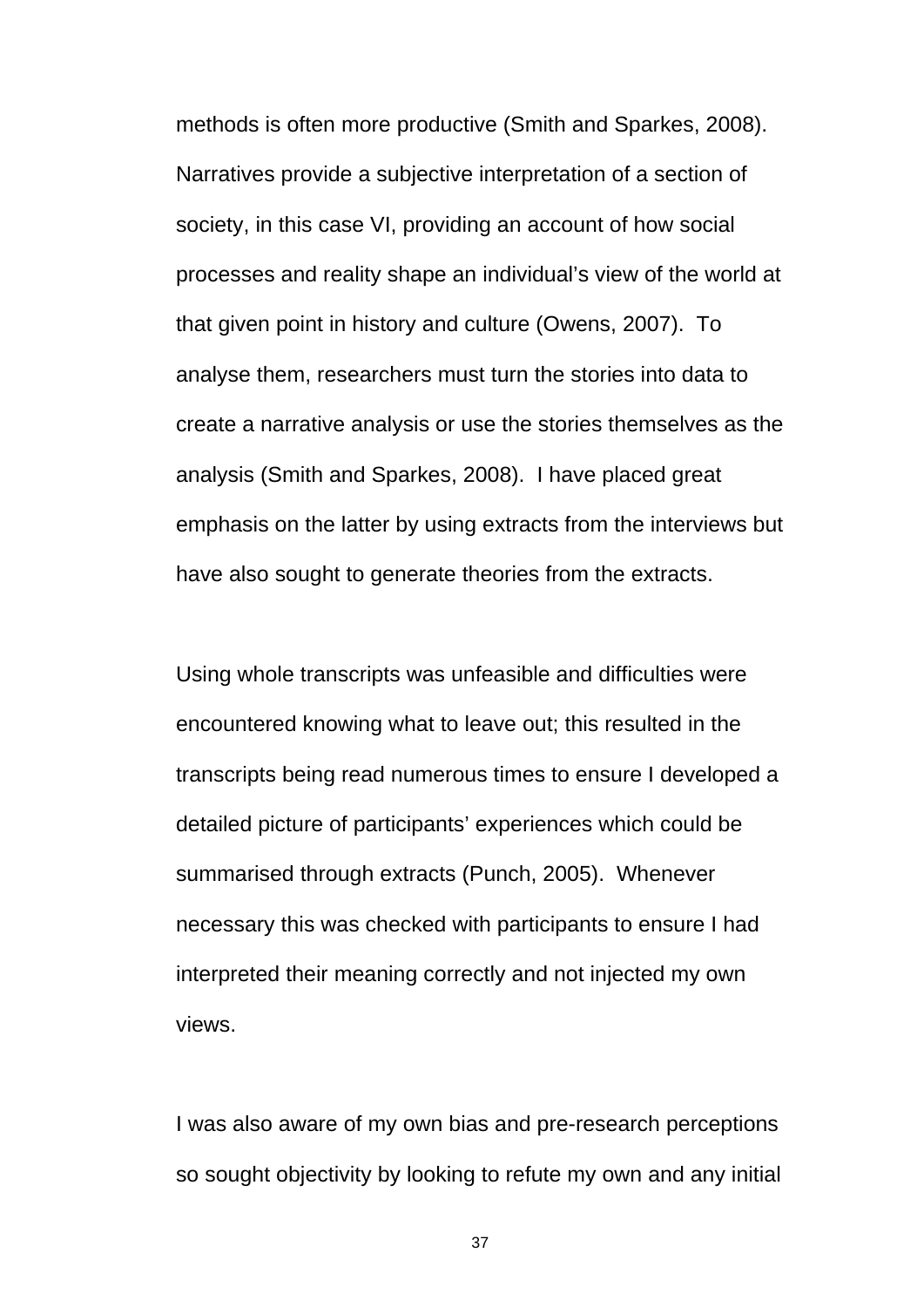methods is often more productive (Smith and Sparkes, 2008). Narratives provide a subjective interpretation of a section of society, in this case VI, providing an account of how social processes and reality shape an individual's view of the world at that given point in history and culture (Owens, 2007). To analyse them, researchers must turn the stories into data to create a narrative analysis or use the stories themselves as the analysis (Smith and Sparkes, 2008). I have placed great emphasis on the latter by using extracts from the interviews but have also sought to generate theories from the extracts.

Using whole transcripts was unfeasible and difficulties were encountered knowing what to leave out; this resulted in the transcripts being read numerous times to ensure I developed a detailed picture of participants' experiences which could be summarised through extracts (Punch, 2005). Whenever necessary this was checked with participants to ensure I had interpreted their meaning correctly and not injected my own views.

I was also aware of my own bias and pre-research perceptions so sought objectivity by looking to refute my own and any initial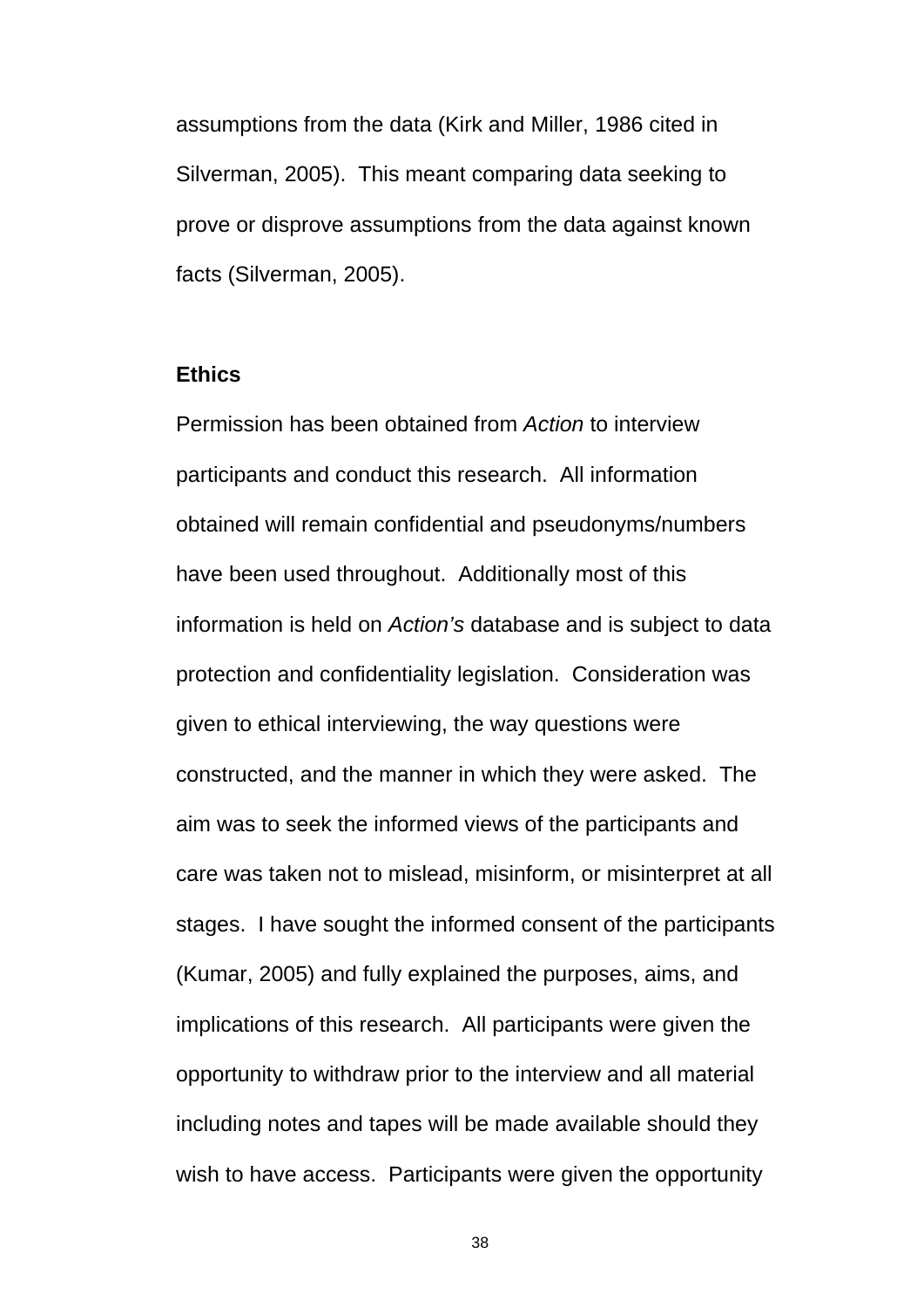assumptions from the data (Kirk and Miller, 1986 cited in Silverman, 2005). This meant comparing data seeking to prove or disprove assumptions from the data against known facts (Silverman, 2005).

**Ethics**

Permission has been obtained from *Action* to interview participants and conduct this research. All information obtained will remain confidential and pseudonyms/numbers have been used throughout. Additionally most of this information is held on *Action's* database and is subject to data protection and confidentiality legislation. Consideration was given to ethical interviewing, the way questions were constructed, and the manner in which they were asked. The aim was to seek the informed views of the participants and care was taken not to mislead, misinform, or misinterpret at all stages. I have sought the informed consent of the participants (Kumar, 2005) and fully explained the purposes, aims, and implications of this research. All participants were given the opportunity to withdraw prior to the interview and all material including notes and tapes will be made available should they wish to have access. Participants were given the opportunity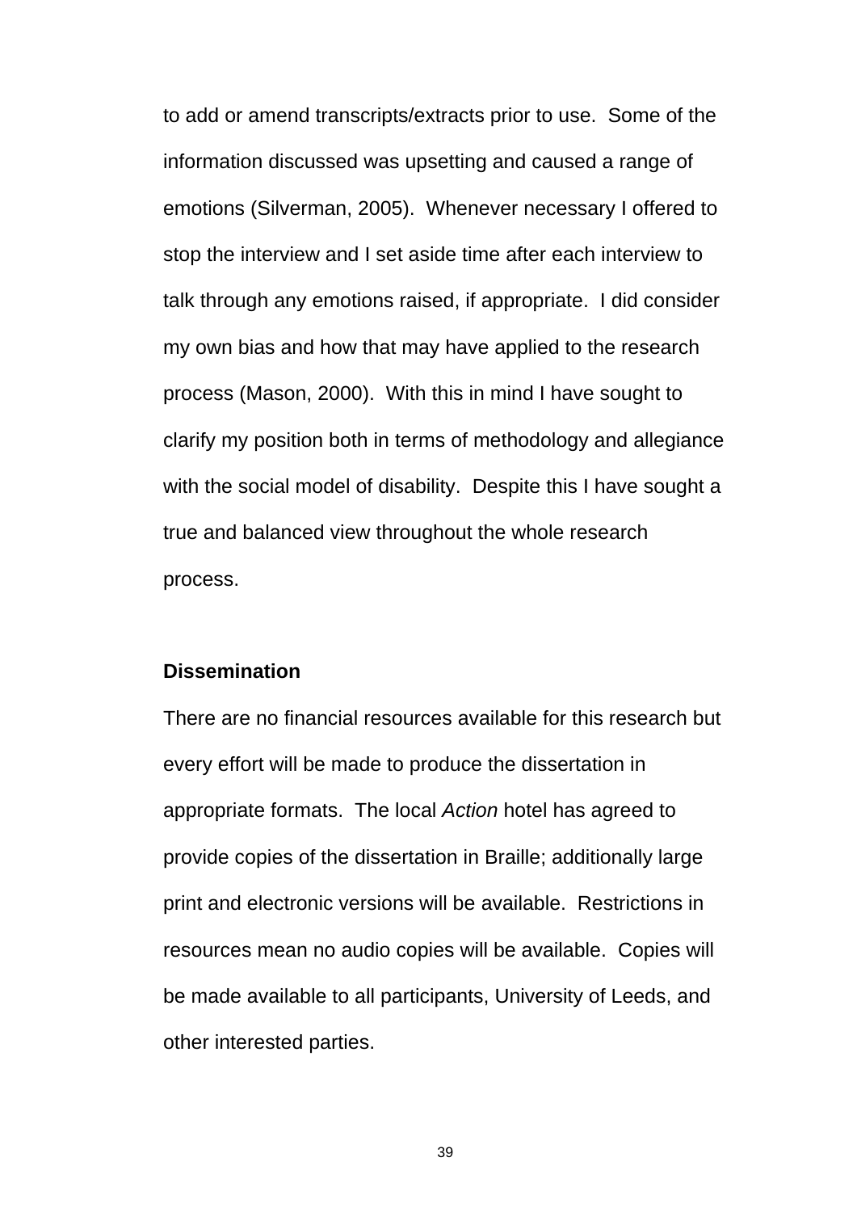to add or amend transcripts/extracts prior to use. Some of the information discussed was upsetting and caused a range of emotions (Silverman, 2005). Whenever necessary I offered to stop the interview and I set aside time after each interview to talk through any emotions raised, if appropriate. I did consider my own bias and how that may have applied to the research process (Mason, 2000). With this in mind I have sought to clarify my position both in terms of methodology and allegiance with the social model of disability. Despite this I have sought a true and balanced view throughout the whole research process.

**Dissemination**

There are no financial resources available for this research but every effort will be made to produce the dissertation in appropriate formats. The local *Action* hotel has agreed to provide copies of the dissertation in Braille; additionally large print and electronic versions will be available. Restrictions in resources mean no audio copies will be available. Copies will be made available to all participants, University of Leeds, and other interested parties.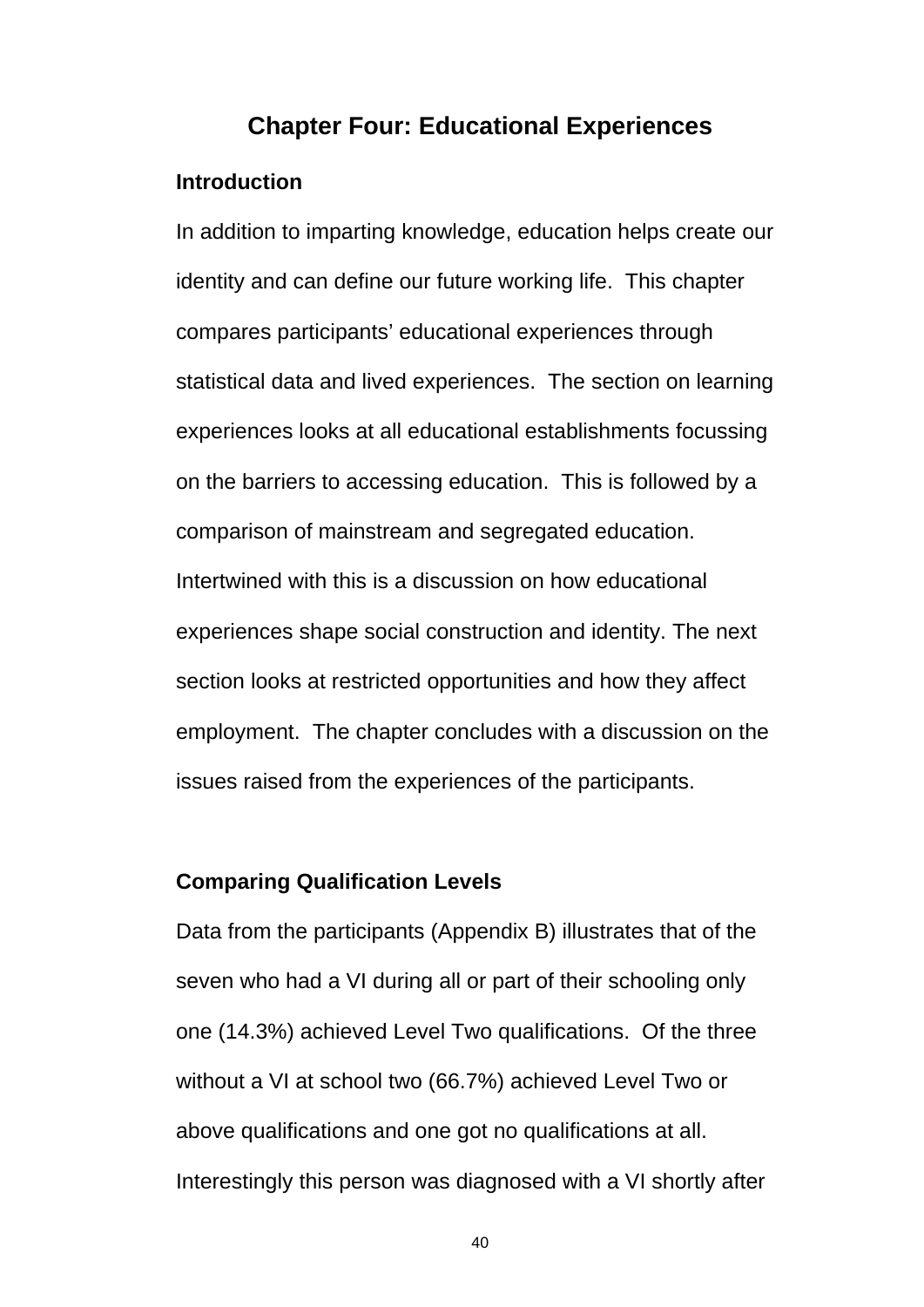## Chapter Four: Educational Experiences

### Introduction

In addition to imparting knowledge, education helps create our identity and can define our future working life. This chapter compares participants' educational experiences through statistical data and lived experiences. The section on learning experiences looks at all educational establishments focussing on the barriers to accessing education. This is followed by a comparison of mainstream and segregated education. Intertwined with this is a discussion on how educational experiences shape social construction and identity. The next section looks at restricted opportunities and how they affect employment. The chapter concludes with a discussion on the issues raised from the experiences of the participants.

### Comparing Qualification Levels

Data from the participants (Appendix B) illustrates that of the seven who had a VI during all or part of their schooling only one (14.3%) achieved Level Two qualifications. Of the three without a VI at school two (66.7%) achieved Level Two or above qualifications and one got no qualifications at all. Interestingly this person was diagnosed with a VI shortly after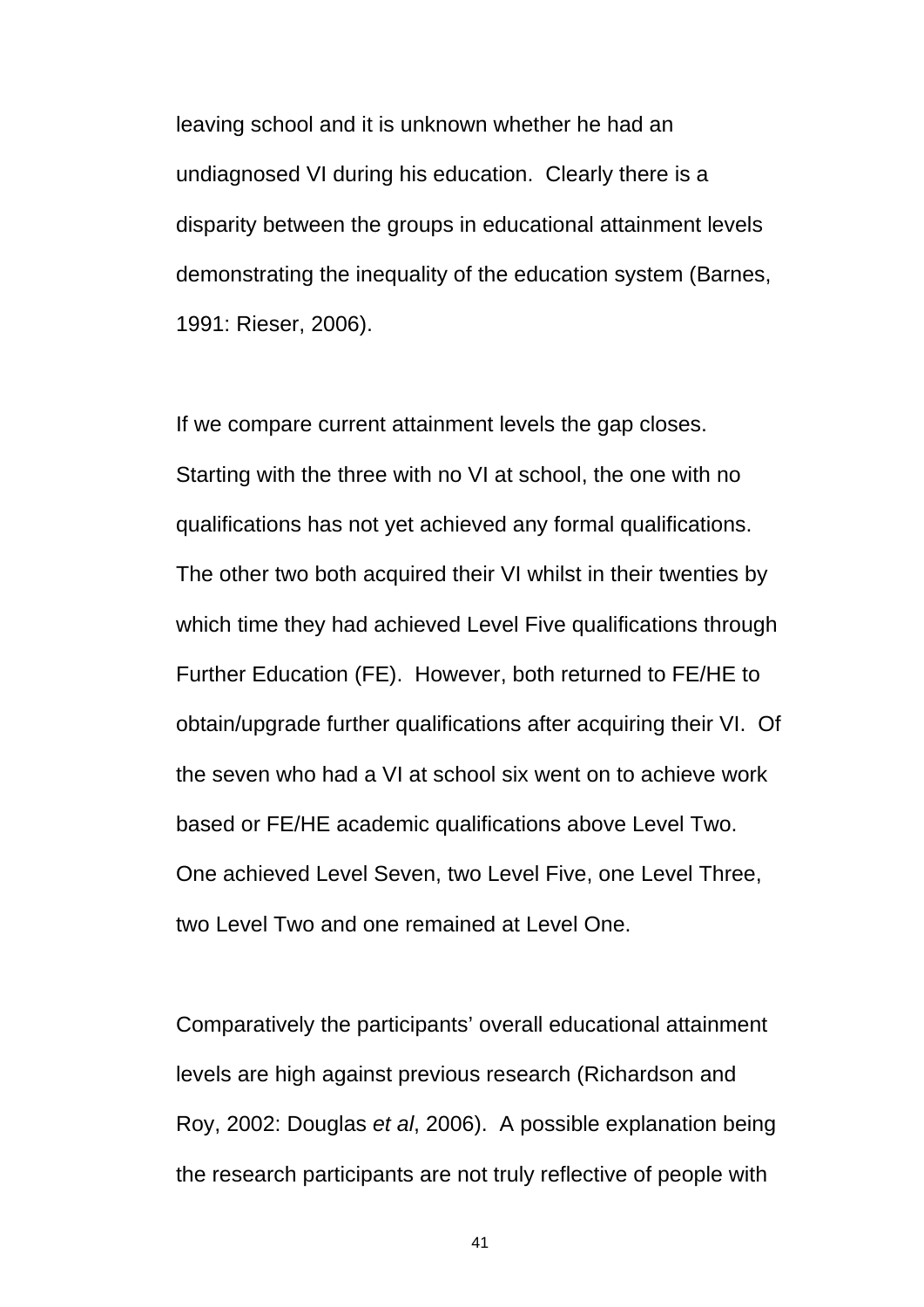leaving school and it is unknown whether he had an undiagnosed VI during his education. Clearly there is a disparity between the groups in educational attainment levels demonstrating the inequality of the education system (Barnes, 1991: Rieser, 2006).

If we compare current attainment levels the gap closes. Starting with the three with no VI at school, the one with no qualifications has not yet achieved any formal qualifications. The other two both acquired their VI whilst in their twenties by which time they had achieved Level Five qualifications through Further Education (FE). However, both returned to FE/HE to obtain/upgrade further qualifications after acquiring their VI. Of the seven who had a VI at school six went on to achieve work based or FE/HE academic qualifications above Level Two. One achieved Level Seven, two Level Five, one Level Three, two Level Two and one remained at Level One.

Comparatively the participants' overall educational attainment levels are high against previous research (Richardson and Roy, 2002: Douglas *et al*, 2006). A possible explanation being the research participants are not truly reflective of people with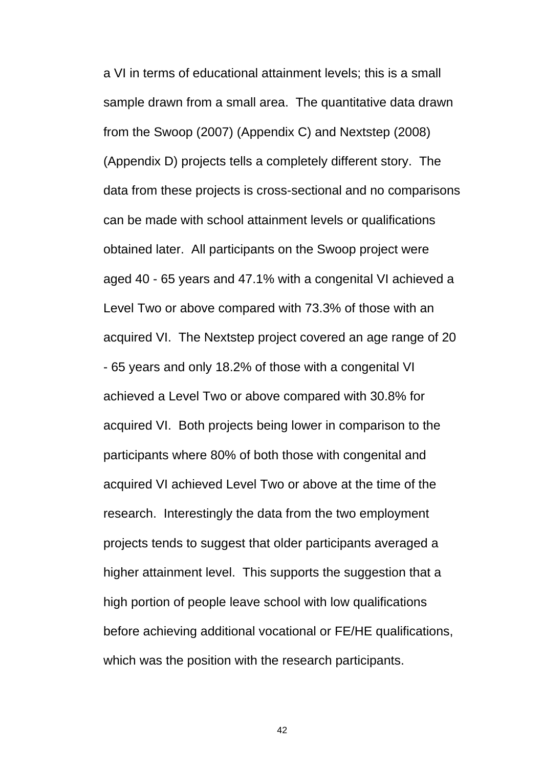a VI in terms of educational attainment levels; this is a small sample drawn from a small area. The quantitative data drawn from the Swoop (2007) (Appendix C) and Nextstep (2008) (Appendix D) projects tells a completely different story. The data from these projects is cross-sectional and no comparisons can be made with school attainment levels or qualifications obtained later. All participants on the Swoop project were aged 40 - 65 years and 47.1% with a congenital VI achieved a Level Two or above compared with 73.3% of those with an acquired VI. The Nextstep project covered an age range of 20 - 65 years and only 18.2% of those with a congenital VI achieved a Level Two or above compared with 30.8% for acquired VI. Both projects being lower in comparison to the participants where 80% of both those with congenital and acquired VI achieved Level Two or above at the time of the research. Interestingly the data from the two employment projects tends to suggest that older participants averaged a higher attainment level. This supports the suggestion that a high portion of people leave school with low qualifications before achieving additional vocational or FE/HE qualifications, which was the position with the research participants.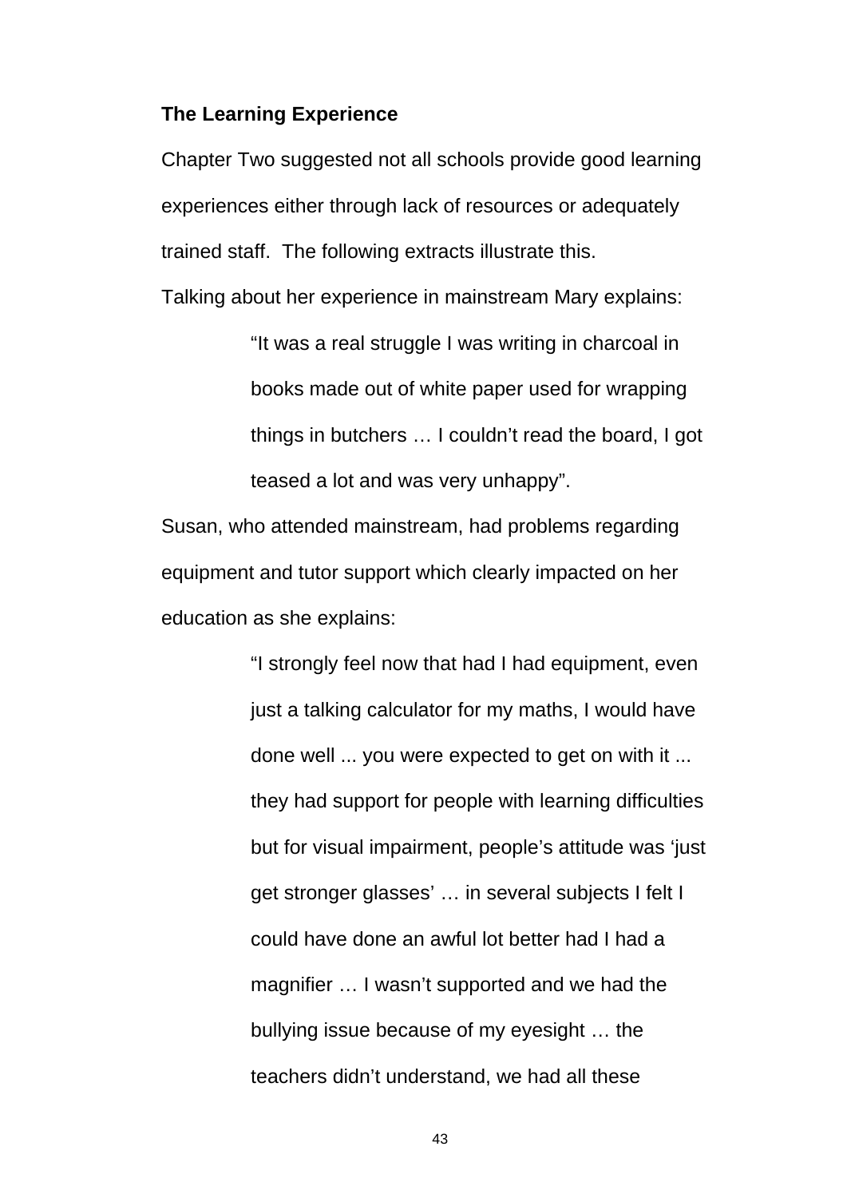**The Learning Experience**

Chapter Two suggested not all schools provide good learning experiences either through lack of resources or adequately trained staff. The following extracts illustrate this.

Talking about her experience in mainstream Mary explains:

> "It was a real struggle I was writing in charcoal in books made out of white paper used for wrapping things in butchers … I couldn't read the board, I got teased a lot and was very unhappy".

Susan, who attended mainstream, had problems regarding equipment and tutor support which clearly impacted on her education as she explains:

> "I strongly feel now that had I had equipment, even just a talking calculator for my maths, I would have done well ... you were expected to get on with it ... they had support for people with learning difficulties but for visual impairment, people's attitude was 'just get stronger glasses' … in several subjects I felt I could have done an awful lot better had I had a magnifier … I wasn't supported and we had the bullying issue because of my eyesight … the teachers didn't understand, we had all these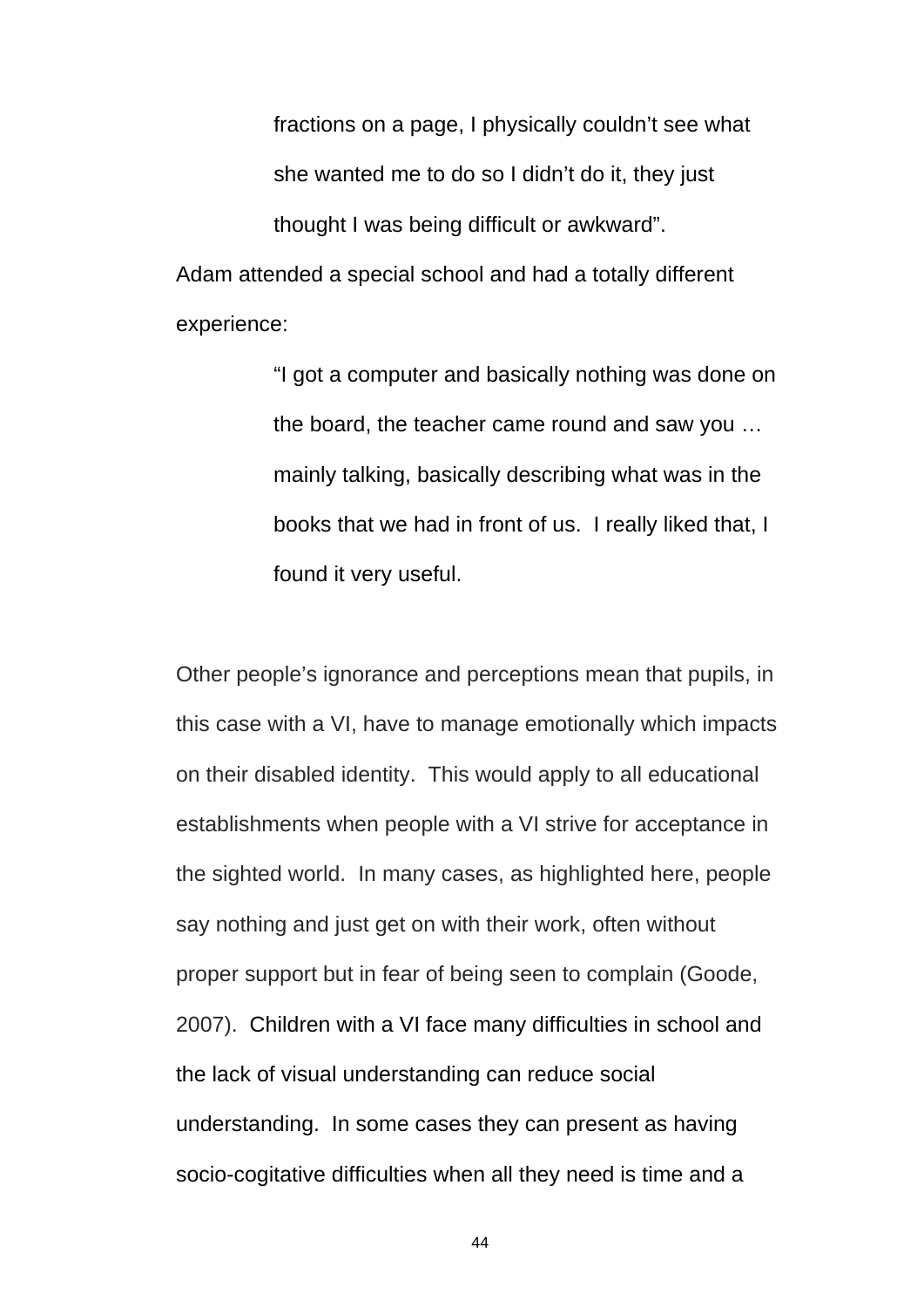> fractions on a page, I physically couldn't see what she wanted me to do so I didn't do it, they just thought I was being difficult or awkward".

Adam attended a special school and had a totally different experience:

> "I got a computer and basically nothing was done on the board, the teacher came round and saw you … mainly talking, basically describing what was in the books that we had in front of us. I really liked that, I found it very useful.

Other people's ignorance and perceptions mean that pupils, in this case with a VI, have to manage emotionally which impacts on their disabled identity. This would apply to all educational establishments when people with a VI strive for acceptance in the sighted world. In many cases, as highlighted here, people say nothing and just get on with their work, often without proper support but in fear of being seen to complain (Goode, 2007). Children with a VI face many difficulties in school and the lack of visual understanding can reduce social understanding. In some cases they can present as having socio-cogitative difficulties when all they need is time and a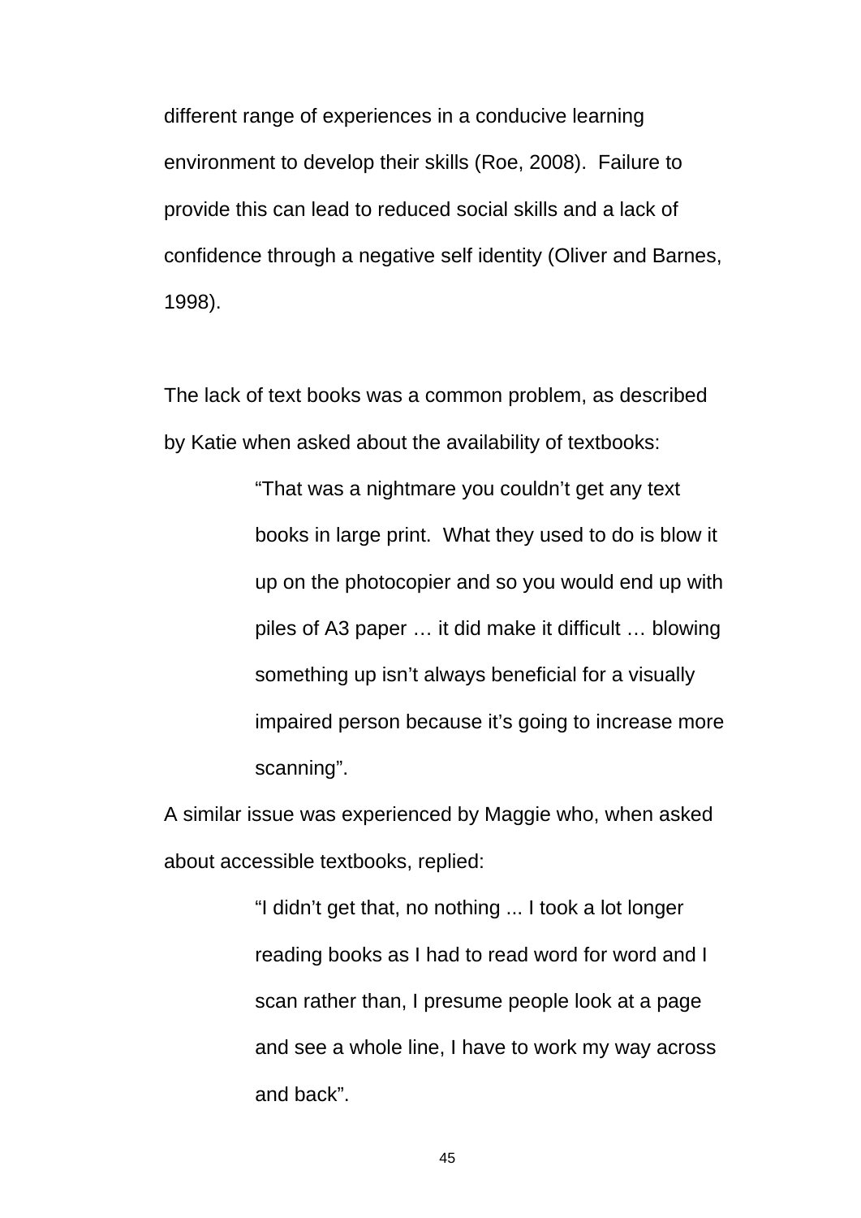different range of experiences in a conducive learning environment to develop their skills (Roe, 2008). Failure to provide this can lead to reduced social skills and a lack of confidence through a negative self identity (Oliver and Barnes, 1998).

The lack of text books was a common problem, as described by Katie when asked about the availability of textbooks:

> "That was a nightmare you couldn't get any text books in large print. What they used to do is blow it up on the photocopier and so you would end up with piles of A3 paper … it did make it difficult … blowing something up isn't always beneficial for a visually impaired person because it's going to increase more scanning".

A similar issue was experienced by Maggie who, when asked about accessible textbooks, replied:

> "I didn't get that, no nothing ... I took a lot longer reading books as I had to read word for word and I scan rather than, I presume people look at a page and see a whole line, I have to work my way across and back".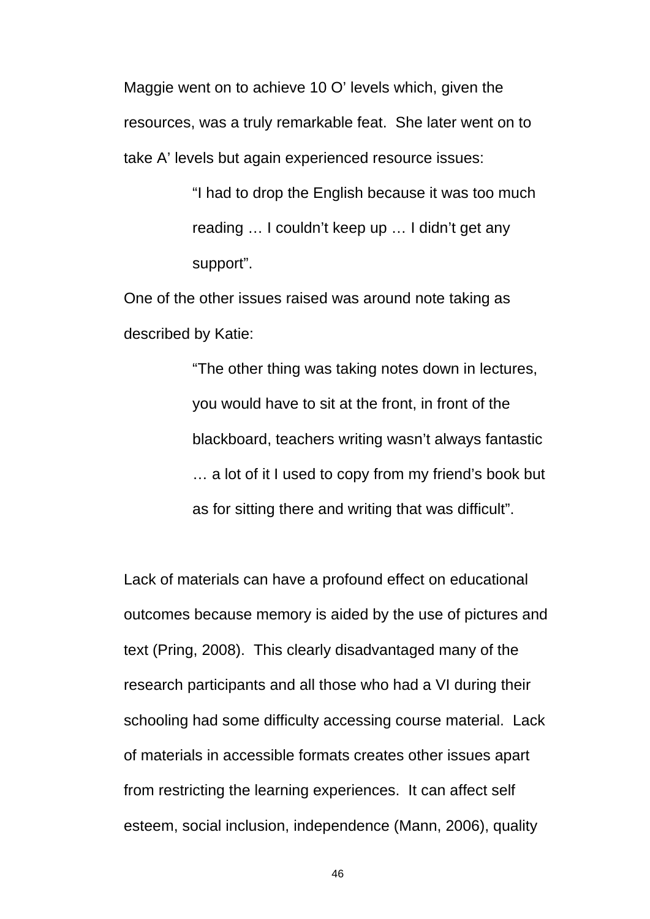Maggie went on to achieve 10 O' levels which, given the resources, was a truly remarkable feat. She later went on to take A' levels but again experienced resource issues:

> "I had to drop the English because it was too much reading … I couldn't keep up … I didn't get any support".

One of the other issues raised was around note taking as described by Katie:

> "The other thing was taking notes down in lectures, you would have to sit at the front, in front of the blackboard, teachers writing wasn't always fantastic … a lot of it I used to copy from my friend's book but as for sitting there and writing that was difficult".

Lack of materials can have a profound effect on educational outcomes because memory is aided by the use of pictures and text (Pring, 2008). This clearly disadvantaged many of the research participants and all those who had a VI during their schooling had some difficulty accessing course material. Lack of materials in accessible formats creates other issues apart from restricting the learning experiences. It can affect self esteem, social inclusion, independence (Mann, 2006), quality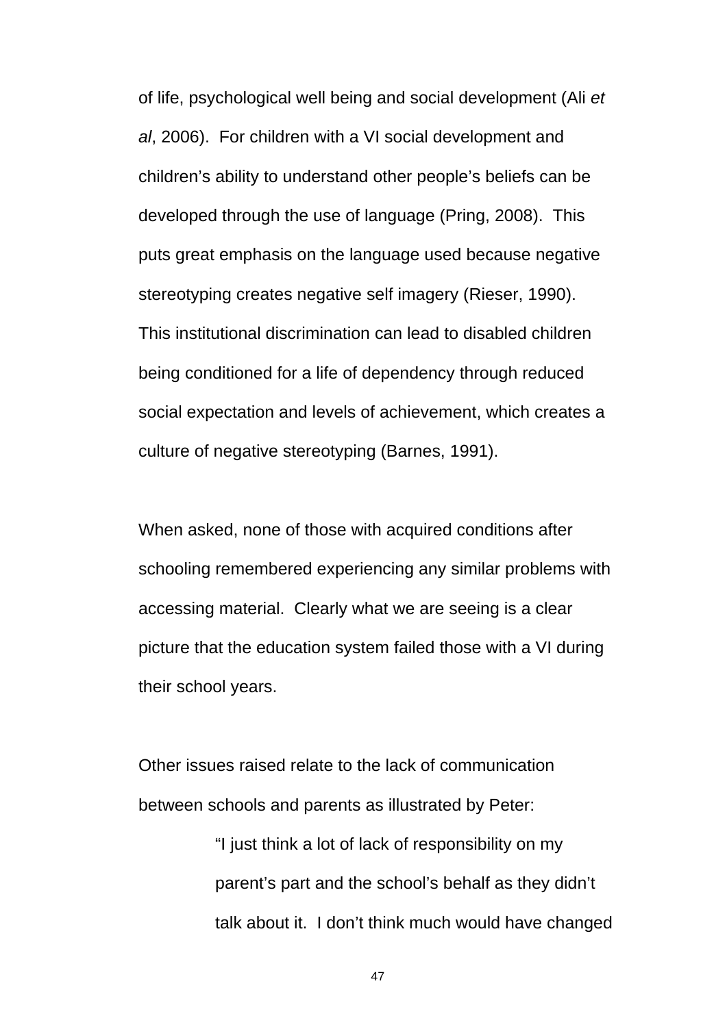of life, psychological well being and social development (Ali *et al*, 2006). For children with a VI social development and children's ability to understand other people's beliefs can be developed through the use of language (Pring, 2008). This puts great emphasis on the language used because negative stereotyping creates negative self imagery (Rieser, 1990). This institutional discrimination can lead to disabled children being conditioned for a life of dependency through reduced social expectation and levels of achievement, which creates a culture of negative stereotyping (Barnes, 1991).

When asked, none of those with acquired conditions after schooling remembered experiencing any similar problems with accessing material. Clearly what we are seeing is a clear picture that the education system failed those with a VI during their school years.

Other issues raised relate to the lack of communication between schools and parents as illustrated by Peter:

> "I just think a lot of lack of responsibility on my parent's part and the school's behalf as they didn't talk about it. I don't think much would have changed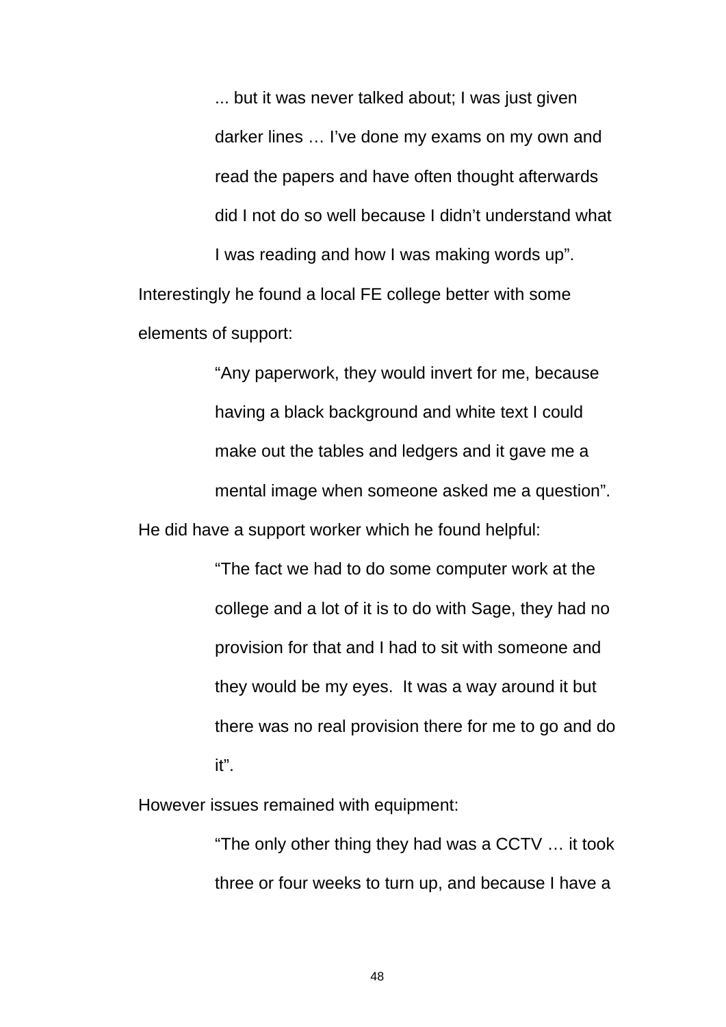> ... but it was never talked about; I was just given darker lines … I've done my exams on my own and read the papers and have often thought afterwards did I not do so well because I didn't understand what I was reading and how I was making words up".

Interestingly he found a local FE college better with some elements of support:

> "Any paperwork, they would invert for me, because having a black background and white text I could make out the tables and ledgers and it gave me a mental image when someone asked me a question".

He did have a support worker which he found helpful:

> "The fact we had to do some computer work at the college and a lot of it is to do with Sage, they had no provision for that and I had to sit with someone and they would be my eyes. It was a way around it but there was no real provision there for me to go and do it".

However issues remained with equipment:

> "The only other thing they had was a CCTV … it took three or four weeks to turn up, and because I have a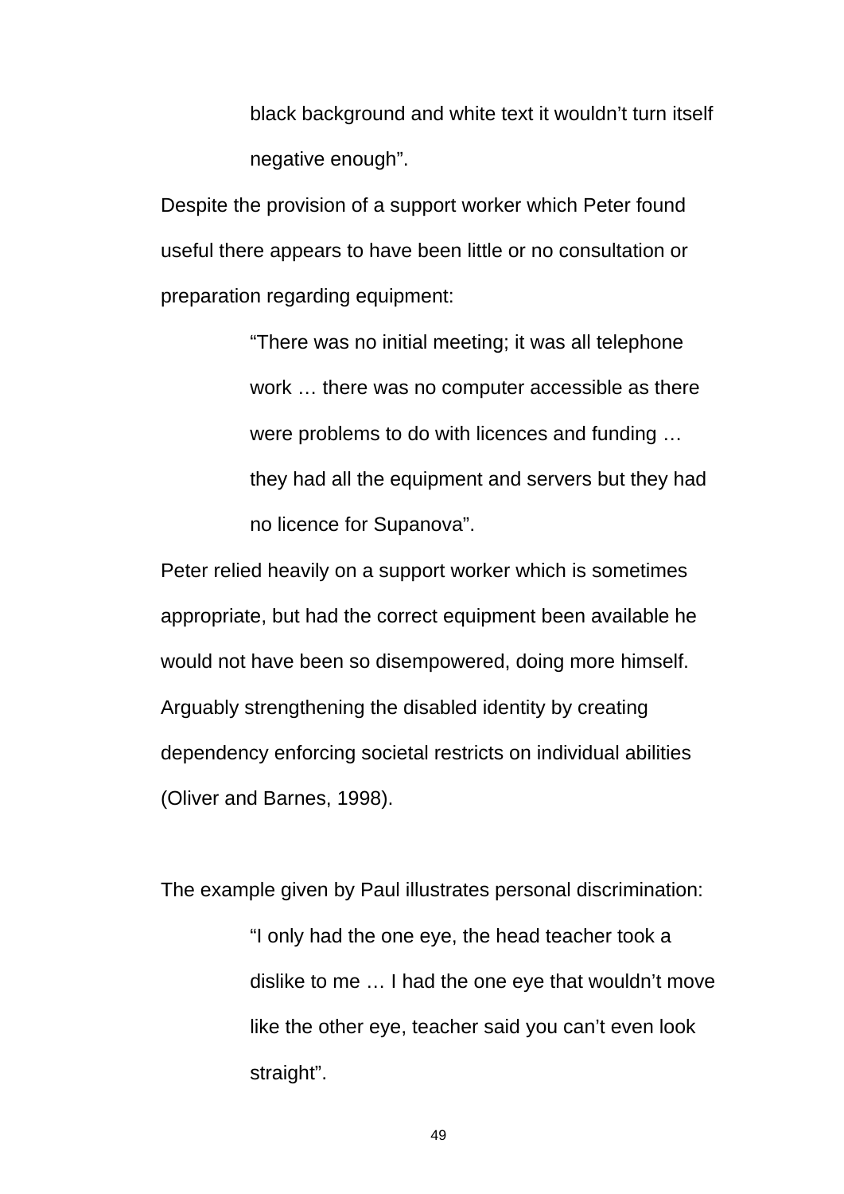> black background and white text it wouldn't turn itself negative enough".

Despite the provision of a support worker which Peter found useful there appears to have been little or no consultation or preparation regarding equipment:

> "There was no initial meeting; it was all telephone work … there was no computer accessible as there were problems to do with licences and funding … they had all the equipment and servers but they had no licence for Supanova".

Peter relied heavily on a support worker which is sometimes appropriate, but had the correct equipment been available he would not have been so disempowered, doing more himself. Arguably strengthening the disabled identity by creating dependency enforcing societal restricts on individual abilities (Oliver and Barnes, 1998).

The example given by Paul illustrates personal discrimination:

> "I only had the one eye, the head teacher took a dislike to me … I had the one eye that wouldn't move like the other eye, teacher said you can't even look straight".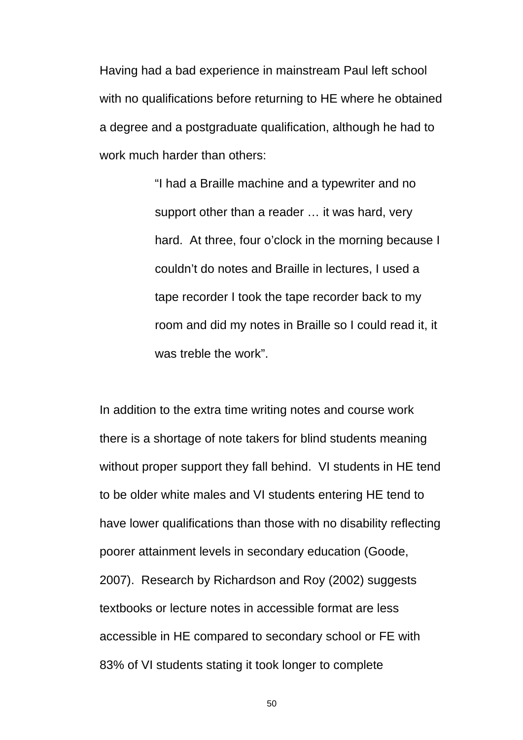Having had a bad experience in mainstream Paul left school with no qualifications before returning to HE where he obtained a degree and a postgraduate qualification, although he had to work much harder than others:

> "I had a Braille machine and a typewriter and no support other than a reader … it was hard, very hard.  At three, four o'clock in the morning because I couldn't do notes and Braille in lectures, I used a tape recorder I took the tape recorder back to my room and did my notes in Braille so I could read it, it was treble the work".

In addition to the extra time writing notes and course work there is a shortage of note takers for blind students meaning without proper support they fall behind.  VI students in HE tend to be older white males and VI students entering HE tend to have lower qualifications than those with no disability reflecting poorer attainment levels in secondary education (Goode, 2007).  Research by Richardson and Roy (2002) suggests textbooks or lecture notes in accessible format are less accessible in HE compared to secondary school or FE with 83% of VI students stating it took longer to complete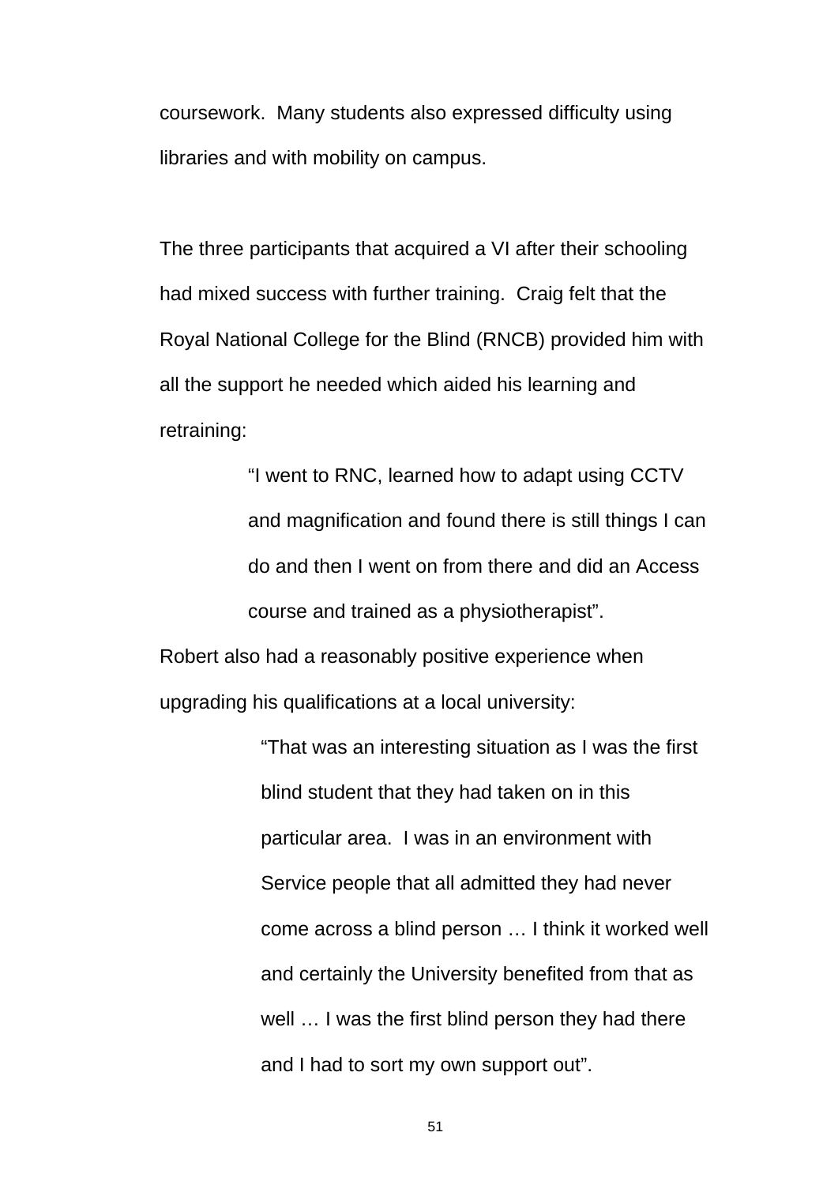coursework. Many students also expressed difficulty using libraries and with mobility on campus.

The three participants that acquired a VI after their schooling had mixed success with further training. Craig felt that the Royal National College for the Blind (RNCB) provided him with all the support he needed which aided his learning and retraining:

> "I went to RNC, learned how to adapt using CCTV and magnification and found there is still things I can do and then I went on from there and did an Access course and trained as a physiotherapist".

Robert also had a reasonably positive experience when upgrading his qualifications at a local university:

> "That was an interesting situation as I was the first blind student that they had taken on in this particular area. I was in an environment with Service people that all admitted they had never come across a blind person … I think it worked well and certainly the University benefited from that as well … I was the first blind person they had there and I had to sort my own support out".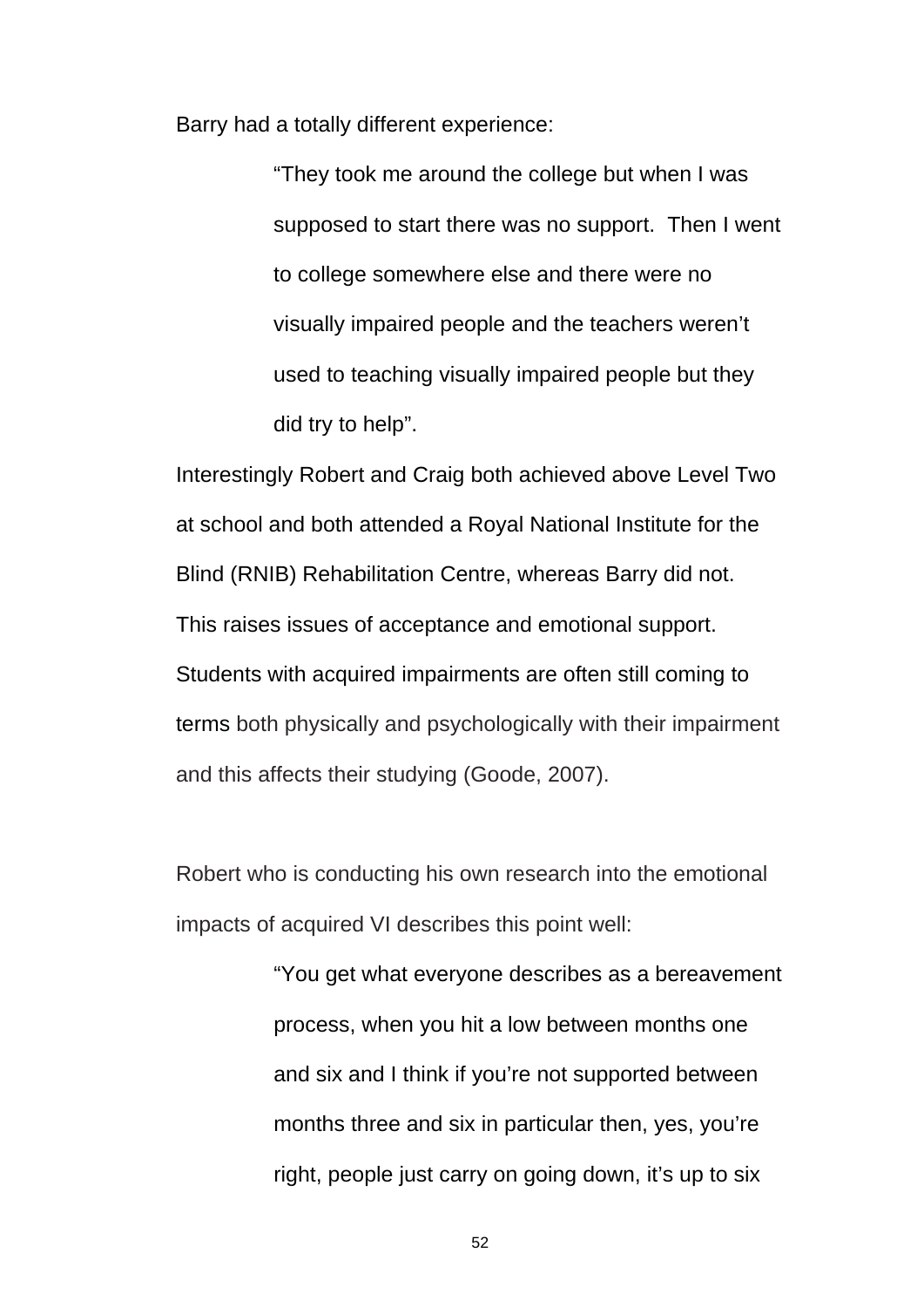Barry had a totally different experience:

> "They took me around the college but when I was supposed to start there was no support.  Then I went to college somewhere else and there were no visually impaired people and the teachers weren't used to teaching visually impaired people but they did try to help".

Interestingly Robert and Craig both achieved above Level Two at school and both attended a Royal National Institute for the Blind (RNIB) Rehabilitation Centre, whereas Barry did not. This raises issues of acceptance and emotional support. Students with acquired impairments are often still coming to terms both physically and psychologically with their impairment and this affects their studying (Goode, 2007).

Robert who is conducting his own research into the emotional impacts of acquired VI describes this point well:

> "You get what everyone describes as a bereavement process, when you hit a low between months one and six and I think if you're not supported between months three and six in particular then, yes, you're right, people just carry on going down, it's up to six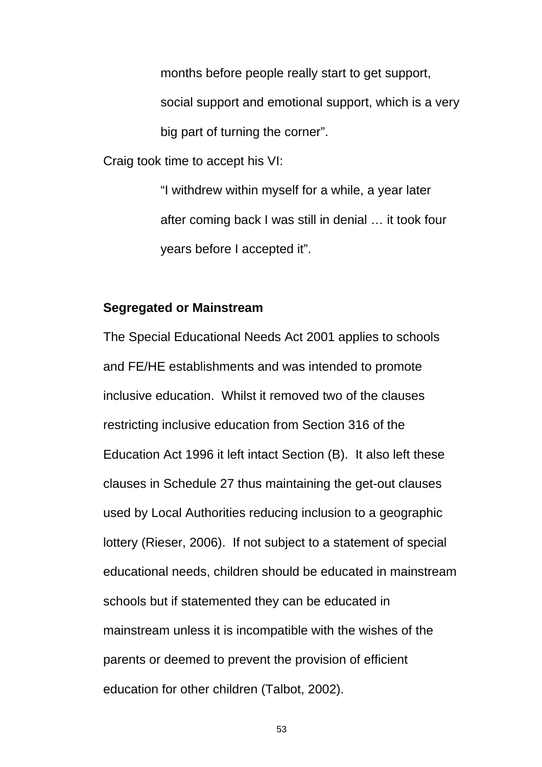> months before people really start to get support, social support and emotional support, which is a very big part of turning the corner".

Craig took time to accept his VI:

> "I withdrew within myself for a while, a year later after coming back I was still in denial … it took four years before I accepted it".

**Segregated or Mainstream**

The Special Educational Needs Act 2001 applies to schools and FE/HE establishments and was intended to promote inclusive education. Whilst it removed two of the clauses restricting inclusive education from Section 316 of the Education Act 1996 it left intact Section (B). It also left these clauses in Schedule 27 thus maintaining the get-out clauses used by Local Authorities reducing inclusion to a geographic lottery (Rieser, 2006). If not subject to a statement of special educational needs, children should be educated in mainstream schools but if statemented they can be educated in mainstream unless it is incompatible with the wishes of the parents or deemed to prevent the provision of efficient education for other children (Talbot, 2002).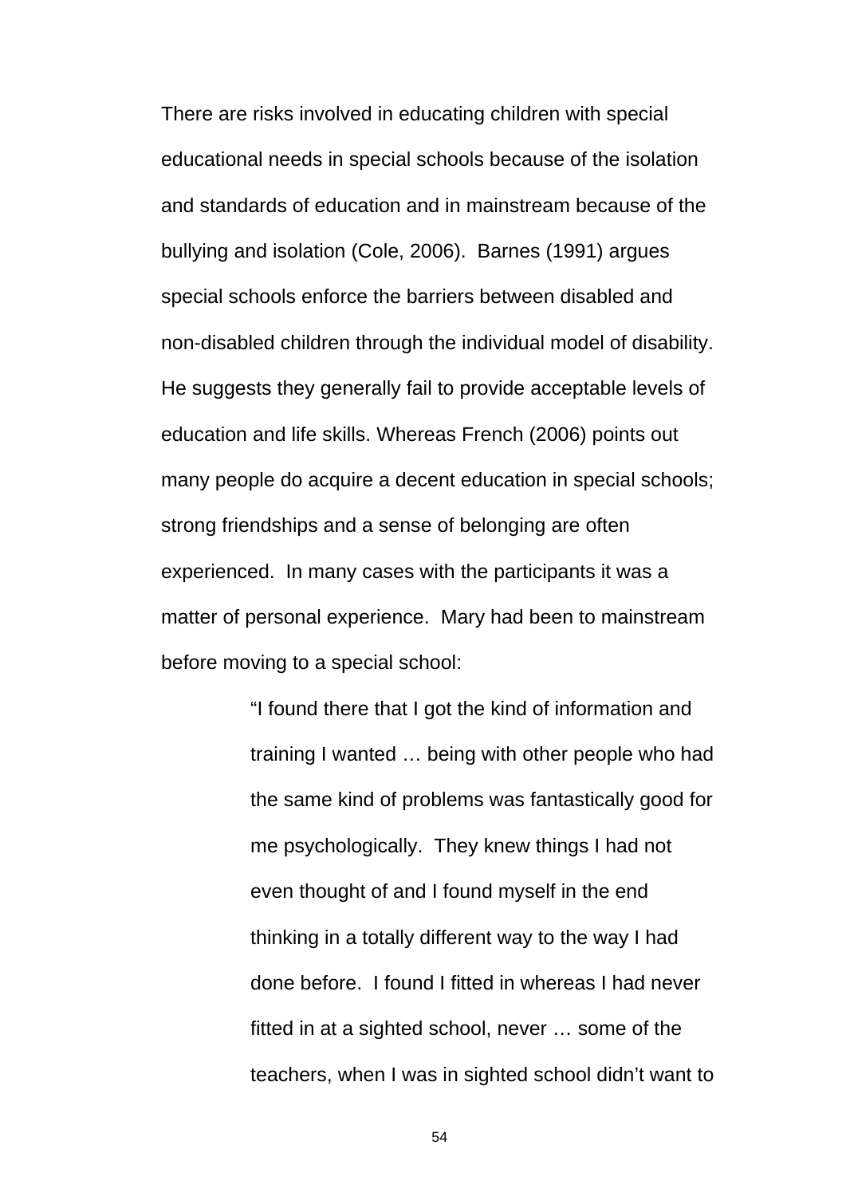There are risks involved in educating children with special educational needs in special schools because of the isolation and standards of education and in mainstream because of the bullying and isolation (Cole, 2006). Barnes (1991) argues special schools enforce the barriers between disabled and non-disabled children through the individual model of disability. He suggests they generally fail to provide acceptable levels of education and life skills. Whereas French (2006) points out many people do acquire a decent education in special schools; strong friendships and a sense of belonging are often experienced. In many cases with the participants it was a matter of personal experience. Mary had been to mainstream before moving to a special school:

> "I found there that I got the kind of information and training I wanted … being with other people who had the same kind of problems was fantastically good for me psychologically. They knew things I had not even thought of and I found myself in the end thinking in a totally different way to the way I had done before. I found I fitted in whereas I had never fitted in at a sighted school, never … some of the teachers, when I was in sighted school didn't want to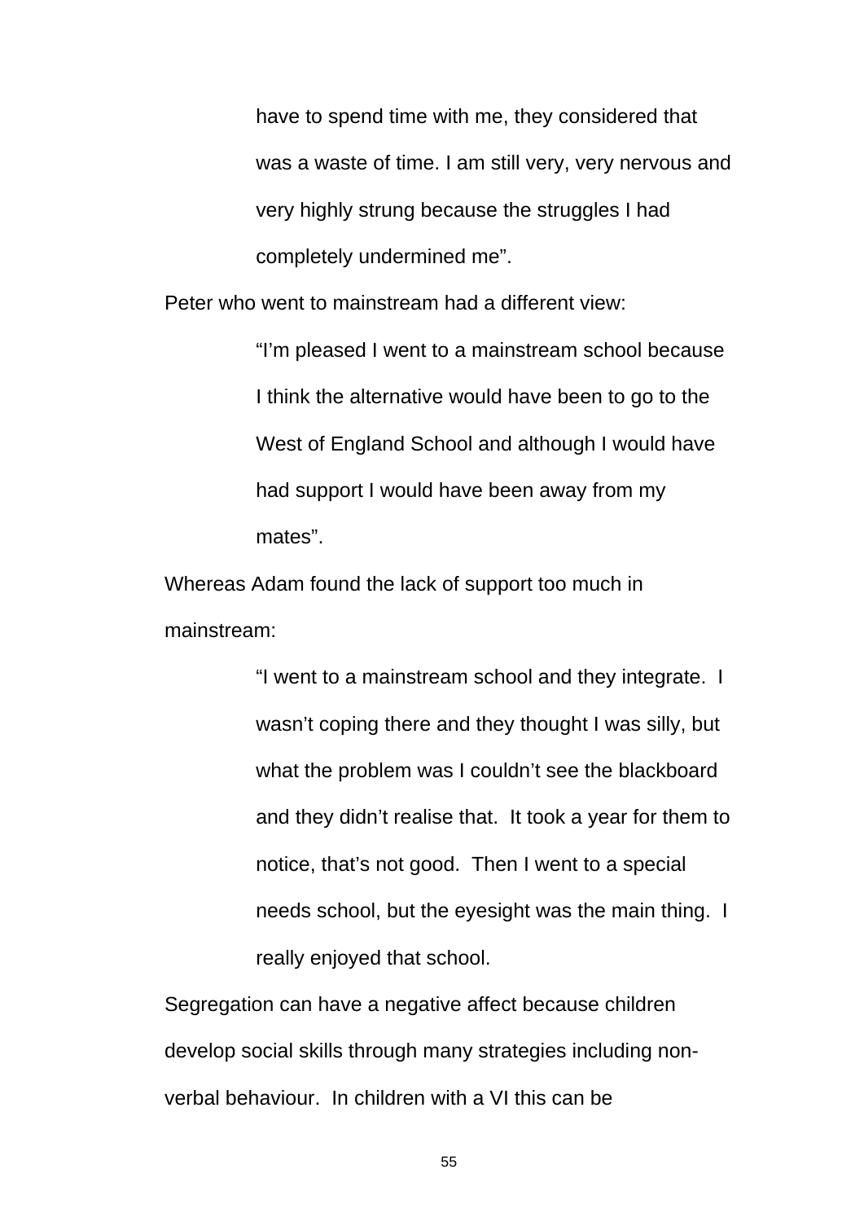> have to spend time with me, they considered that was a waste of time. I am still very, very nervous and very highly strung because the struggles I had completely undermined me".

Peter who went to mainstream had a different view:

> "I'm pleased I went to a mainstream school because I think the alternative would have been to go to the West of England School and although I would have had support I would have been away from my mates".

Whereas Adam found the lack of support too much in mainstream:

> "I went to a mainstream school and they integrate. I wasn't coping there and they thought I was silly, but what the problem was I couldn't see the blackboard and they didn't realise that. It took a year for them to notice, that's not good. Then I went to a special needs school, but the eyesight was the main thing. I really enjoyed that school.

Segregation can have a negative affect because children develop social skills through many strategies including non-verbal behaviour. In children with a VI this can be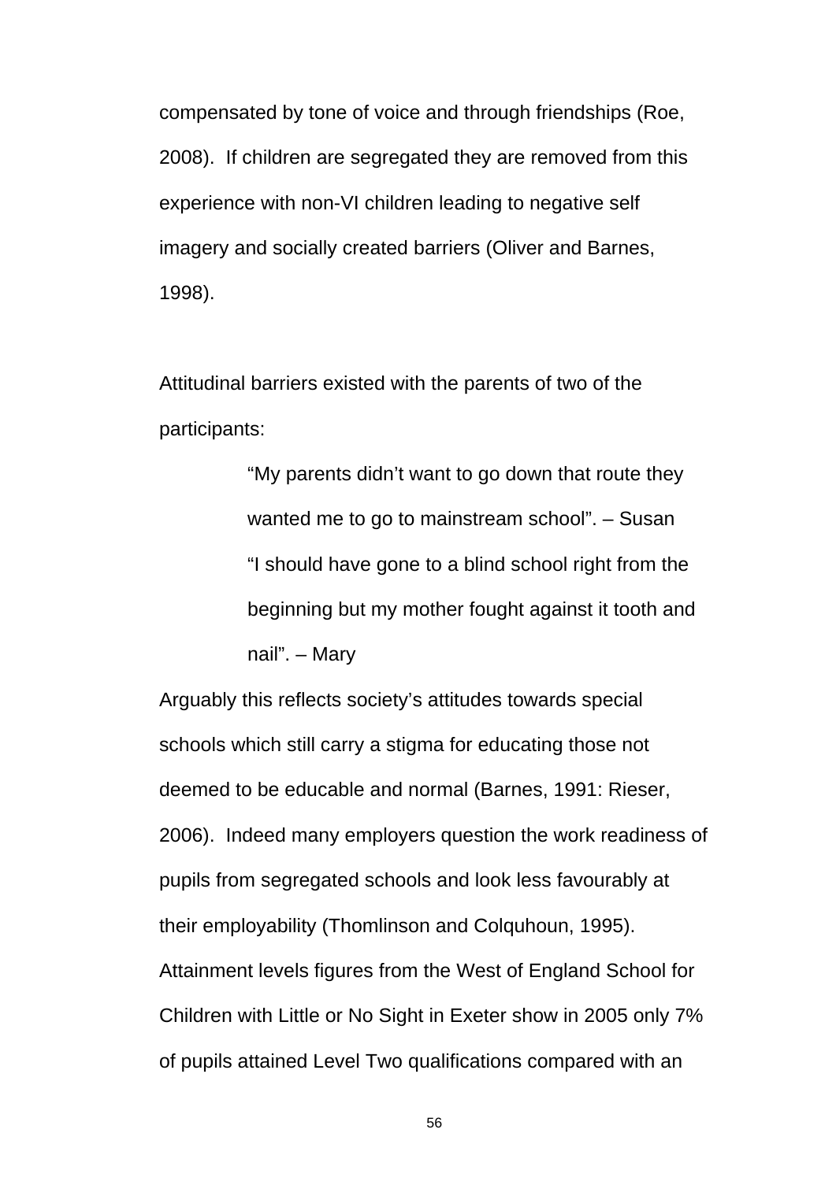compensated by tone of voice and through friendships (Roe, 2008). If children are segregated they are removed from this experience with non-VI children leading to negative self imagery and socially created barriers (Oliver and Barnes, 1998).

Attitudinal barriers existed with the parents of two of the participants:

> "My parents didn't want to go down that route they wanted me to go to mainstream school". – Susan
>
> "I should have gone to a blind school right from the beginning but my mother fought against it tooth and nail". – Mary

Arguably this reflects society's attitudes towards special schools which still carry a stigma for educating those not deemed to be educable and normal (Barnes, 1991: Rieser, 2006). Indeed many employers question the work readiness of pupils from segregated schools and look less favourably at their employability (Thomlinson and Colquhoun, 1995). Attainment levels figures from the West of England School for Children with Little or No Sight in Exeter show in 2005 only 7% of pupils attained Level Two qualifications compared with an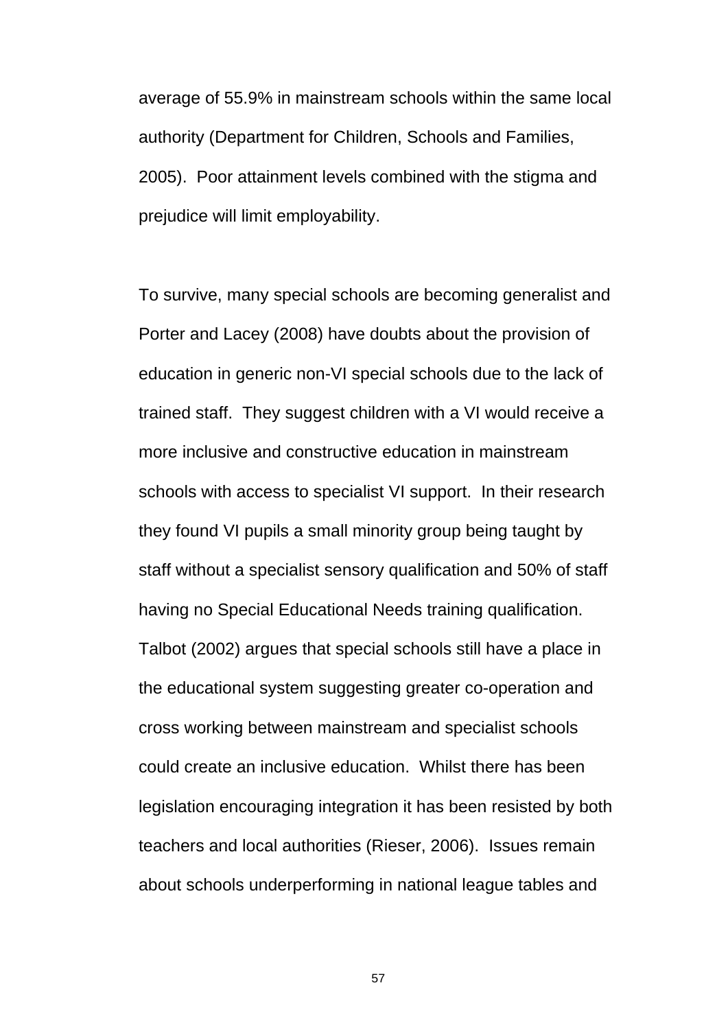average of 55.9% in mainstream schools within the same local authority (Department for Children, Schools and Families, 2005). Poor attainment levels combined with the stigma and prejudice will limit employability.

To survive, many special schools are becoming generalist and Porter and Lacey (2008) have doubts about the provision of education in generic non-VI special schools due to the lack of trained staff. They suggest children with a VI would receive a more inclusive and constructive education in mainstream schools with access to specialist VI support. In their research they found VI pupils a small minority group being taught by staff without a specialist sensory qualification and 50% of staff having no Special Educational Needs training qualification. Talbot (2002) argues that special schools still have a place in the educational system suggesting greater co-operation and cross working between mainstream and specialist schools could create an inclusive education. Whilst there has been legislation encouraging integration it has been resisted by both teachers and local authorities (Rieser, 2006). Issues remain about schools underperforming in national league tables and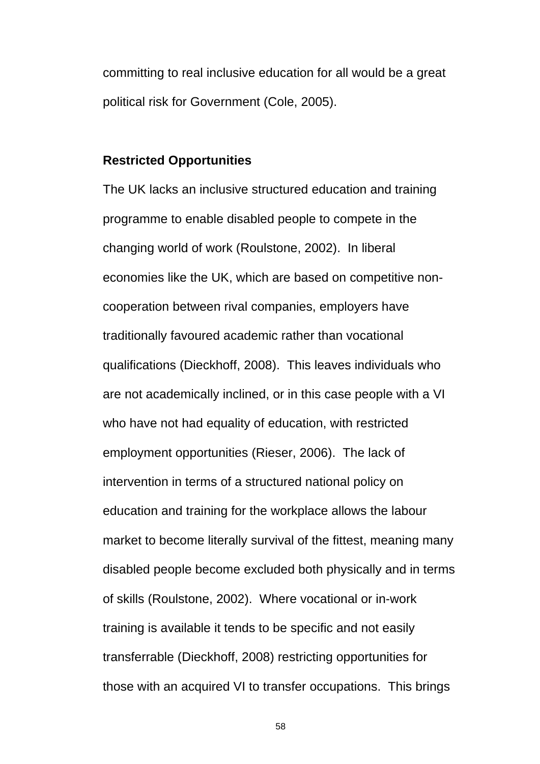committing to real inclusive education for all would be a great political risk for Government (Cole, 2005).

**Restricted Opportunities**

The UK lacks an inclusive structured education and training programme to enable disabled people to compete in the changing world of work (Roulstone, 2002). In liberal economies like the UK, which are based on competitive non-cooperation between rival companies, employers have traditionally favoured academic rather than vocational qualifications (Dieckhoff, 2008). This leaves individuals who are not academically inclined, or in this case people with a VI who have not had equality of education, with restricted employment opportunities (Rieser, 2006). The lack of intervention in terms of a structured national policy on education and training for the workplace allows the labour market to become literally survival of the fittest, meaning many disabled people become excluded both physically and in terms of skills (Roulstone, 2002). Where vocational or in-work training is available it tends to be specific and not easily transferrable (Dieckhoff, 2008) restricting opportunities for those with an acquired VI to transfer occupations. This brings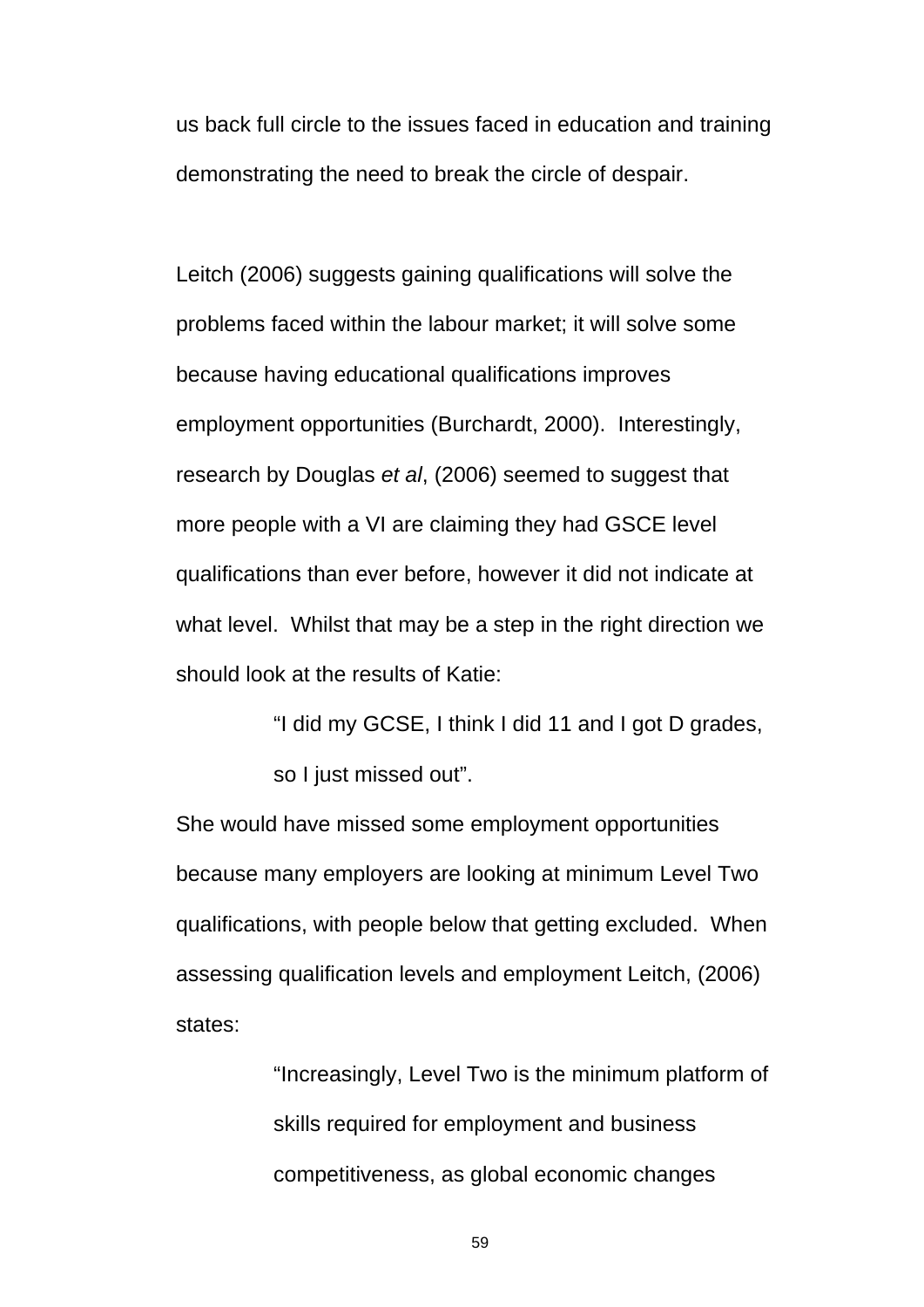us back full circle to the issues faced in education and training demonstrating the need to break the circle of despair.

Leitch (2006) suggests gaining qualifications will solve the problems faced within the labour market; it will solve some because having educational qualifications improves employment opportunities (Burchardt, 2000). Interestingly, research by Douglas *et al*, (2006) seemed to suggest that more people with a VI are claiming they had GSCE level qualifications than ever before, however it did not indicate at what level. Whilst that may be a step in the right direction we should look at the results of Katie:

> "I did my GCSE, I think I did 11 and I got D grades, so I just missed out".

She would have missed some employment opportunities because many employers are looking at minimum Level Two qualifications, with people below that getting excluded. When assessing qualification levels and employment Leitch, (2006) states:

> "Increasingly, Level Two is the minimum platform of skills required for employment and business competitiveness, as global economic changes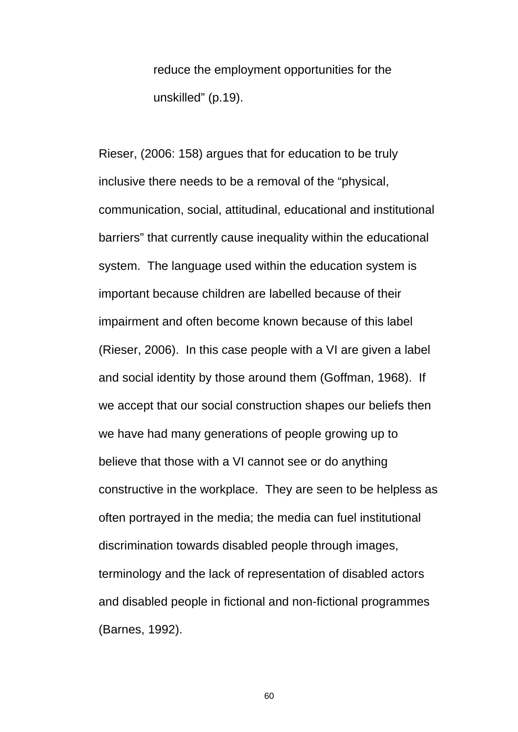> reduce the employment opportunities for the unskilled" (p.19).

Rieser, (2006: 158) argues that for education to be truly inclusive there needs to be a removal of the "physical, communication, social, attitudinal, educational and institutional barriers" that currently cause inequality within the educational system. The language used within the education system is important because children are labelled because of their impairment and often become known because of this label (Rieser, 2006). In this case people with a VI are given a label and social identity by those around them (Goffman, 1968). If we accept that our social construction shapes our beliefs then we have had many generations of people growing up to believe that those with a VI cannot see or do anything constructive in the workplace. They are seen to be helpless as often portrayed in the media; the media can fuel institutional discrimination towards disabled people through images, terminology and the lack of representation of disabled actors and disabled people in fictional and non-fictional programmes (Barnes, 1992).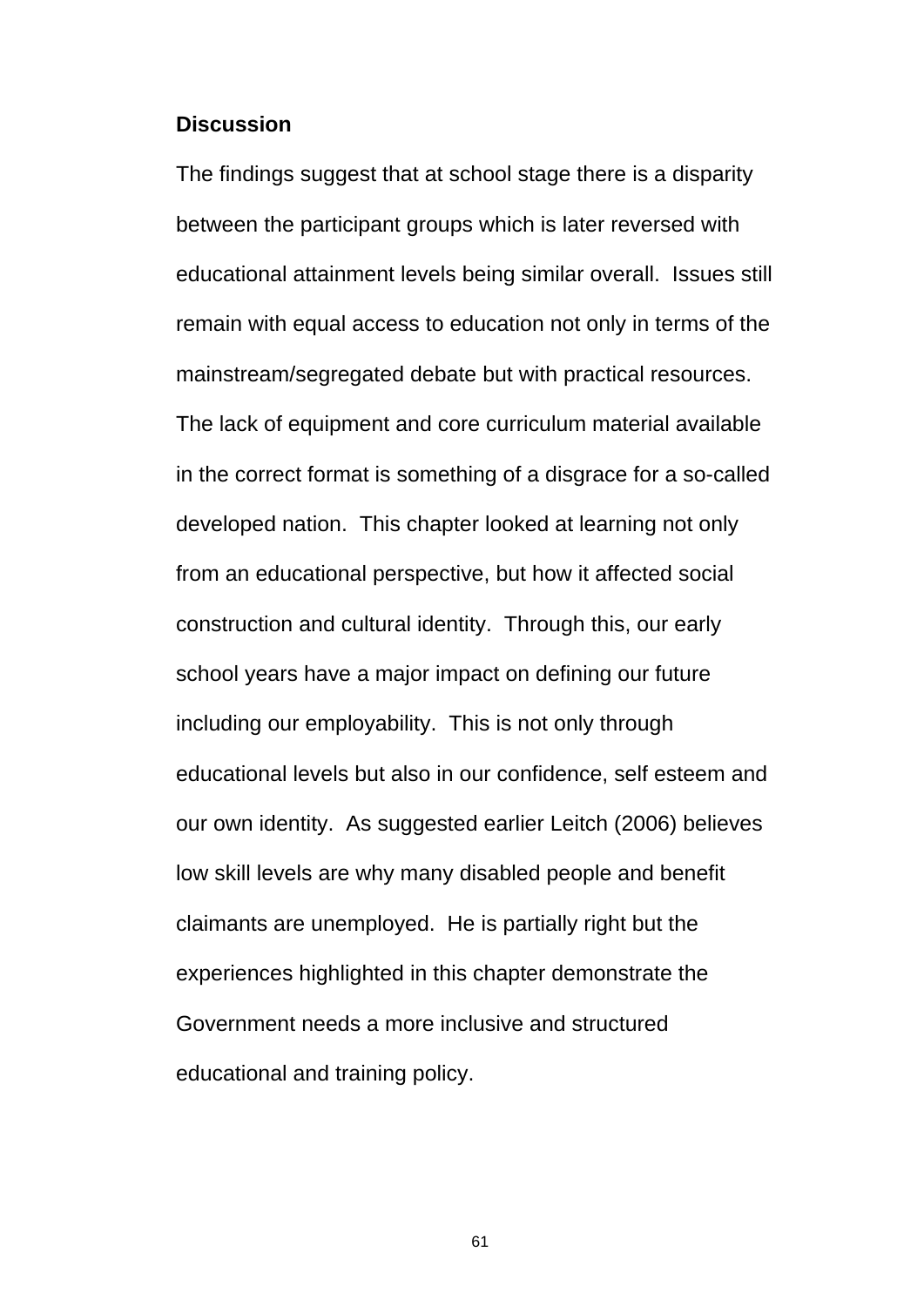**Discussion**

The findings suggest that at school stage there is a disparity between the participant groups which is later reversed with educational attainment levels being similar overall. Issues still remain with equal access to education not only in terms of the mainstream/segregated debate but with practical resources. The lack of equipment and core curriculum material available in the correct format is something of a disgrace for a so-called developed nation. This chapter looked at learning not only from an educational perspective, but how it affected social construction and cultural identity. Through this, our early school years have a major impact on defining our future including our employability. This is not only through educational levels but also in our confidence, self esteem and our own identity. As suggested earlier Leitch (2006) believes low skill levels are why many disabled people and benefit claimants are unemployed. He is partially right but the experiences highlighted in this chapter demonstrate the Government needs a more inclusive and structured educational and training policy.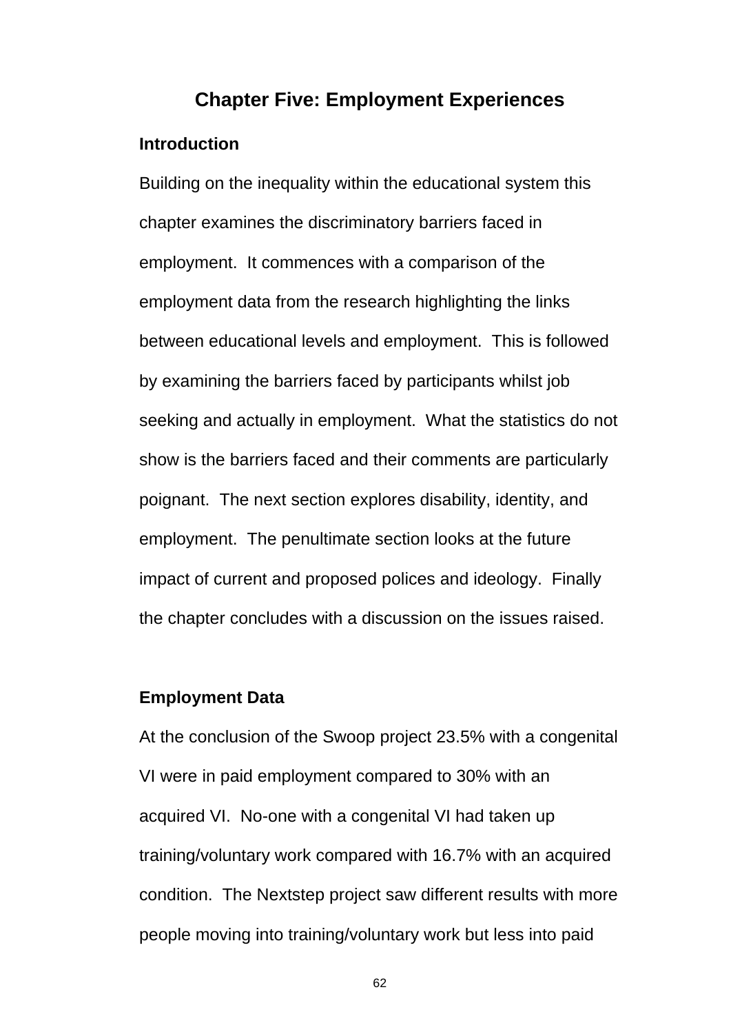# Chapter Five: Employment Experiences

## Introduction

Building on the inequality within the educational system this chapter examines the discriminatory barriers faced in employment. It commences with a comparison of the employment data from the research highlighting the links between educational levels and employment. This is followed by examining the barriers faced by participants whilst job seeking and actually in employment. What the statistics do not show is the barriers faced and their comments are particularly poignant. The next section explores disability, identity, and employment. The penultimate section looks at the future impact of current and proposed polices and ideology. Finally the chapter concludes with a discussion on the issues raised.

## Employment Data

At the conclusion of the Swoop project 23.5% with a congenital VI were in paid employment compared to 30% with an acquired VI. No-one with a congenital VI had taken up training/voluntary work compared with 16.7% with an acquired condition. The Nextstep project saw different results with more people moving into training/voluntary work but less into paid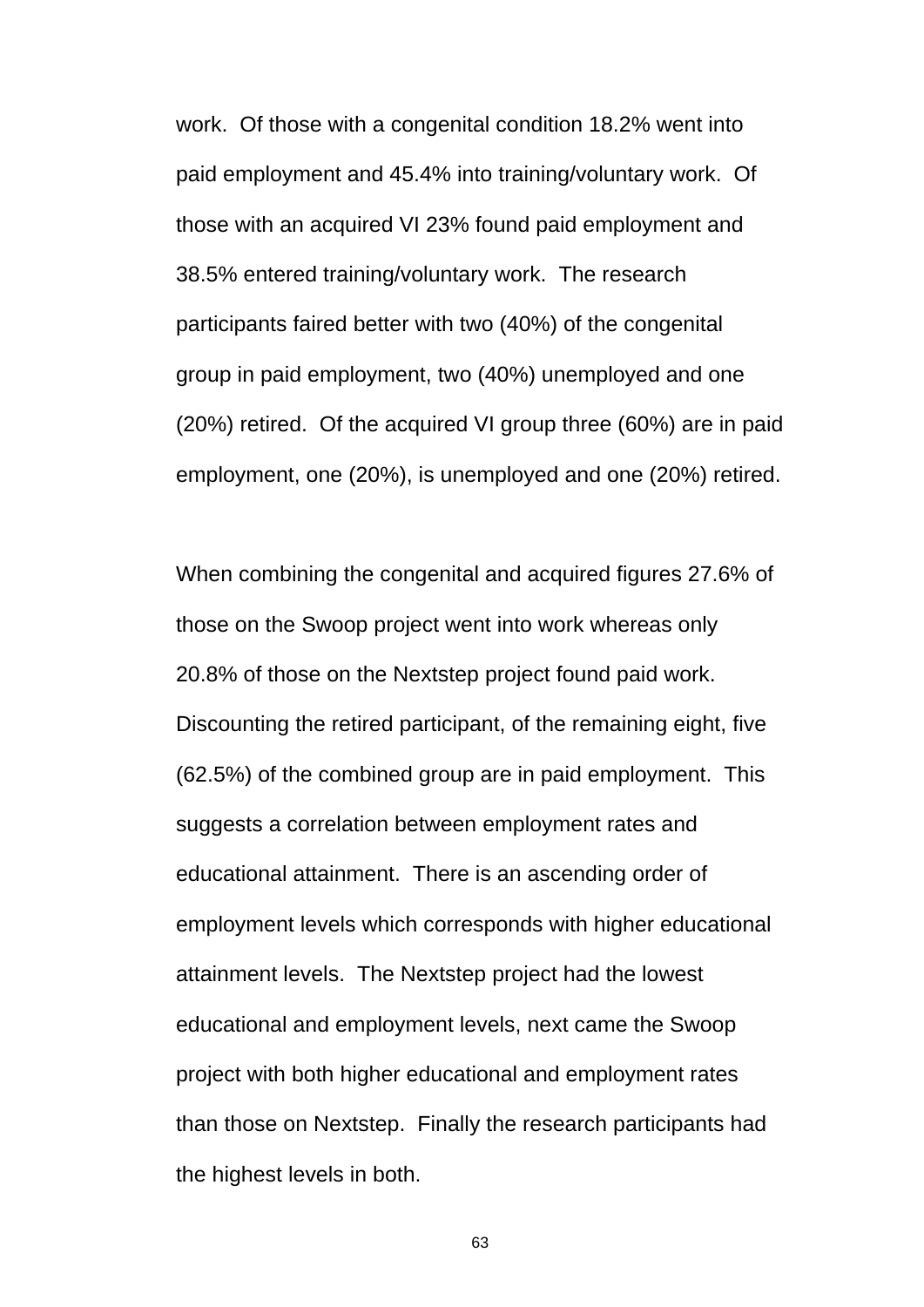work. Of those with a congenital condition 18.2% went into paid employment and 45.4% into training/voluntary work. Of those with an acquired VI 23% found paid employment and 38.5% entered training/voluntary work. The research participants faired better with two (40%) of the congenital group in paid employment, two (40%) unemployed and one (20%) retired. Of the acquired VI group three (60%) are in paid employment, one (20%), is unemployed and one (20%) retired.

When combining the congenital and acquired figures 27.6% of those on the Swoop project went into work whereas only 20.8% of those on the Nextstep project found paid work. Discounting the retired participant, of the remaining eight, five (62.5%) of the combined group are in paid employment. This suggests a correlation between employment rates and educational attainment. There is an ascending order of employment levels which corresponds with higher educational attainment levels. The Nextstep project had the lowest educational and employment levels, next came the Swoop project with both higher educational and employment rates than those on Nextstep. Finally the research participants had the highest levels in both.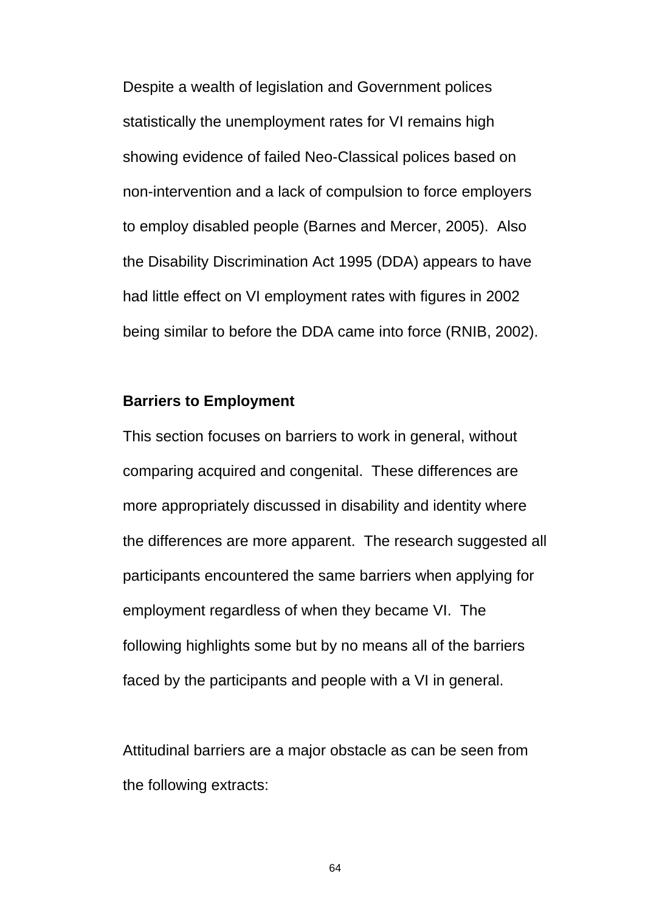Despite a wealth of legislation and Government polices statistically the unemployment rates for VI remains high showing evidence of failed Neo-Classical polices based on non-intervention and a lack of compulsion to force employers to employ disabled people (Barnes and Mercer, 2005). Also the Disability Discrimination Act 1995 (DDA) appears to have had little effect on VI employment rates with figures in 2002 being similar to before the DDA came into force (RNIB, 2002).

**Barriers to Employment**

This section focuses on barriers to work in general, without comparing acquired and congenital. These differences are more appropriately discussed in disability and identity where the differences are more apparent. The research suggested all participants encountered the same barriers when applying for employment regardless of when they became VI. The following highlights some but by no means all of the barriers faced by the participants and people with a VI in general.

Attitudinal barriers are a major obstacle as can be seen from the following extracts: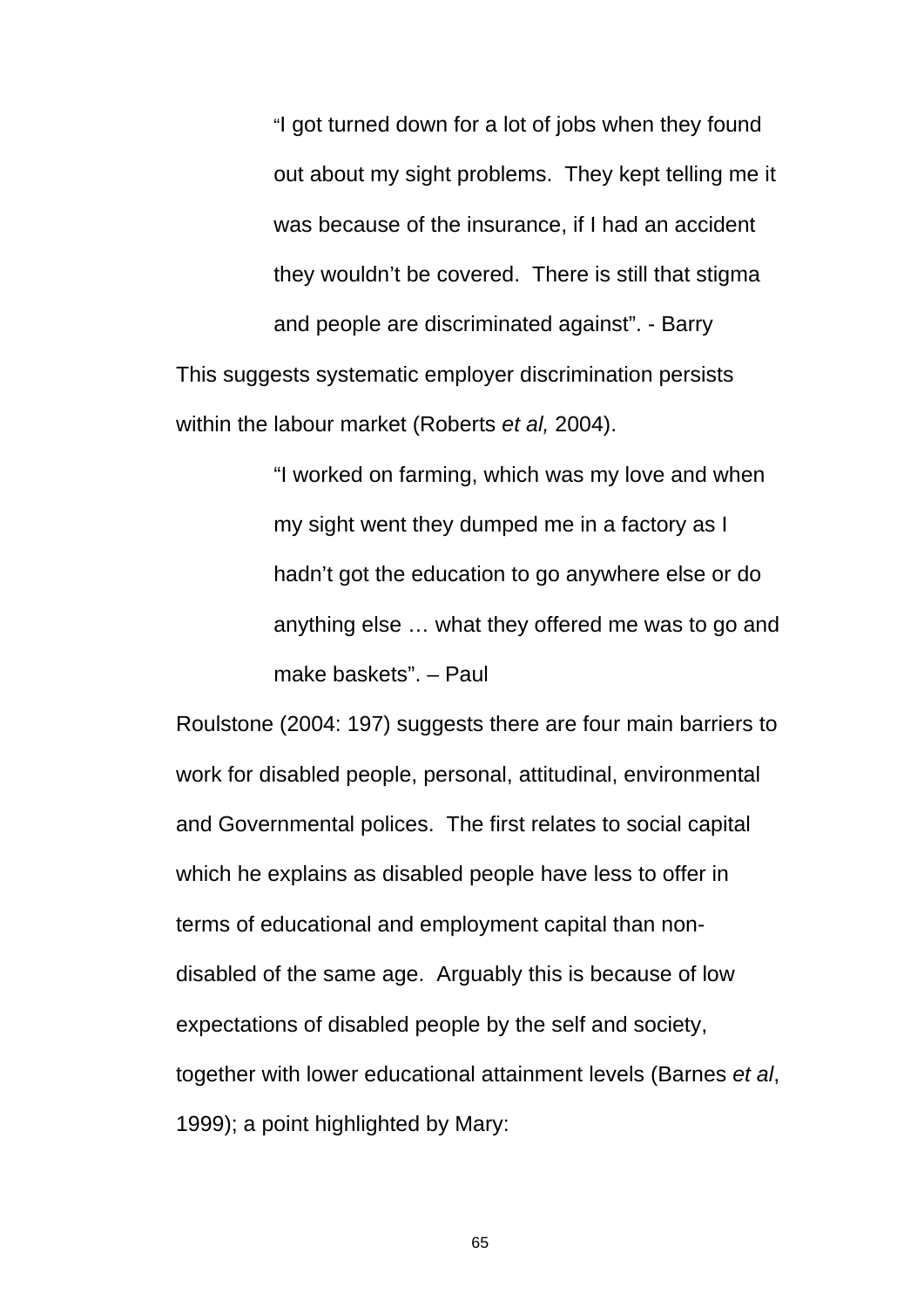> "I got turned down for a lot of jobs when they found out about my sight problems. They kept telling me it was because of the insurance, if I had an accident they wouldn't be covered. There is still that stigma and people are discriminated against". - Barry

This suggests systematic employer discrimination persists within the labour market (Roberts *et al,* 2004).

> "I worked on farming, which was my love and when my sight went they dumped me in a factory as I hadn't got the education to go anywhere else or do anything else … what they offered me was to go and make baskets". – Paul

Roulstone (2004: 197) suggests there are four main barriers to work for disabled people, personal, attitudinal, environmental and Governmental polices. The first relates to social capital which he explains as disabled people have less to offer in terms of educational and employment capital than non-disabled of the same age. Arguably this is because of low expectations of disabled people by the self and society, together with lower educational attainment levels (Barnes *et al*, 1999); a point highlighted by Mary: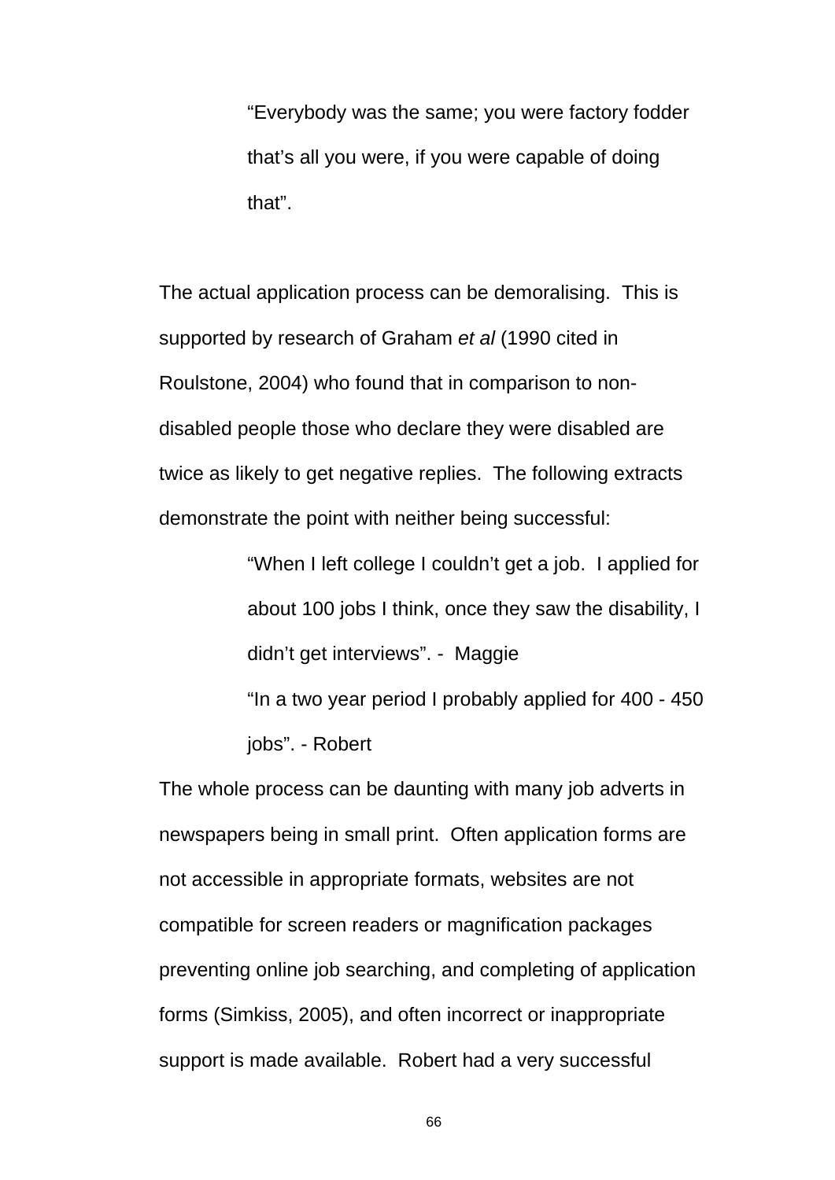> "Everybody was the same; you were factory fodder that's all you were, if you were capable of doing that".

The actual application process can be demoralising. This is supported by research of Graham *et al* (1990 cited in Roulstone, 2004) who found that in comparison to non-disabled people those who declare they were disabled are twice as likely to get negative replies. The following extracts demonstrate the point with neither being successful:

> "When I left college I couldn't get a job. I applied for about 100 jobs I think, once they saw the disability, I didn't get interviews". - Maggie
>
> "In a two year period I probably applied for 400 - 450 jobs". - Robert

The whole process can be daunting with many job adverts in newspapers being in small print. Often application forms are not accessible in appropriate formats, websites are not compatible for screen readers or magnification packages preventing online job searching, and completing of application forms (Simkiss, 2005), and often incorrect or inappropriate support is made available. Robert had a very successful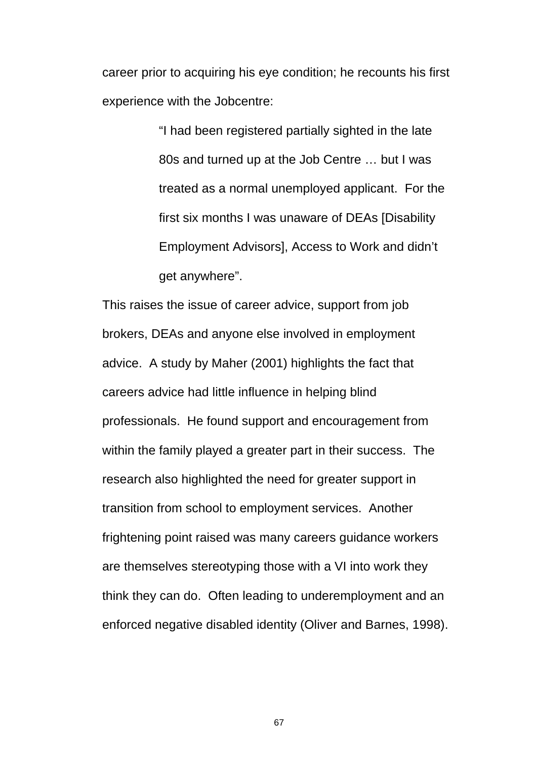career prior to acquiring his eye condition; he recounts his first experience with the Jobcentre:

> "I had been registered partially sighted in the late 80s and turned up at the Job Centre … but I was treated as a normal unemployed applicant. For the first six months I was unaware of DEAs [Disability Employment Advisors], Access to Work and didn't get anywhere".

This raises the issue of career advice, support from job brokers, DEAs and anyone else involved in employment advice. A study by Maher (2001) highlights the fact that careers advice had little influence in helping blind professionals. He found support and encouragement from within the family played a greater part in their success. The research also highlighted the need for greater support in transition from school to employment services. Another frightening point raised was many careers guidance workers are themselves stereotyping those with a VI into work they think they can do. Often leading to underemployment and an enforced negative disabled identity (Oliver and Barnes, 1998).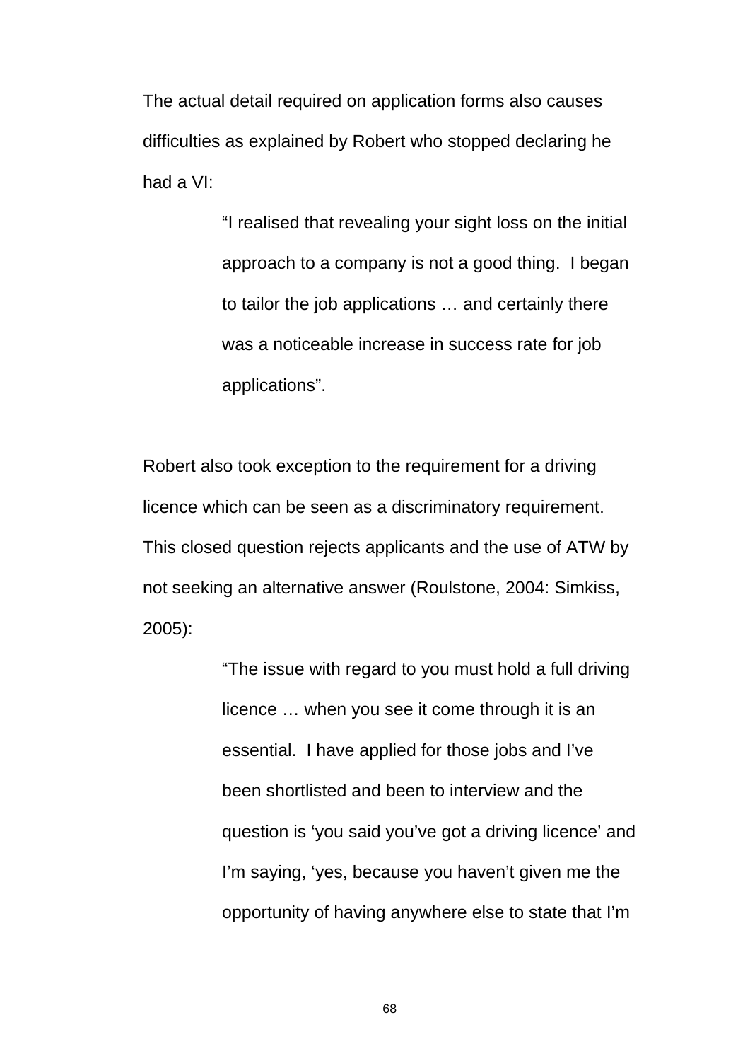The actual detail required on application forms also causes difficulties as explained by Robert who stopped declaring he had a VI:

> "I realised that revealing your sight loss on the initial approach to a company is not a good thing. I began to tailor the job applications … and certainly there was a noticeable increase in success rate for job applications".

Robert also took exception to the requirement for a driving licence which can be seen as a discriminatory requirement. This closed question rejects applicants and the use of ATW by not seeking an alternative answer (Roulstone, 2004: Simkiss, 2005):

> "The issue with regard to you must hold a full driving licence … when you see it come through it is an essential. I have applied for those jobs and I've been shortlisted and been to interview and the question is 'you said you've got a driving licence' and I'm saying, 'yes, because you haven't given me the opportunity of having anywhere else to state that I'm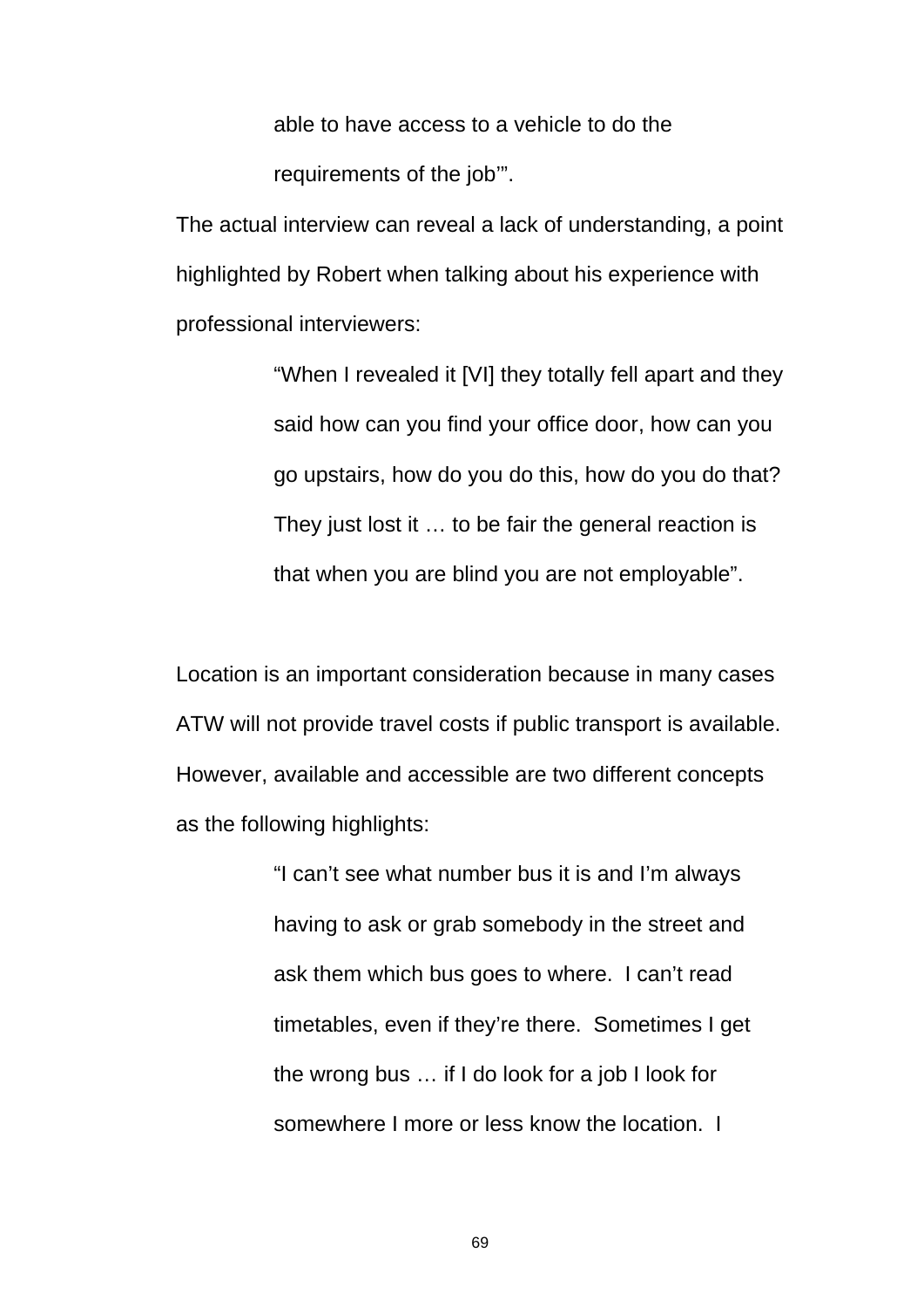> able to have access to a vehicle to do the requirements of the job'".

The actual interview can reveal a lack of understanding, a point highlighted by Robert when talking about his experience with professional interviewers:

> "When I revealed it [VI] they totally fell apart and they said how can you find your office door, how can you go upstairs, how do you do this, how do you do that? They just lost it … to be fair the general reaction is that when you are blind you are not employable".

Location is an important consideration because in many cases ATW will not provide travel costs if public transport is available. However, available and accessible are two different concepts as the following highlights:

> "I can't see what number bus it is and I'm always having to ask or grab somebody in the street and ask them which bus goes to where. I can't read timetables, even if they're there. Sometimes I get the wrong bus … if I do look for a job I look for somewhere I more or less know the location. I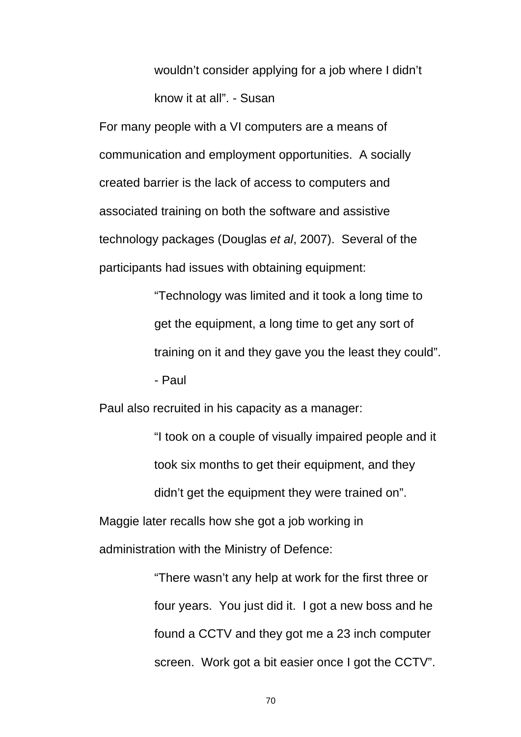> wouldn't consider applying for a job where I didn't know it at all". - Susan

For many people with a VI computers are a means of communication and employment opportunities. A socially created barrier is the lack of access to computers and associated training on both the software and assistive technology packages (Douglas *et al*, 2007). Several of the participants had issues with obtaining equipment:

> "Technology was limited and it took a long time to get the equipment, a long time to get any sort of training on it and they gave you the least they could". - Paul

Paul also recruited in his capacity as a manager:

> "I took on a couple of visually impaired people and it took six months to get their equipment, and they didn't get the equipment they were trained on".

Maggie later recalls how she got a job working in administration with the Ministry of Defence:

> "There wasn't any help at work for the first three or four years. You just did it. I got a new boss and he found a CCTV and they got me a 23 inch computer screen. Work got a bit easier once I got the CCTV".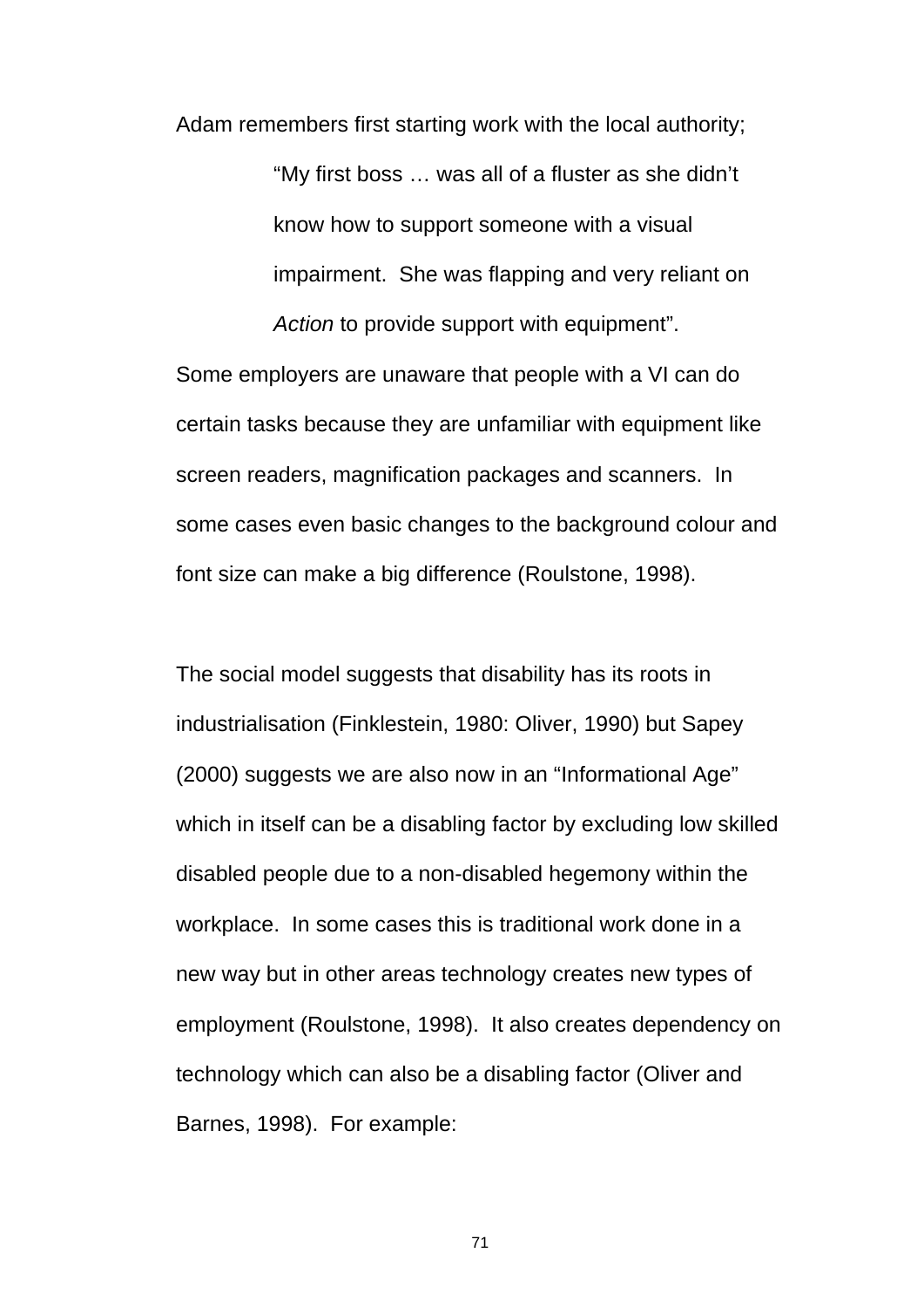Adam remembers first starting work with the local authority;

> "My first boss … was all of a fluster as she didn't know how to support someone with a visual impairment. She was flapping and very reliant on *Action* to provide support with equipment".

Some employers are unaware that people with a VI can do certain tasks because they are unfamiliar with equipment like screen readers, magnification packages and scanners. In some cases even basic changes to the background colour and font size can make a big difference (Roulstone, 1998).

The social model suggests that disability has its roots in industrialisation (Finklestein, 1980: Oliver, 1990) but Sapey (2000) suggests we are also now in an "Informational Age" which in itself can be a disabling factor by excluding low skilled disabled people due to a non-disabled hegemony within the workplace. In some cases this is traditional work done in a new way but in other areas technology creates new types of employment (Roulstone, 1998). It also creates dependency on technology which can also be a disabling factor (Oliver and Barnes, 1998). For example: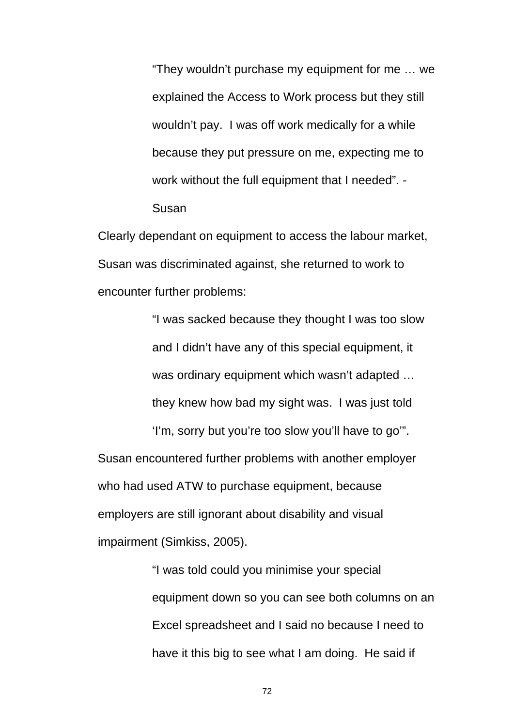> "They wouldn't purchase my equipment for me … we explained the Access to Work process but they still wouldn't pay. I was off work medically for a while because they put pressure on me, expecting me to work without the full equipment that I needed". - Susan

Clearly dependant on equipment to access the labour market, Susan was discriminated against, she returned to work to encounter further problems:

> "I was sacked because they thought I was too slow and I didn't have any of this special equipment, it was ordinary equipment which wasn't adapted … they knew how bad my sight was. I was just told 'I'm, sorry but you're too slow you'll have to go'".

Susan encountered further problems with another employer who had used ATW to purchase equipment, because employers are still ignorant about disability and visual impairment (Simkiss, 2005).

> "I was told could you minimise your special equipment down so you can see both columns on an Excel spreadsheet and I said no because I need to have it this big to see what I am doing. He said if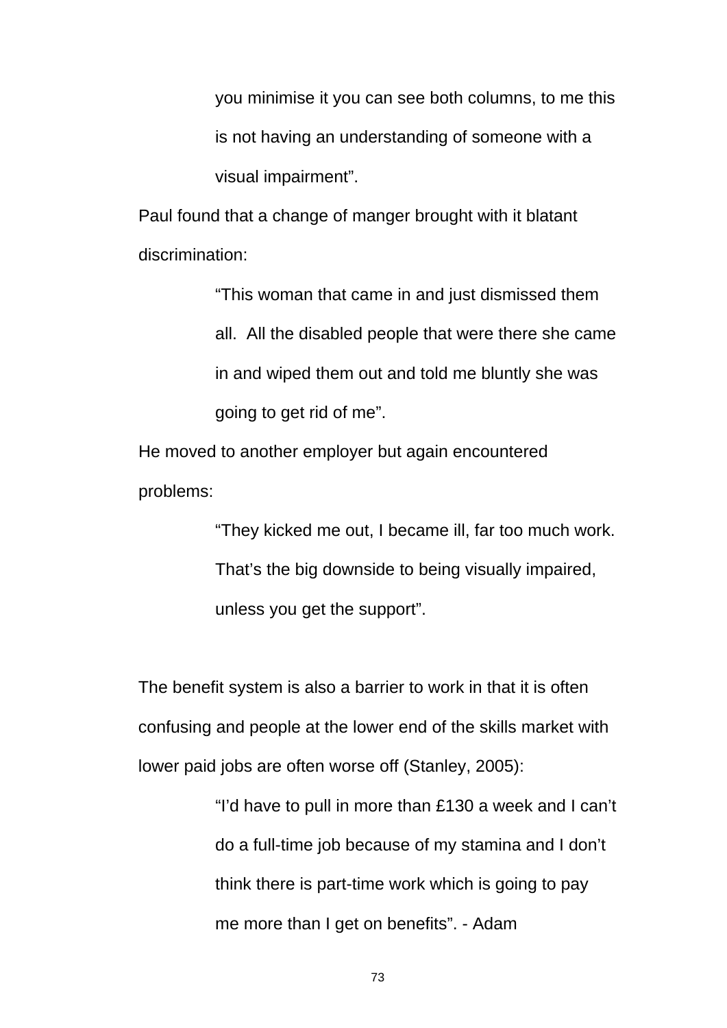> you minimise it you can see both columns, to me this is not having an understanding of someone with a visual impairment".

Paul found that a change of manger brought with it blatant discrimination:

> "This woman that came in and just dismissed them all. All the disabled people that were there she came in and wiped them out and told me bluntly she was going to get rid of me".

He moved to another employer but again encountered problems:

> "They kicked me out, I became ill, far too much work. That's the big downside to being visually impaired, unless you get the support".

The benefit system is also a barrier to work in that it is often confusing and people at the lower end of the skills market with lower paid jobs are often worse off (Stanley, 2005):

> "I'd have to pull in more than £130 a week and I can't do a full-time job because of my stamina and I don't think there is part-time work which is going to pay me more than I get on benefits". - Adam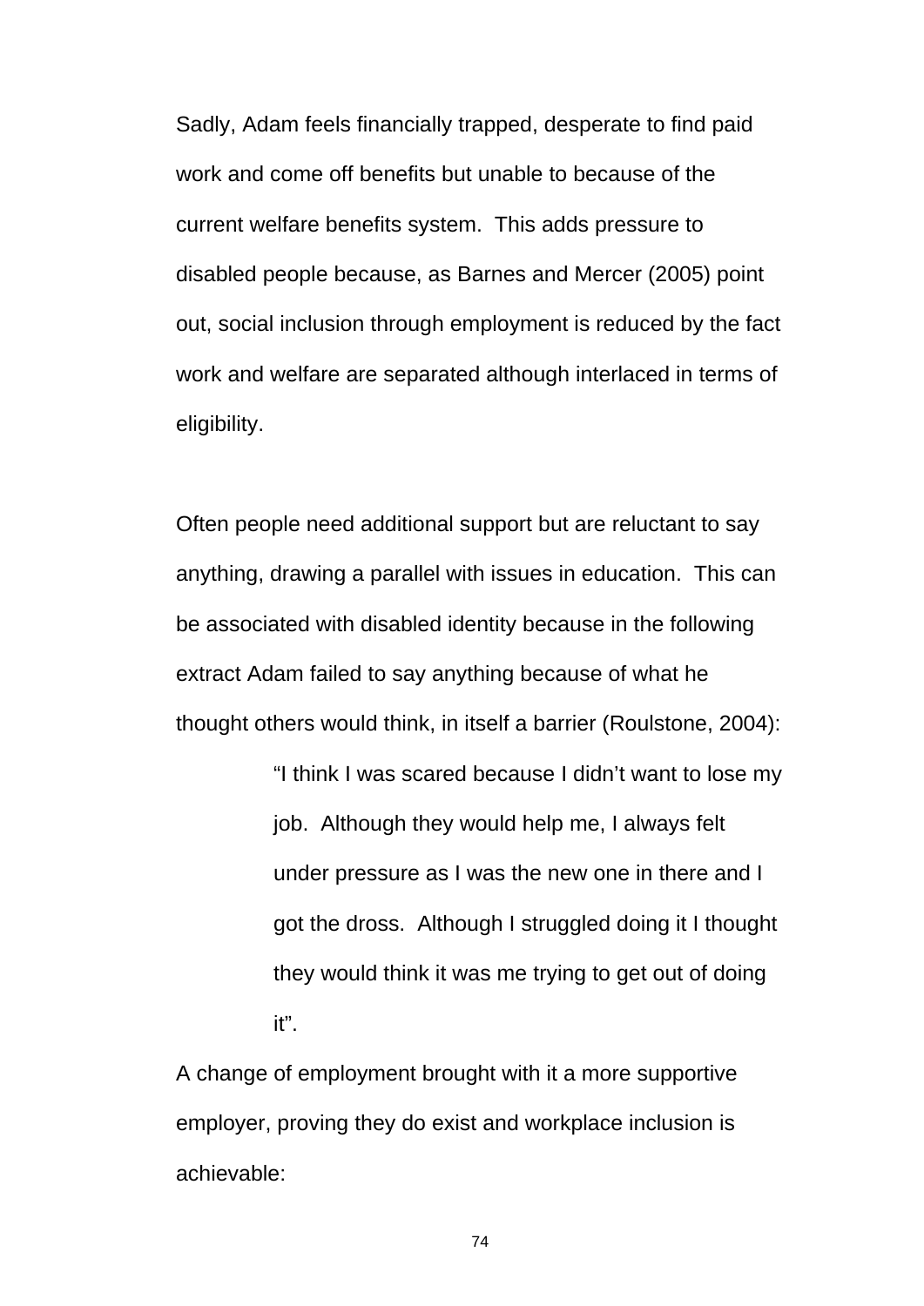Sadly, Adam feels financially trapped, desperate to find paid work and come off benefits but unable to because of the current welfare benefits system.  This adds pressure to disabled people because, as Barnes and Mercer (2005) point out, social inclusion through employment is reduced by the fact work and welfare are separated although interlaced in terms of eligibility.

Often people need additional support but are reluctant to say anything, drawing a parallel with issues in education.  This can be associated with disabled identity because in the following extract Adam failed to say anything because of what he thought others would think, in itself a barrier (Roulstone, 2004):

> "I think I was scared because I didn't want to lose my job.  Although they would help me, I always felt under pressure as I was the new one in there and I got the dross.  Although I struggled doing it I thought they would think it was me trying to get out of doing it".

A change of employment brought with it a more supportive employer, proving they do exist and workplace inclusion is achievable: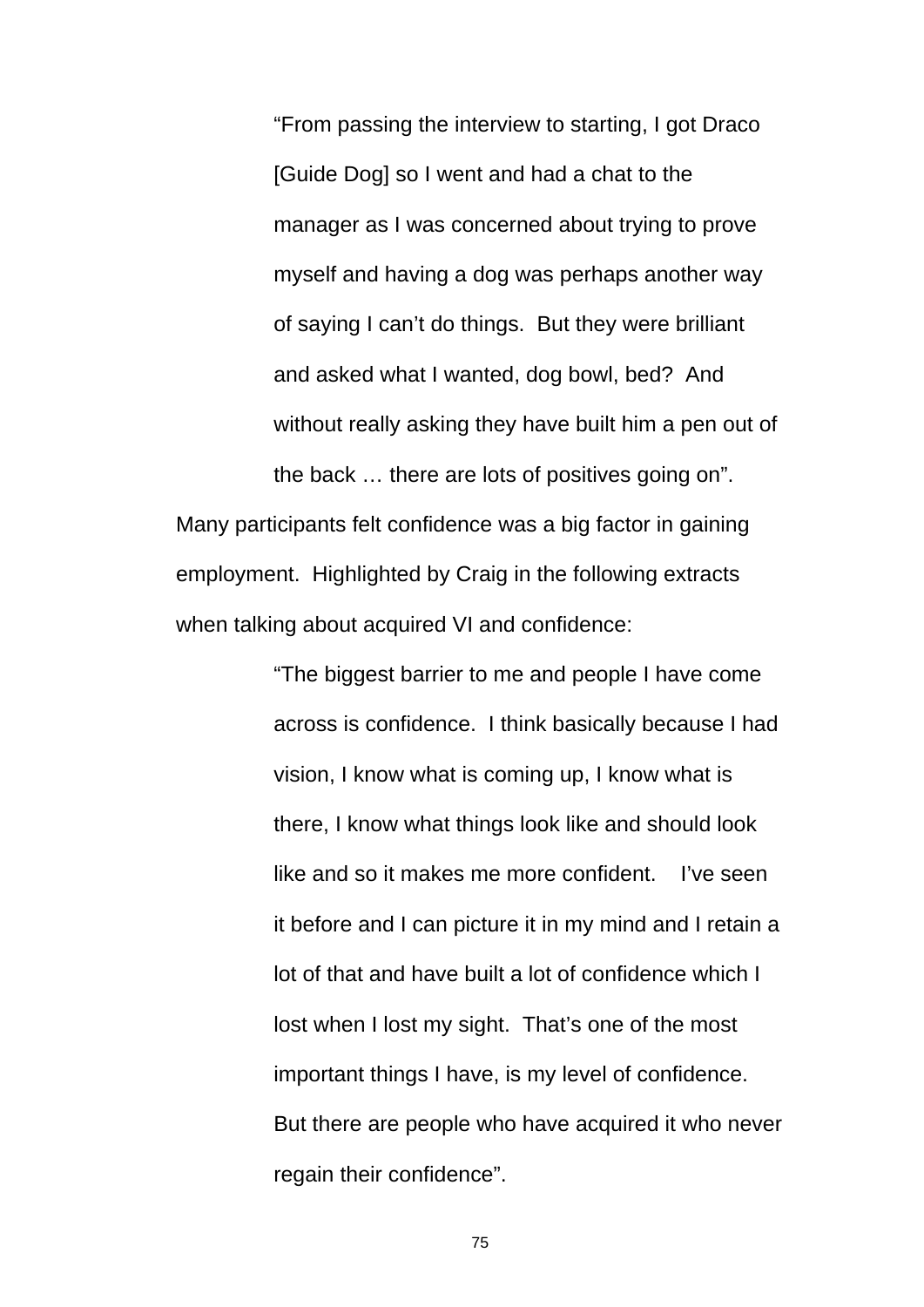> "From passing the interview to starting, I got Draco [Guide Dog] so I went and had a chat to the manager as I was concerned about trying to prove myself and having a dog was perhaps another way of saying I can't do things. But they were brilliant and asked what I wanted, dog bowl, bed? And without really asking they have built him a pen out of the back … there are lots of positives going on".

Many participants felt confidence was a big factor in gaining employment. Highlighted by Craig in the following extracts when talking about acquired VI and confidence:

> "The biggest barrier to me and people I have come across is confidence. I think basically because I had vision, I know what is coming up, I know what is there, I know what things look like and should look like and so it makes me more confident. I've seen it before and I can picture it in my mind and I retain a lot of that and have built a lot of confidence which I lost when I lost my sight. That's one of the most important things I have, is my level of confidence. But there are people who have acquired it who never regain their confidence".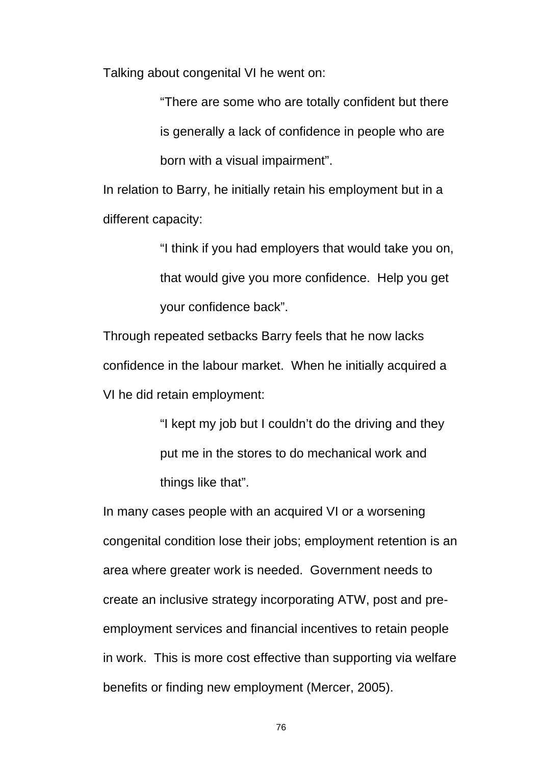Talking about congenital VI he went on:

> "There are some who are totally confident but there is generally a lack of confidence in people who are born with a visual impairment".

In relation to Barry, he initially retain his employment but in a different capacity:

> "I think if you had employers that would take you on, that would give you more confidence. Help you get your confidence back".

Through repeated setbacks Barry feels that he now lacks confidence in the labour market. When he initially acquired a VI he did retain employment:

> "I kept my job but I couldn't do the driving and they put me in the stores to do mechanical work and things like that".

In many cases people with an acquired VI or a worsening congenital condition lose their jobs; employment retention is an area where greater work is needed. Government needs to create an inclusive strategy incorporating ATW, post and pre-employment services and financial incentives to retain people in work. This is more cost effective than supporting via welfare benefits or finding new employment (Mercer, 2005).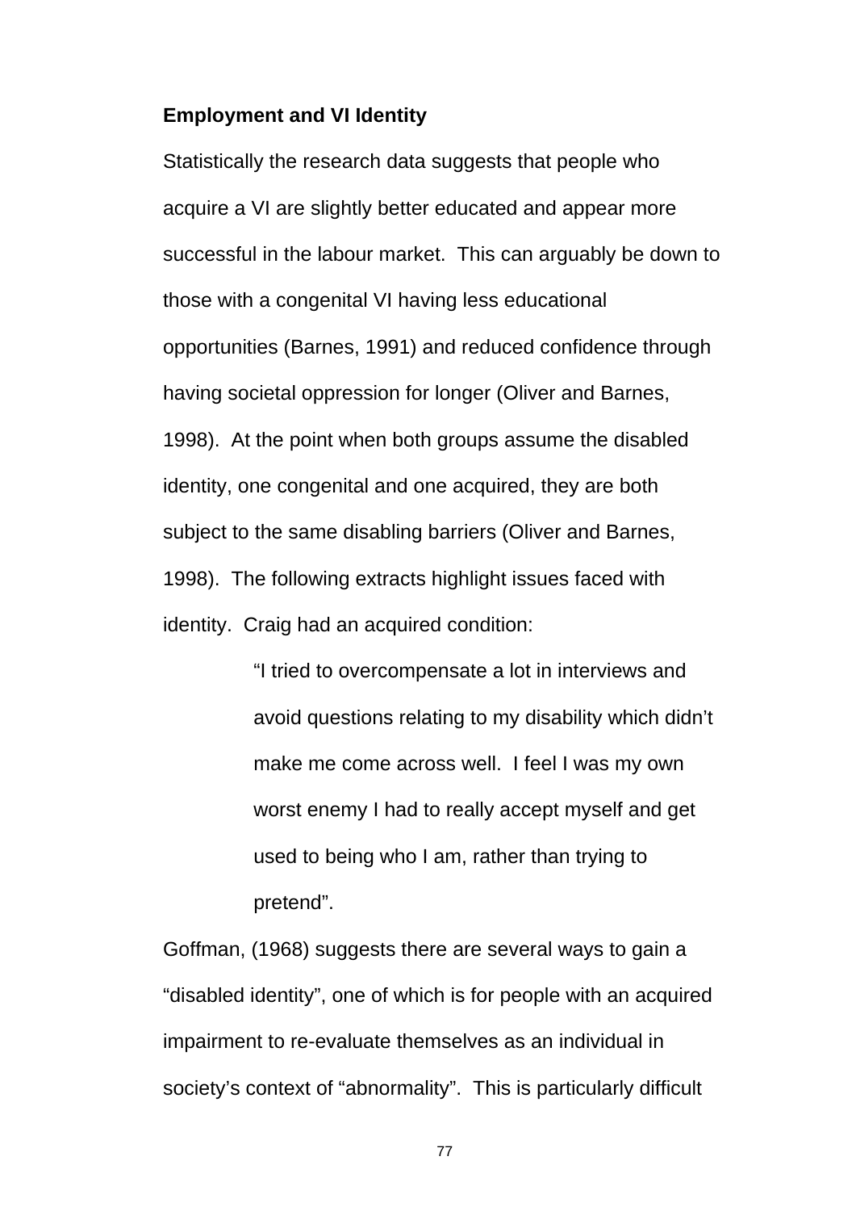**Employment and VI Identity**

Statistically the research data suggests that people who acquire a VI are slightly better educated and appear more successful in the labour market. This can arguably be down to those with a congenital VI having less educational opportunities (Barnes, 1991) and reduced confidence through having societal oppression for longer (Oliver and Barnes, 1998). At the point when both groups assume the disabled identity, one congenital and one acquired, they are both subject to the same disabling barriers (Oliver and Barnes, 1998). The following extracts highlight issues faced with identity. Craig had an acquired condition:

> "I tried to overcompensate a lot in interviews and avoid questions relating to my disability which didn't make me come across well. I feel I was my own worst enemy I had to really accept myself and get used to being who I am, rather than trying to pretend".

Goffman, (1968) suggests there are several ways to gain a "disabled identity", one of which is for people with an acquired impairment to re-evaluate themselves as an individual in society's context of "abnormality". This is particularly difficult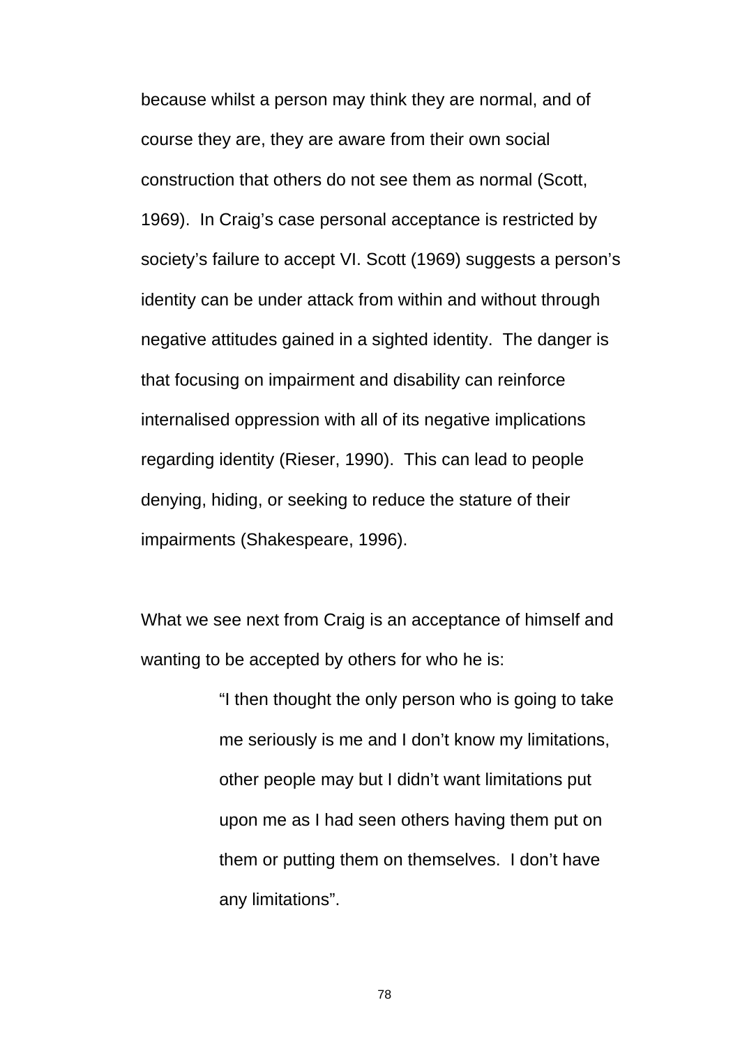because whilst a person may think they are normal, and of course they are, they are aware from their own social construction that others do not see them as normal (Scott, 1969). In Craig's case personal acceptance is restricted by society's failure to accept VI. Scott (1969) suggests a person's identity can be under attack from within and without through negative attitudes gained in a sighted identity. The danger is that focusing on impairment and disability can reinforce internalised oppression with all of its negative implications regarding identity (Rieser, 1990). This can lead to people denying, hiding, or seeking to reduce the stature of their impairments (Shakespeare, 1996).

What we see next from Craig is an acceptance of himself and wanting to be accepted by others for who he is:

> "I then thought the only person who is going to take me seriously is me and I don't know my limitations, other people may but I didn't want limitations put upon me as I had seen others having them put on them or putting them on themselves. I don't have any limitations".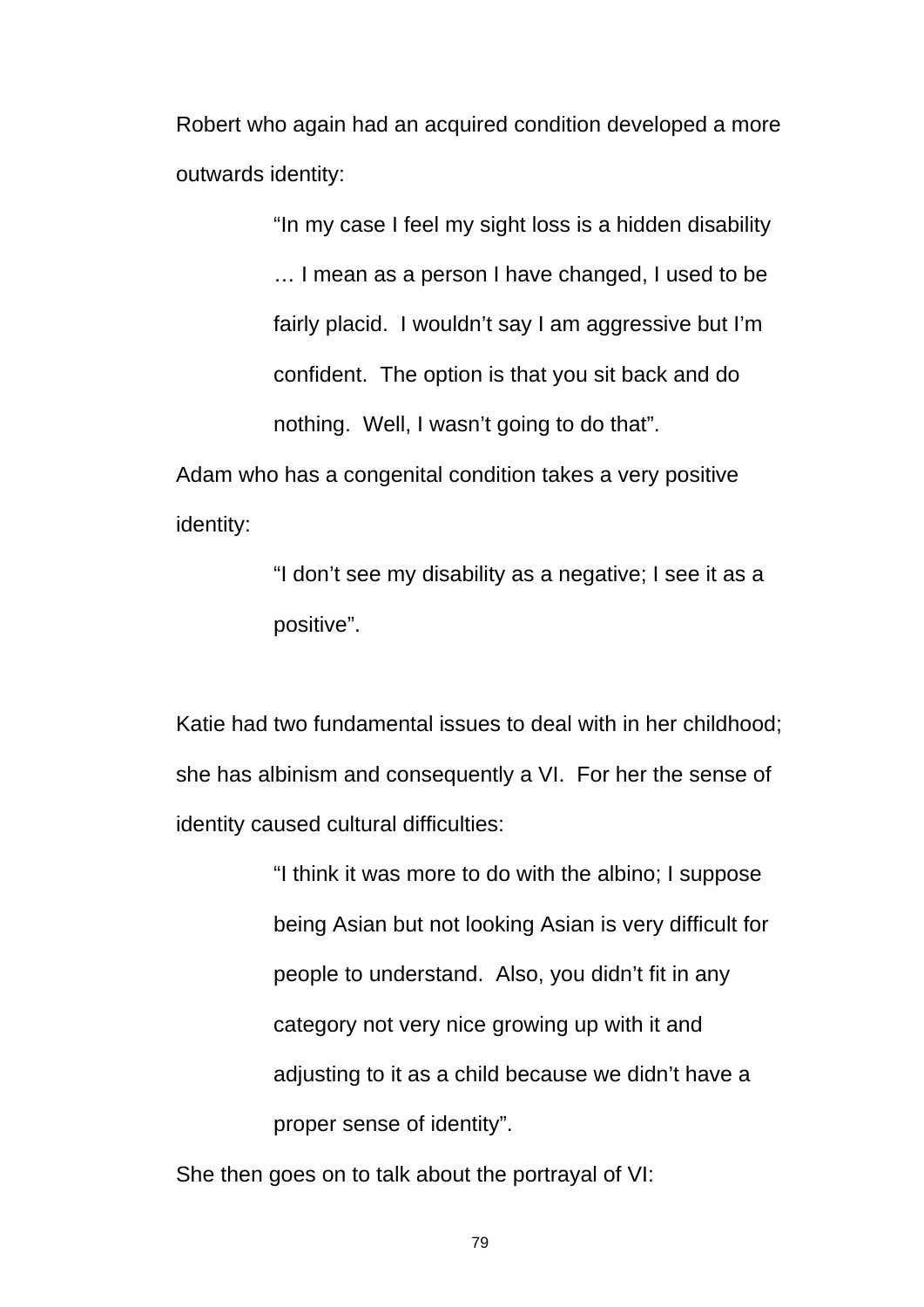Robert who again had an acquired condition developed a more outwards identity:

> "In my case I feel my sight loss is a hidden disability … I mean as a person I have changed, I used to be fairly placid. I wouldn't say I am aggressive but I'm confident. The option is that you sit back and do nothing. Well, I wasn't going to do that".

Adam who has a congenital condition takes a very positive identity:

> "I don't see my disability as a negative; I see it as a positive".

Katie had two fundamental issues to deal with in her childhood; she has albinism and consequently a VI. For her the sense of identity caused cultural difficulties:

> "I think it was more to do with the albino; I suppose being Asian but not looking Asian is very difficult for people to understand. Also, you didn't fit in any category not very nice growing up with it and adjusting to it as a child because we didn't have a proper sense of identity".

She then goes on to talk about the portrayal of VI: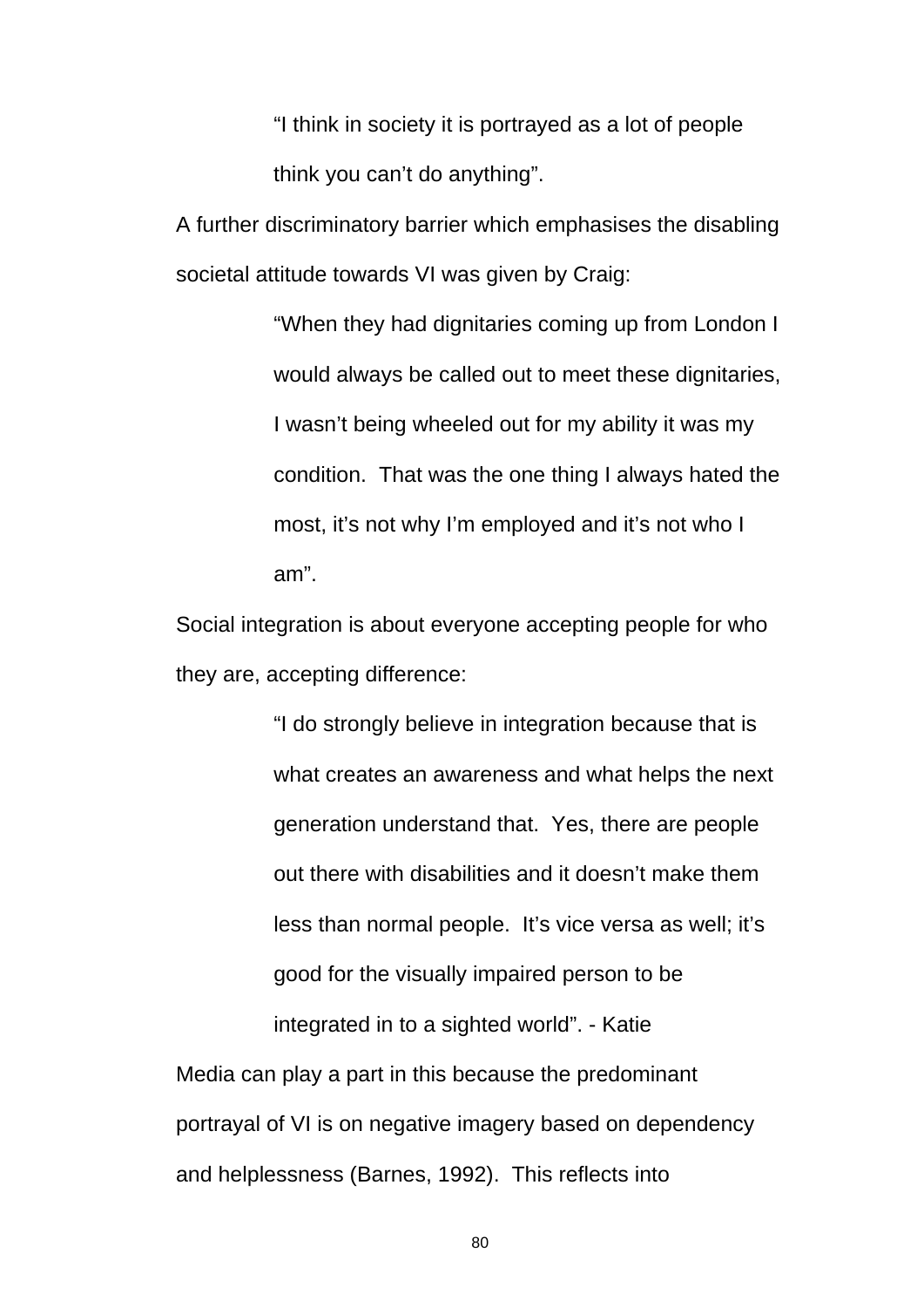> "I think in society it is portrayed as a lot of people think you can't do anything".

A further discriminatory barrier which emphasises the disabling societal attitude towards VI was given by Craig:

> "When they had dignitaries coming up from London I would always be called out to meet these dignitaries, I wasn't being wheeled out for my ability it was my condition. That was the one thing I always hated the most, it's not why I'm employed and it's not who I am".

Social integration is about everyone accepting people for who they are, accepting difference:

> "I do strongly believe in integration because that is what creates an awareness and what helps the next generation understand that. Yes, there are people out there with disabilities and it doesn't make them less than normal people. It's vice versa as well; it's good for the visually impaired person to be integrated in to a sighted world". - Katie

Media can play a part in this because the predominant portrayal of VI is on negative imagery based on dependency and helplessness (Barnes, 1992). This reflects into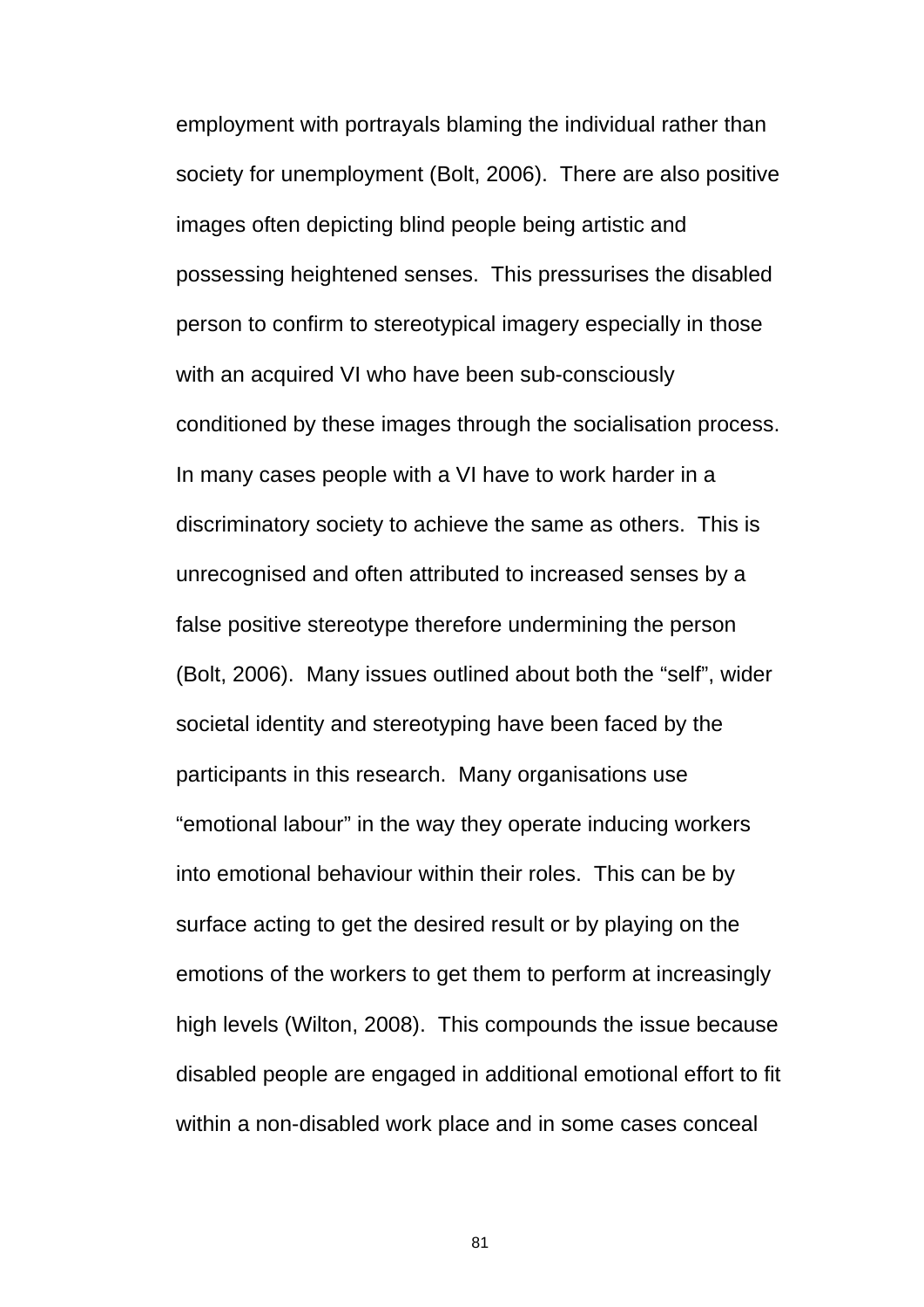employment with portrayals blaming the individual rather than society for unemployment (Bolt, 2006). There are also positive images often depicting blind people being artistic and possessing heightened senses. This pressurises the disabled person to confirm to stereotypical imagery especially in those with an acquired VI who have been sub-consciously conditioned by these images through the socialisation process. In many cases people with a VI have to work harder in a discriminatory society to achieve the same as others. This is unrecognised and often attributed to increased senses by a false positive stereotype therefore undermining the person (Bolt, 2006). Many issues outlined about both the “self”, wider societal identity and stereotyping have been faced by the participants in this research. Many organisations use “emotional labour” in the way they operate inducing workers into emotional behaviour within their roles. This can be by surface acting to get the desired result or by playing on the emotions of the workers to get them to perform at increasingly high levels (Wilton, 2008). This compounds the issue because disabled people are engaged in additional emotional effort to fit within a non-disabled work place and in some cases conceal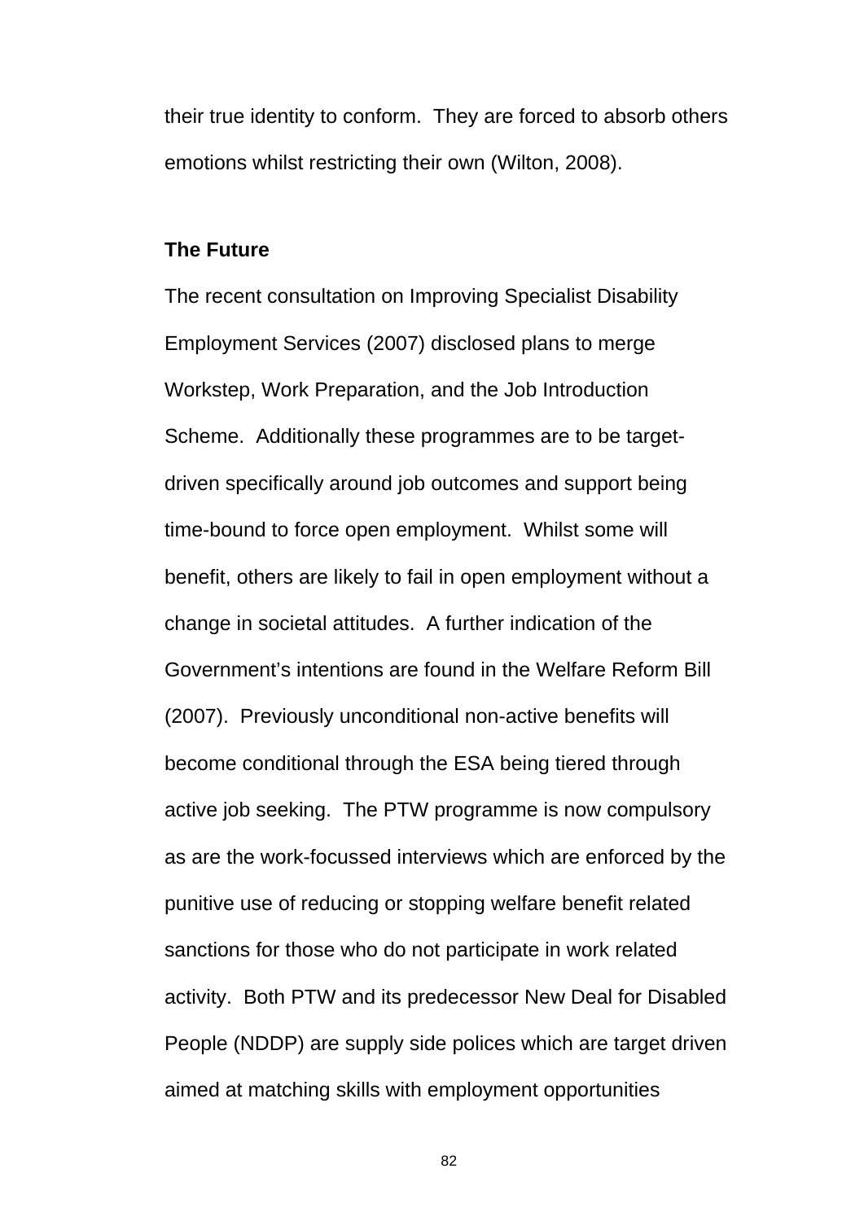their true identity to conform.  They are forced to absorb others emotions whilst restricting their own (Wilton, 2008).

**The Future**

The recent consultation on Improving Specialist Disability Employment Services (2007) disclosed plans to merge Workstep, Work Preparation, and the Job Introduction Scheme.  Additionally these programmes are to be target-driven specifically around job outcomes and support being time-bound to force open employment.  Whilst some will benefit, others are likely to fail in open employment without a change in societal attitudes.  A further indication of the Government's intentions are found in the Welfare Reform Bill (2007).  Previously unconditional non-active benefits will become conditional through the ESA being tiered through active job seeking.  The PTW programme is now compulsory as are the work-focussed interviews which are enforced by the punitive use of reducing or stopping welfare benefit related sanctions for those who do not participate in work related activity.  Both PTW and its predecessor New Deal for Disabled People (NDDP) are supply side polices which are target driven aimed at matching skills with employment opportunities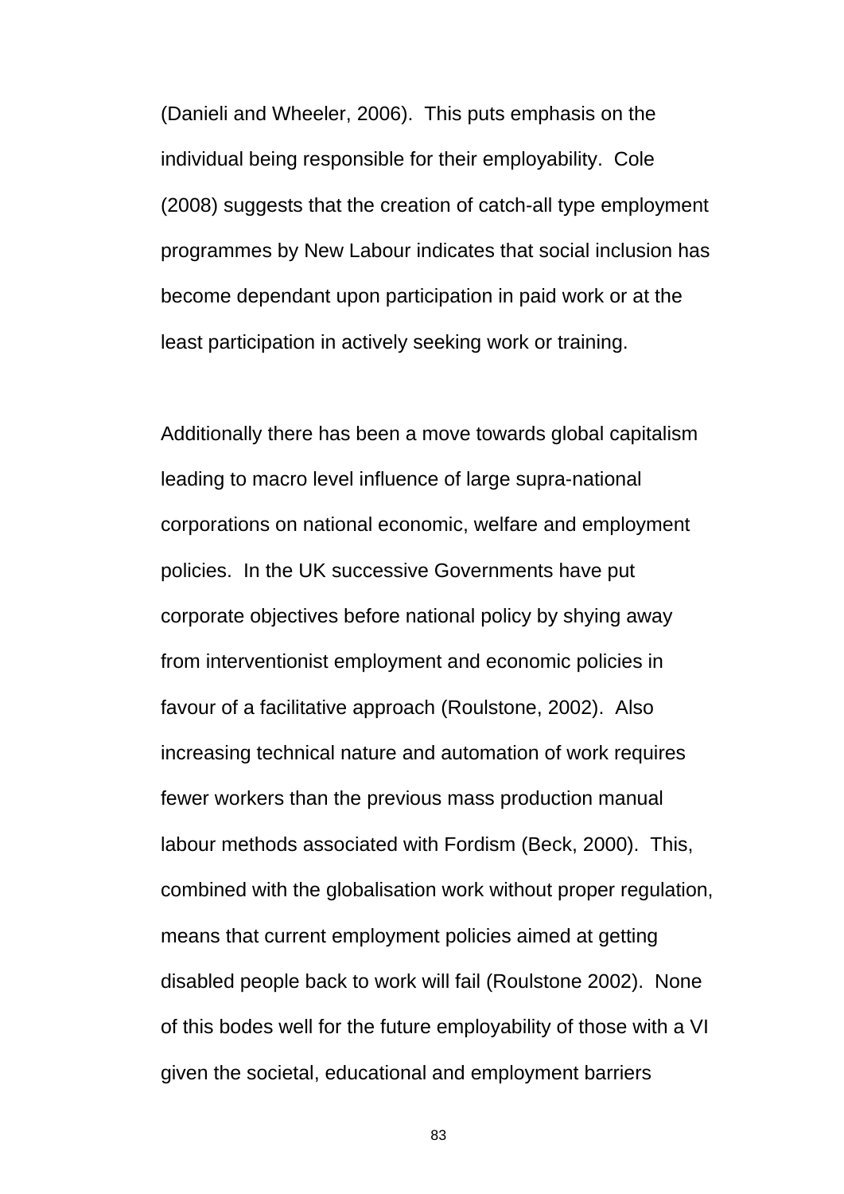(Danieli and Wheeler, 2006). This puts emphasis on the individual being responsible for their employability. Cole (2008) suggests that the creation of catch-all type employment programmes by New Labour indicates that social inclusion has become dependant upon participation in paid work or at the least participation in actively seeking work or training.

Additionally there has been a move towards global capitalism leading to macro level influence of large supra-national corporations on national economic, welfare and employment policies. In the UK successive Governments have put corporate objectives before national policy by shying away from interventionist employment and economic policies in favour of a facilitative approach (Roulstone, 2002). Also increasing technical nature and automation of work requires fewer workers than the previous mass production manual labour methods associated with Fordism (Beck, 2000). This, combined with the globalisation work without proper regulation, means that current employment policies aimed at getting disabled people back to work will fail (Roulstone 2002). None of this bodes well for the future employability of those with a VI given the societal, educational and employment barriers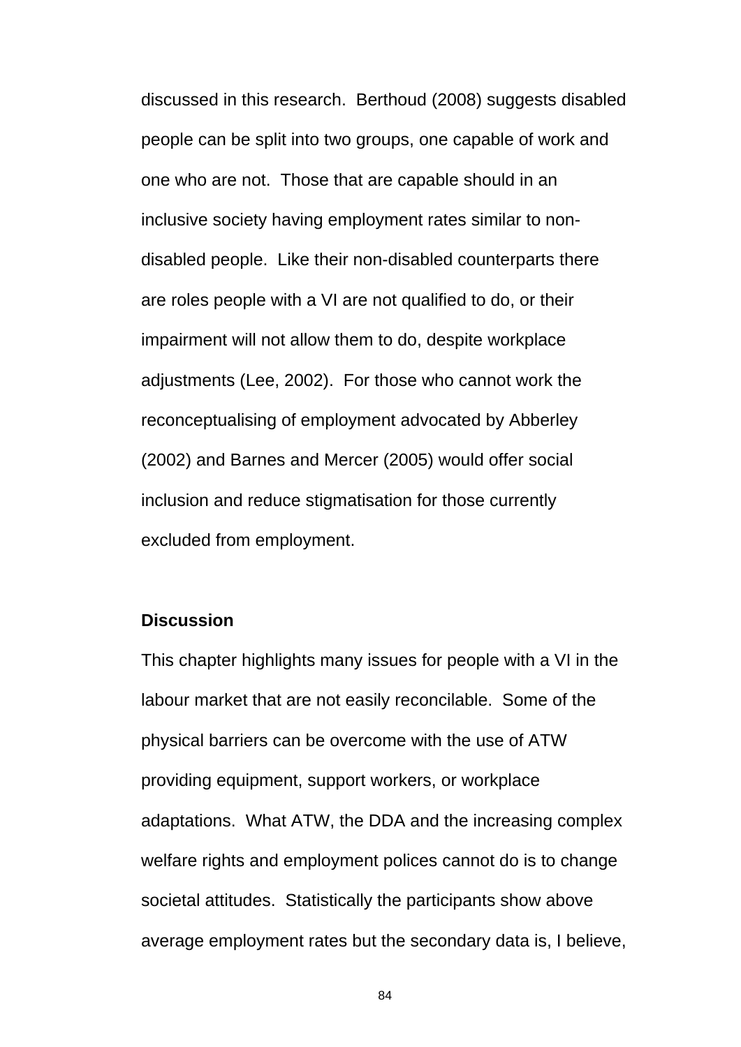discussed in this research. Berthoud (2008) suggests disabled people can be split into two groups, one capable of work and one who are not. Those that are capable should in an inclusive society having employment rates similar to non-disabled people. Like their non-disabled counterparts there are roles people with a VI are not qualified to do, or their impairment will not allow them to do, despite workplace adjustments (Lee, 2002). For those who cannot work the reconceptualising of employment advocated by Abberley (2002) and Barnes and Mercer (2005) would offer social inclusion and reduce stigmatisation for those currently excluded from employment.

**Discussion**

This chapter highlights many issues for people with a VI in the labour market that are not easily reconcilable. Some of the physical barriers can be overcome with the use of ATW providing equipment, support workers, or workplace adaptations. What ATW, the DDA and the increasing complex welfare rights and employment polices cannot do is to change societal attitudes. Statistically the participants show above average employment rates but the secondary data is, I believe,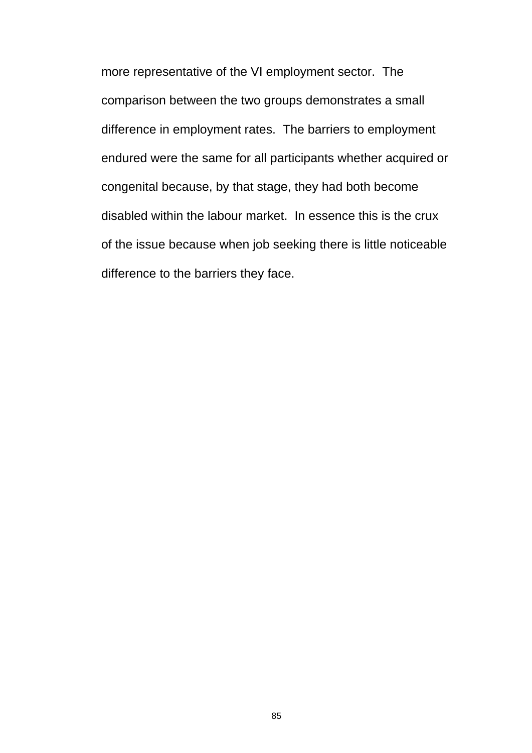more representative of the VI employment sector.  The comparison between the two groups demonstrates a small difference in employment rates.  The barriers to employment endured were the same for all participants whether acquired or congenital because, by that stage, they had both become disabled within the labour market.  In essence this is the crux of the issue because when job seeking there is little noticeable difference to the barriers they face.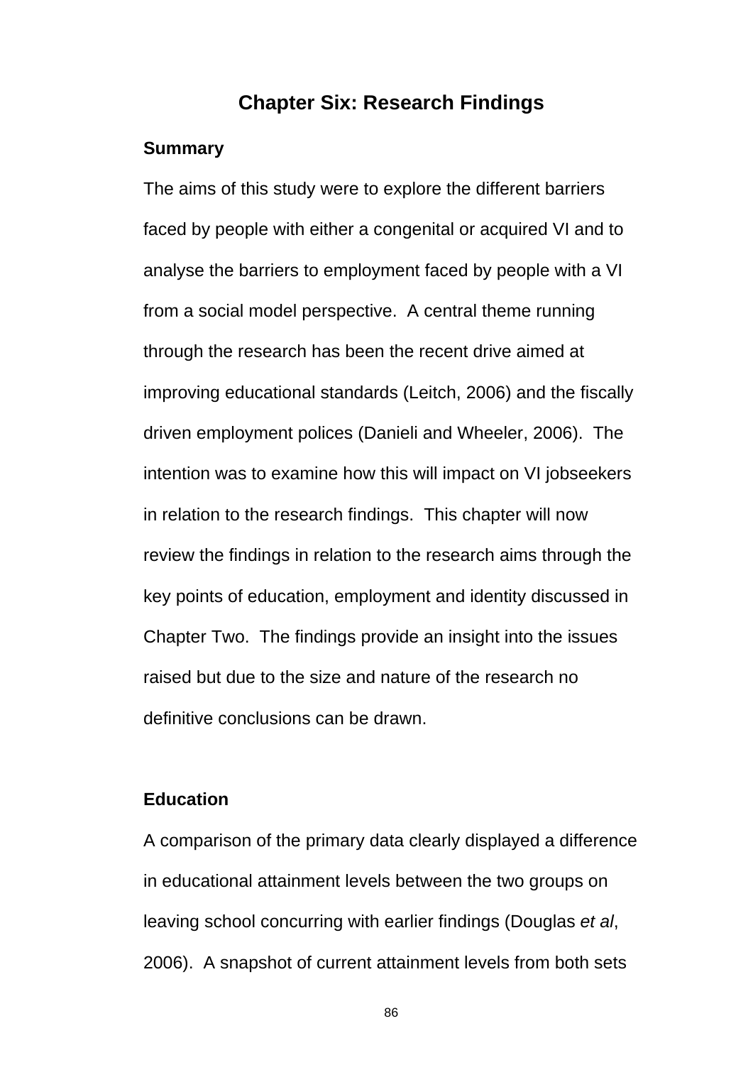## Chapter Six: Research Findings

### Summary

The aims of this study were to explore the different barriers faced by people with either a congenital or acquired VI and to analyse the barriers to employment faced by people with a VI from a social model perspective. A central theme running through the research has been the recent drive aimed at improving educational standards (Leitch, 2006) and the fiscally driven employment polices (Danieli and Wheeler, 2006). The intention was to examine how this will impact on VI jobseekers in relation to the research findings. This chapter will now review the findings in relation to the research aims through the key points of education, employment and identity discussed in Chapter Two. The findings provide an insight into the issues raised but due to the size and nature of the research no definitive conclusions can be drawn.

### Education

A comparison of the primary data clearly displayed a difference in educational attainment levels between the two groups on leaving school concurring with earlier findings (Douglas *et al*, 2006). A snapshot of current attainment levels from both sets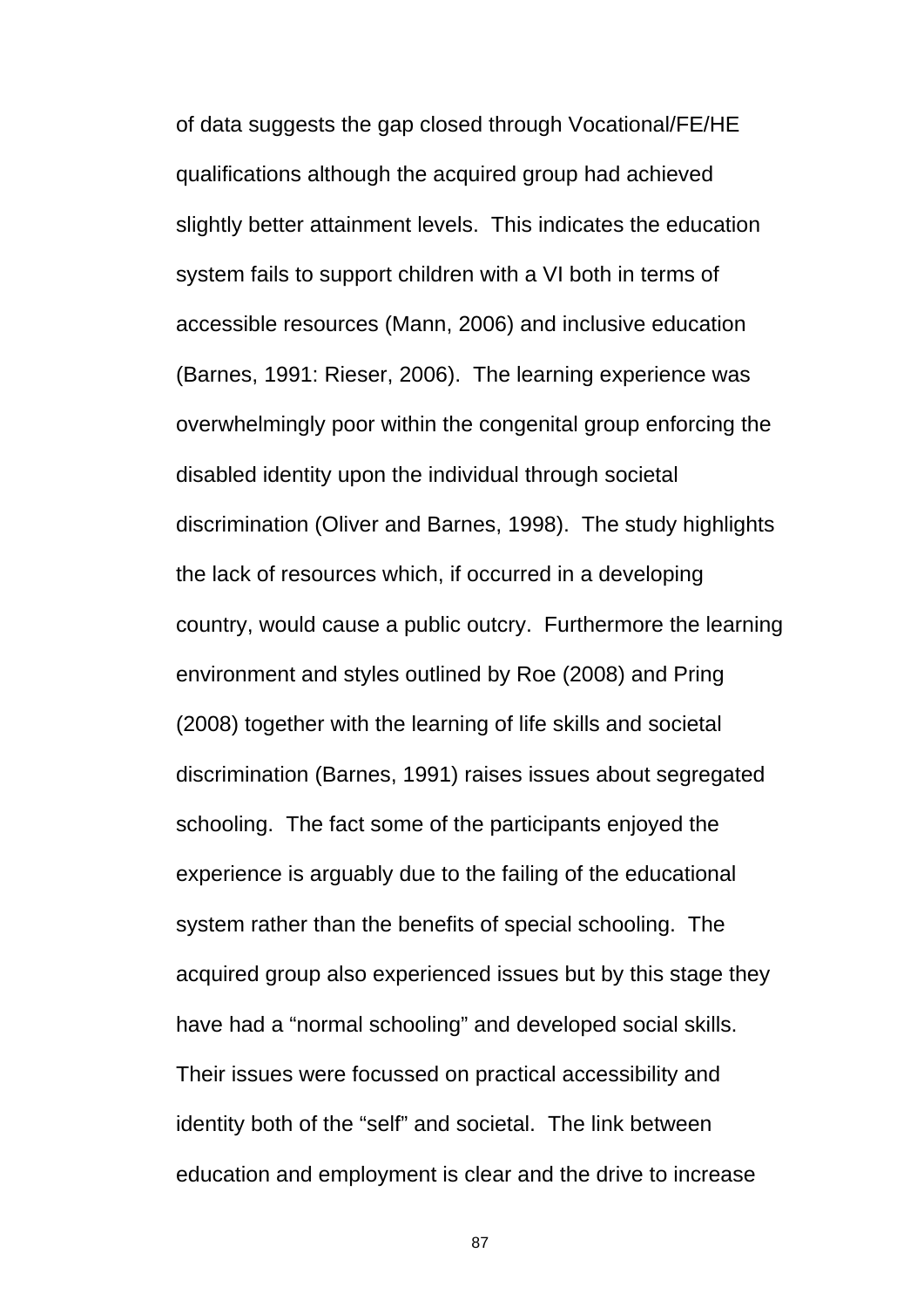of data suggests the gap closed through Vocational/FE/HE qualifications although the acquired group had achieved slightly better attainment levels. This indicates the education system fails to support children with a VI both in terms of accessible resources (Mann, 2006) and inclusive education (Barnes, 1991: Rieser, 2006). The learning experience was overwhelmingly poor within the congenital group enforcing the disabled identity upon the individual through societal discrimination (Oliver and Barnes, 1998). The study highlights the lack of resources which, if occurred in a developing country, would cause a public outcry. Furthermore the learning environment and styles outlined by Roe (2008) and Pring (2008) together with the learning of life skills and societal discrimination (Barnes, 1991) raises issues about segregated schooling. The fact some of the participants enjoyed the experience is arguably due to the failing of the educational system rather than the benefits of special schooling. The acquired group also experienced issues but by this stage they have had a "normal schooling" and developed social skills. Their issues were focussed on practical accessibility and identity both of the "self" and societal. The link between education and employment is clear and the drive to increase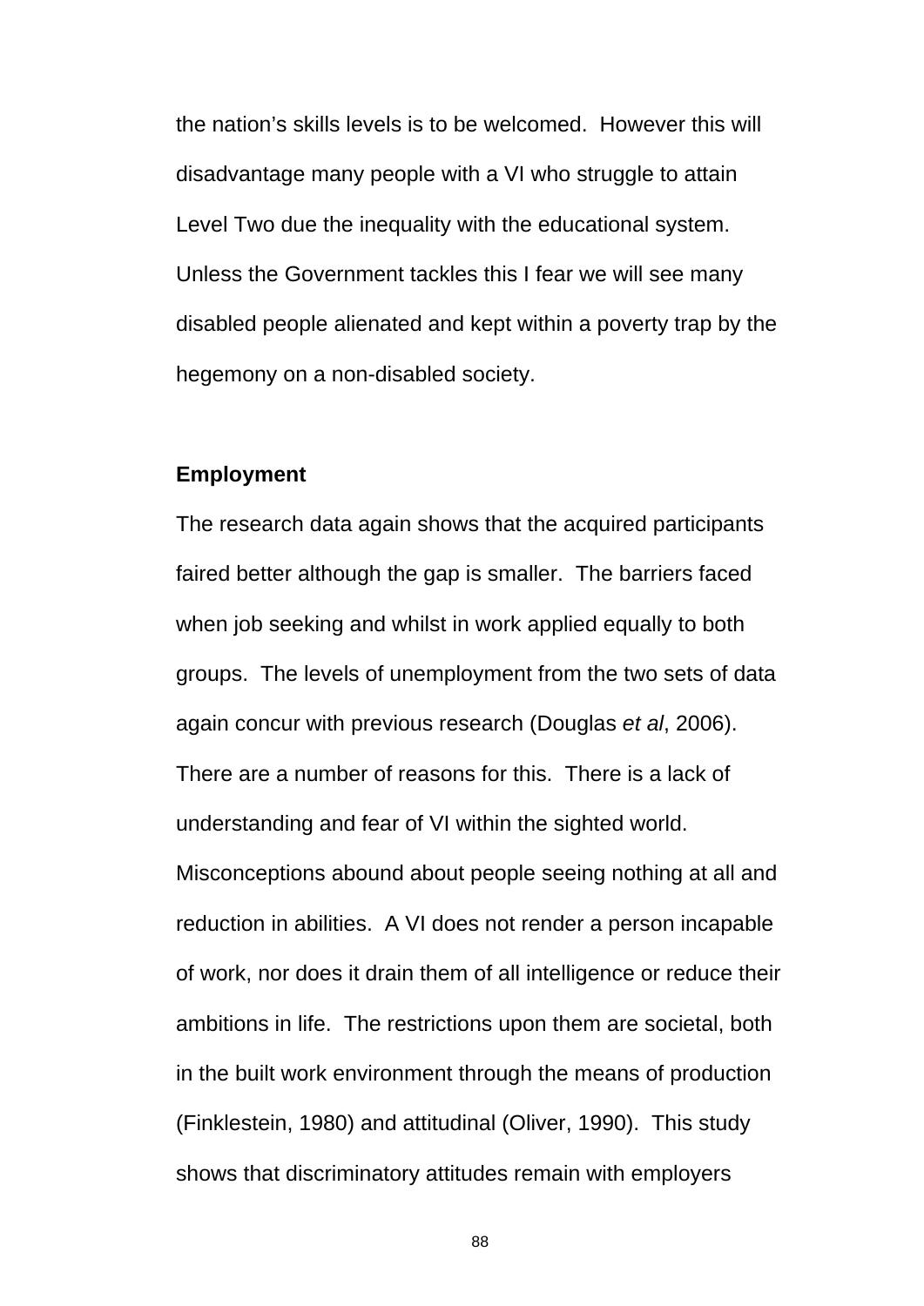the nation's skills levels is to be welcomed. However this will disadvantage many people with a VI who struggle to attain Level Two due the inequality with the educational system. Unless the Government tackles this I fear we will see many disabled people alienated and kept within a poverty trap by the hegemony on a non-disabled society.

**Employment**

The research data again shows that the acquired participants faired better although the gap is smaller. The barriers faced when job seeking and whilst in work applied equally to both groups. The levels of unemployment from the two sets of data again concur with previous research (Douglas *et al*, 2006). There are a number of reasons for this. There is a lack of understanding and fear of VI within the sighted world. Misconceptions abound about people seeing nothing at all and reduction in abilities. A VI does not render a person incapable of work, nor does it drain them of all intelligence or reduce their ambitions in life. The restrictions upon them are societal, both in the built work environment through the means of production (Finklestein, 1980) and attitudinal (Oliver, 1990). This study shows that discriminatory attitudes remain with employers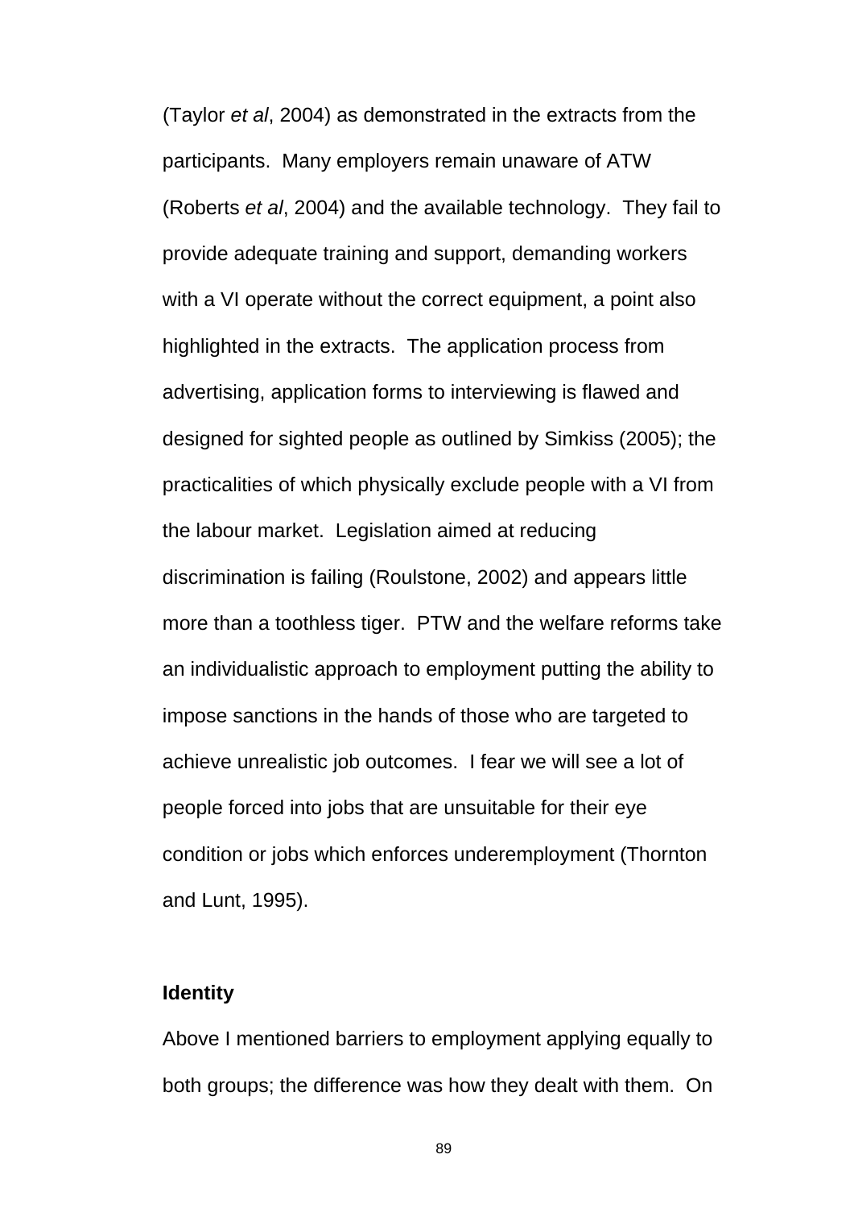(Taylor *et al*, 2004) as demonstrated in the extracts from the participants. Many employers remain unaware of ATW (Roberts *et al*, 2004) and the available technology. They fail to provide adequate training and support, demanding workers with a VI operate without the correct equipment, a point also highlighted in the extracts. The application process from advertising, application forms to interviewing is flawed and designed for sighted people as outlined by Simkiss (2005); the practicalities of which physically exclude people with a VI from the labour market. Legislation aimed at reducing discrimination is failing (Roulstone, 2002) and appears little more than a toothless tiger. PTW and the welfare reforms take an individualistic approach to employment putting the ability to impose sanctions in the hands of those who are targeted to achieve unrealistic job outcomes. I fear we will see a lot of people forced into jobs that are unsuitable for their eye condition or jobs which enforces underemployment (Thornton and Lunt, 1995).

**Identity**

Above I mentioned barriers to employment applying equally to both groups; the difference was how they dealt with them. On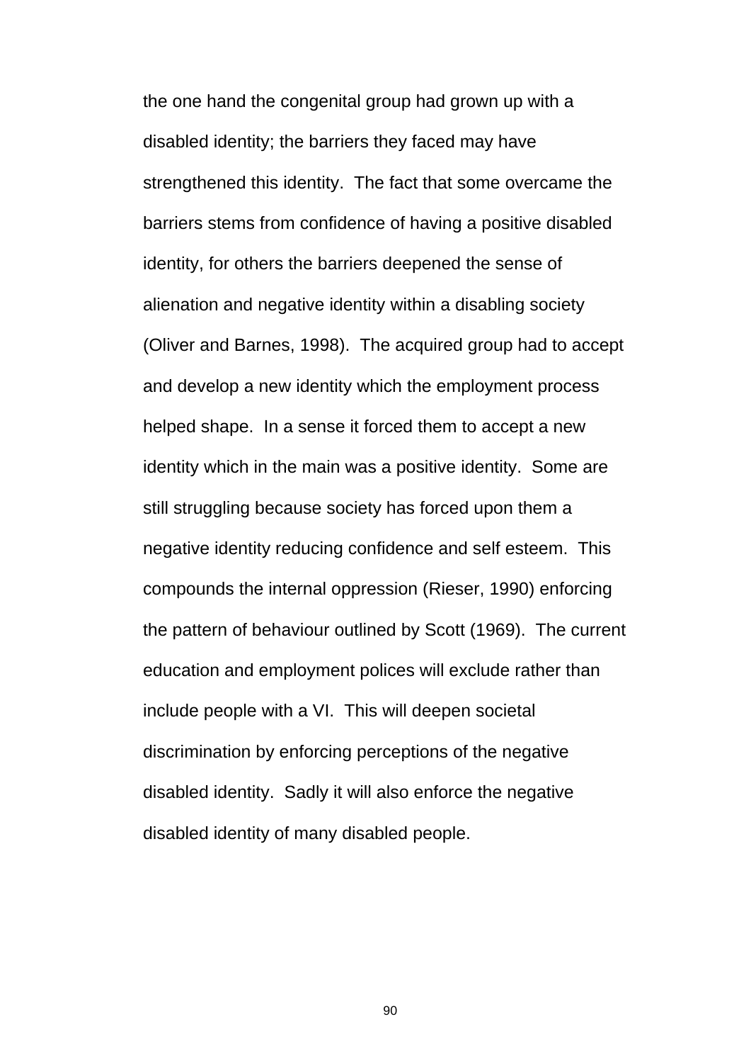the one hand the congenital group had grown up with a disabled identity; the barriers they faced may have strengthened this identity. The fact that some overcame the barriers stems from confidence of having a positive disabled identity, for others the barriers deepened the sense of alienation and negative identity within a disabling society (Oliver and Barnes, 1998). The acquired group had to accept and develop a new identity which the employment process helped shape. In a sense it forced them to accept a new identity which in the main was a positive identity. Some are still struggling because society has forced upon them a negative identity reducing confidence and self esteem. This compounds the internal oppression (Rieser, 1990) enforcing the pattern of behaviour outlined by Scott (1969). The current education and employment polices will exclude rather than include people with a VI. This will deepen societal discrimination by enforcing perceptions of the negative disabled identity. Sadly it will also enforce the negative disabled identity of many disabled people.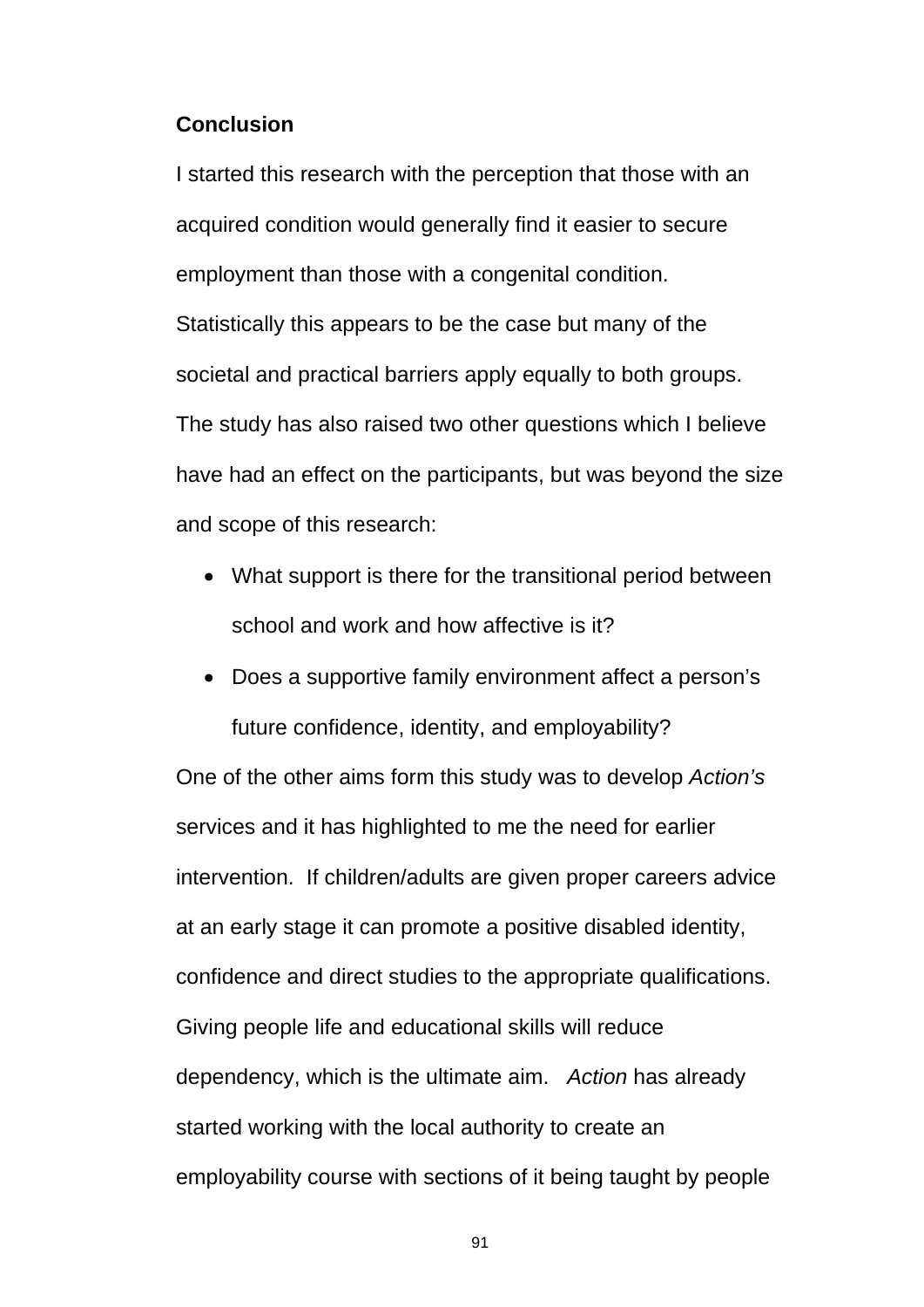**Conclusion**

I started this research with the perception that those with an acquired condition would generally find it easier to secure employment than those with a congenital condition. Statistically this appears to be the case but many of the societal and practical barriers apply equally to both groups. The study has also raised two other questions which I believe have had an effect on the participants, but was beyond the size and scope of this research:

- What support is there for the transitional period between school and work and how affective is it?
- Does a supportive family environment affect a person's future confidence, identity, and employability?

One of the other aims form this study was to develop *Action's* services and it has highlighted to me the need for earlier intervention. If children/adults are given proper careers advice at an early stage it can promote a positive disabled identity, confidence and direct studies to the appropriate qualifications. Giving people life and educational skills will reduce dependency, which is the ultimate aim. *Action* has already started working with the local authority to create an employability course with sections of it being taught by people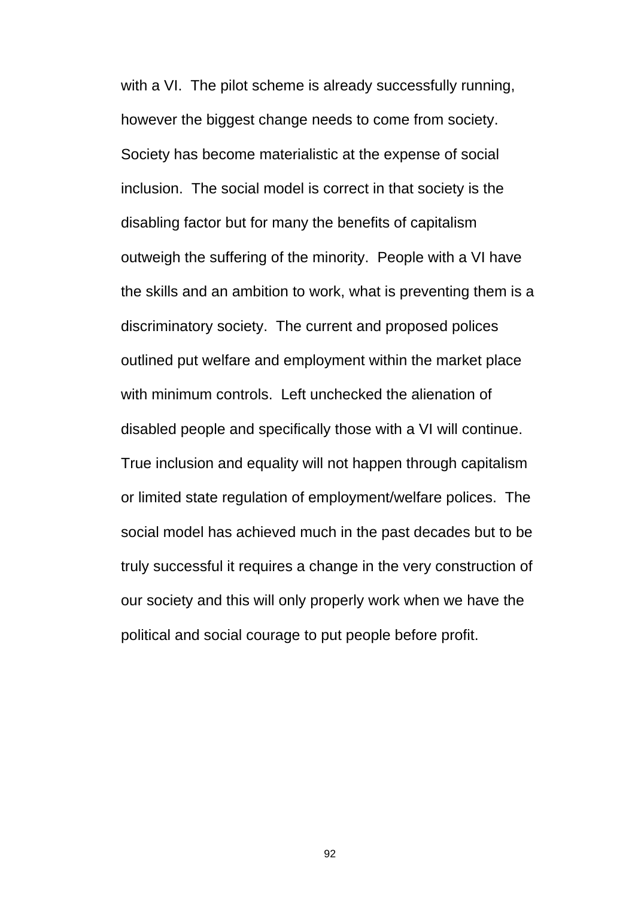with a VI.  The pilot scheme is already successfully running, however the biggest change needs to come from society. Society has become materialistic at the expense of social inclusion.  The social model is correct in that society is the disabling factor but for many the benefits of capitalism outweigh the suffering of the minority.  People with a VI have the skills and an ambition to work, what is preventing them is a discriminatory society.  The current and proposed polices outlined put welfare and employment within the market place with minimum controls.  Left unchecked the alienation of disabled people and specifically those with a VI will continue. True inclusion and equality will not happen through capitalism or limited state regulation of employment/welfare polices.  The social model has achieved much in the past decades but to be truly successful it requires a change in the very construction of our society and this will only properly work when we have the political and social courage to put people before profit.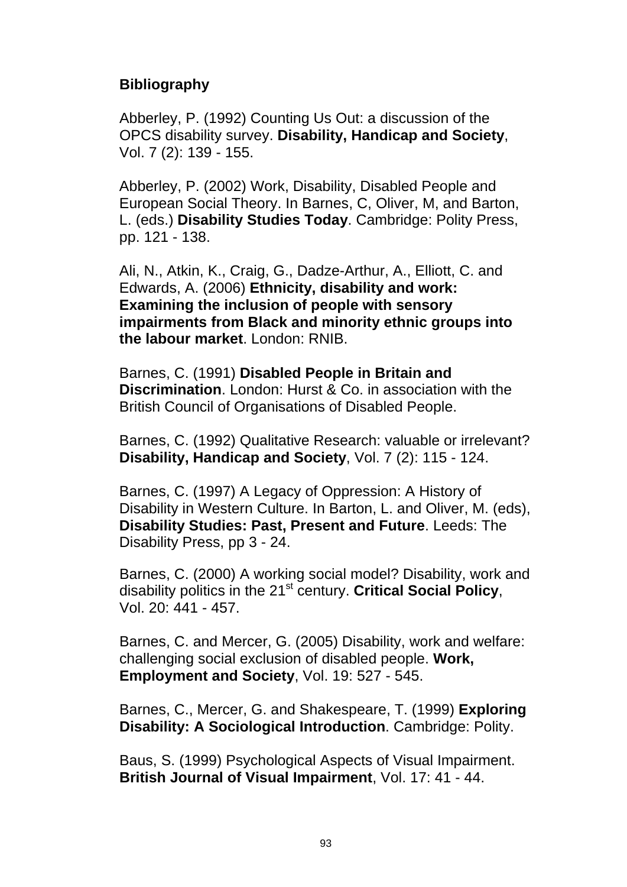**Bibliography**

Abberley, P. (1992) Counting Us Out: a discussion of the OPCS disability survey. **Disability, Handicap and Society**, Vol. 7 (2): 139 - 155.

Abberley, P. (2002) Work, Disability, Disabled People and European Social Theory. In Barnes, C, Oliver, M, and Barton, L. (eds.) **Disability Studies Today**. Cambridge: Polity Press, pp. 121 - 138.

Ali, N., Atkin, K., Craig, G., Dadze-Arthur, A., Elliott, C. and Edwards, A. (2006) **Ethnicity, disability and work: Examining the inclusion of people with sensory impairments from Black and minority ethnic groups into the labour market**. London: RNIB.

Barnes, C. (1991) **Disabled People in Britain and Discrimination**. London: Hurst & Co. in association with the British Council of Organisations of Disabled People.

Barnes, C. (1992) Qualitative Research: valuable or irrelevant? **Disability, Handicap and Society**, Vol. 7 (2): 115 - 124.

Barnes, C. (1997) A Legacy of Oppression: A History of Disability in Western Culture. In Barton, L. and Oliver, M. (eds), **Disability Studies: Past, Present and Future**. Leeds: The Disability Press, pp 3 - 24.

Barnes, C. (2000) A working social model? Disability, work and disability politics in the 21st century. **Critical Social Policy**, Vol. 20: 441 - 457.

Barnes, C. and Mercer, G. (2005) Disability, work and welfare: challenging social exclusion of disabled people. **Work, Employment and Society**, Vol. 19: 527 - 545.

Barnes, C., Mercer, G. and Shakespeare, T. (1999) **Exploring Disability: A Sociological Introduction**. Cambridge: Polity.

Baus, S. (1999) Psychological Aspects of Visual Impairment. **British Journal of Visual Impairment**, Vol. 17: 41 - 44.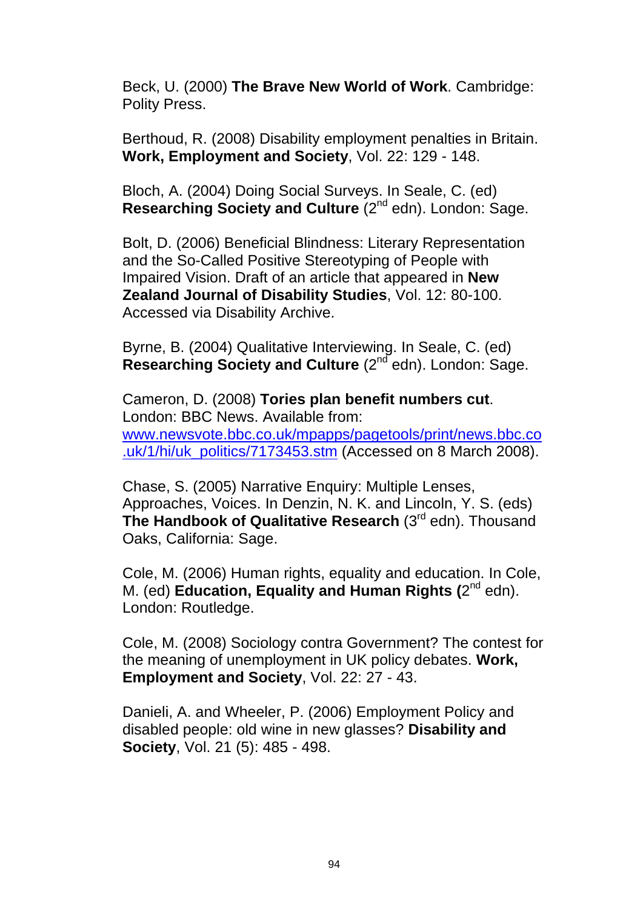Beck, U. (2000) **The Brave New World of Work**. Cambridge: Polity Press.

Berthoud, R. (2008) Disability employment penalties in Britain. **Work, Employment and Society**, Vol. 22: 129 - 148.

Bloch, A. (2004) Doing Social Surveys. In Seale, C. (ed) **Researching Society and Culture** (2nd edn). London: Sage.

Bolt, D. (2006) Beneficial Blindness: Literary Representation and the So-Called Positive Stereotyping of People with Impaired Vision. Draft of an article that appeared in **New Zealand Journal of Disability Studies**, Vol. 12: 80-100. Accessed via Disability Archive.

Byrne, B. (2004) Qualitative Interviewing. In Seale, C. (ed) **Researching Society and Culture** (2nd edn). London: Sage.

Cameron, D. (2008) **Tories plan benefit numbers cut**. London: BBC News. Available from: www.newsvote.bbc.co.uk/mpapps/pagetools/print/news.bbc.co.uk/1/hi/uk_politics/7173453.stm (Accessed on 8 March 2008).

Chase, S. (2005) Narrative Enquiry: Multiple Lenses, Approaches, Voices. In Denzin, N. K. and Lincoln, Y. S. (eds) **The Handbook of Qualitative Research** (3rd edn). Thousand Oaks, California: Sage.

Cole, M. (2006) Human rights, equality and education. In Cole, M. (ed) **Education, Equality and Human Rights (**2nd edn). London: Routledge.

Cole, M. (2008) Sociology contra Government? The contest for the meaning of unemployment in UK policy debates. **Work, Employment and Society**, Vol. 22: 27 - 43.

Danieli, A. and Wheeler, P. (2006) Employment Policy and disabled people: old wine in new glasses? **Disability and Society**, Vol. 21 (5): 485 - 498.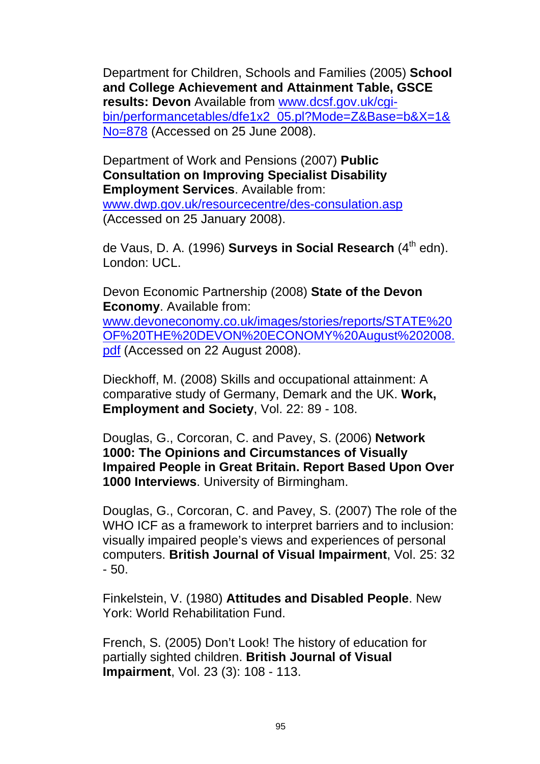Department for Children, Schools and Families (2005) **School and College Achievement and Attainment Table, GSCE results: Devon** Available from www.dcsf.gov.uk/cgi-bin/performancetables/dfe1x2_05.pl?Mode=Z&Base=b&X=1&No=878 (Accessed on 25 June 2008).

Department of Work and Pensions (2007) **Public Consultation on Improving Specialist Disability Employment Services**. Available from: www.dwp.gov.uk/resourcecentre/des-consulation.asp (Accessed on 25 January 2008).

de Vaus, D. A. (1996) **Surveys in Social Research** (4th edn). London: UCL.

Devon Economic Partnership (2008) **State of the Devon Economy**. Available from: www.devoneconomy.co.uk/images/stories/reports/STATE%20OF%20THE%20DEVON%20ECONOMY%20August%202008.pdf (Accessed on 22 August 2008).

Dieckhoff, M. (2008) Skills and occupational attainment: A comparative study of Germany, Demark and the UK. **Work, Employment and Society**, Vol. 22: 89 - 108.

Douglas, G., Corcoran, C. and Pavey, S. (2006) **Network 1000: The Opinions and Circumstances of Visually Impaired People in Great Britain. Report Based Upon Over 1000 Interviews**. University of Birmingham.

Douglas, G., Corcoran, C. and Pavey, S. (2007) The role of the WHO ICF as a framework to interpret barriers and to inclusion: visually impaired people's views and experiences of personal computers. **British Journal of Visual Impairment**, Vol. 25: 32 - 50.

Finkelstein, V. (1980) **Attitudes and Disabled People**. New York: World Rehabilitation Fund.

French, S. (2005) Don't Look! The history of education for partially sighted children. **British Journal of Visual Impairment**, Vol. 23 (3): 108 - 113.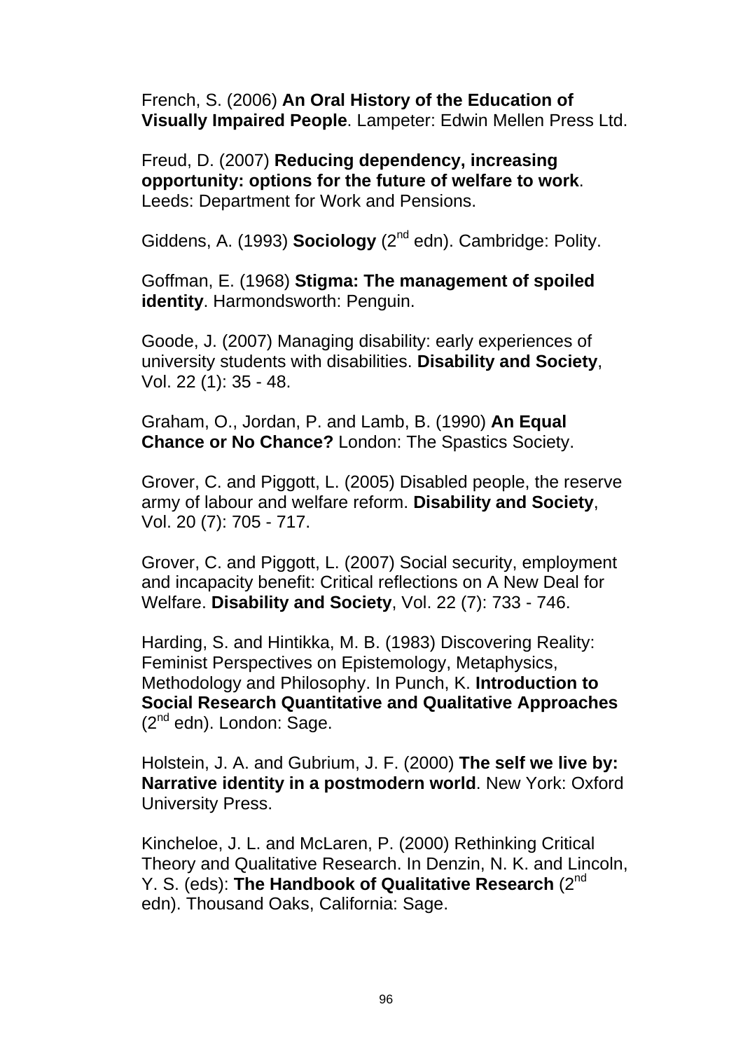French, S. (2006) **An Oral History of the Education of Visually Impaired People**. Lampeter: Edwin Mellen Press Ltd.

Freud, D. (2007) **Reducing dependency, increasing opportunity: options for the future of welfare to work**. Leeds: Department for Work and Pensions.

Giddens, A. (1993) **Sociology** (2nd edn). Cambridge: Polity.

Goffman, E. (1968) **Stigma: The management of spoiled identity**. Harmondsworth: Penguin.

Goode, J. (2007) Managing disability: early experiences of university students with disabilities. **Disability and Society**, Vol. 22 (1): 35 - 48.

Graham, O., Jordan, P. and Lamb, B. (1990) **An Equal Chance or No Chance?** London: The Spastics Society.

Grover, C. and Piggott, L. (2005) Disabled people, the reserve army of labour and welfare reform. **Disability and Society**, Vol. 20 (7): 705 - 717.

Grover, C. and Piggott, L. (2007) Social security, employment and incapacity benefit: Critical reflections on A New Deal for Welfare. **Disability and Society**, Vol. 22 (7): 733 - 746.

Harding, S. and Hintikka, M. B. (1983) Discovering Reality: Feminist Perspectives on Epistemology, Metaphysics, Methodology and Philosophy. In Punch, K. **Introduction to Social Research Quantitative and Qualitative Approaches** (2nd edn). London: Sage.

Holstein, J. A. and Gubrium, J. F. (2000) **The self we live by: Narrative identity in a postmodern world**. New York: Oxford University Press.

Kincheloe, J. L. and McLaren, P. (2000) Rethinking Critical Theory and Qualitative Research. In Denzin, N. K. and Lincoln, Y. S. (eds): **The Handbook of Qualitative Research** (2nd edn). Thousand Oaks, California: Sage.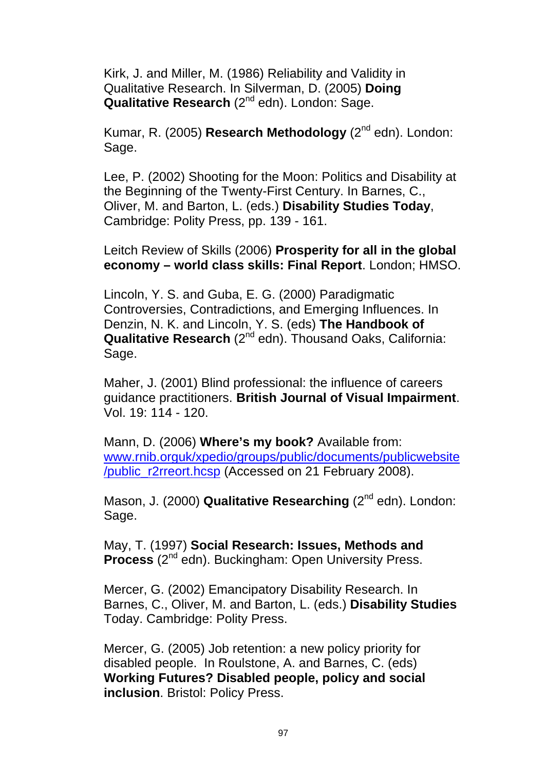Kirk, J. and Miller, M. (1986) Reliability and Validity in Qualitative Research. In Silverman, D. (2005) **Doing Qualitative Research** (2nd edn). London: Sage.

Kumar, R. (2005) **Research Methodology** (2nd edn). London: Sage.

Lee, P. (2002) Shooting for the Moon: Politics and Disability at the Beginning of the Twenty-First Century. In Barnes, C., Oliver, M. and Barton, L. (eds.) **Disability Studies Today**, Cambridge: Polity Press, pp. 139 - 161.

Leitch Review of Skills (2006) **Prosperity for all in the global economy – world class skills: Final Report**. London; HMSO.

Lincoln, Y. S. and Guba, E. G. (2000) Paradigmatic Controversies, Contradictions, and Emerging Influences. In Denzin, N. K. and Lincoln, Y. S. (eds) **The Handbook of Qualitative Research** (2nd edn). Thousand Oaks, California: Sage.

Maher, J. (2001) Blind professional: the influence of careers guidance practitioners. **British Journal of Visual Impairment**. Vol. 19: 114 - 120.

Mann, D. (2006) **Where's my book?** Available from: www.rnib.orguk/xpedio/groups/public/documents/publicwebsite/public_r2rreort.hcsp (Accessed on 21 February 2008).

Mason, J. (2000) **Qualitative Researching** (2nd edn). London: Sage.

May, T. (1997) **Social Research: Issues, Methods and Process** (2nd edn). Buckingham: Open University Press.

Mercer, G. (2002) Emancipatory Disability Research. In Barnes, C., Oliver, M. and Barton, L. (eds.) **Disability Studies** Today. Cambridge: Polity Press.

Mercer, G. (2005) Job retention: a new policy priority for disabled people. In Roulstone, A. and Barnes, C. (eds) **Working Futures? Disabled people, policy and social inclusion**. Bristol: Policy Press.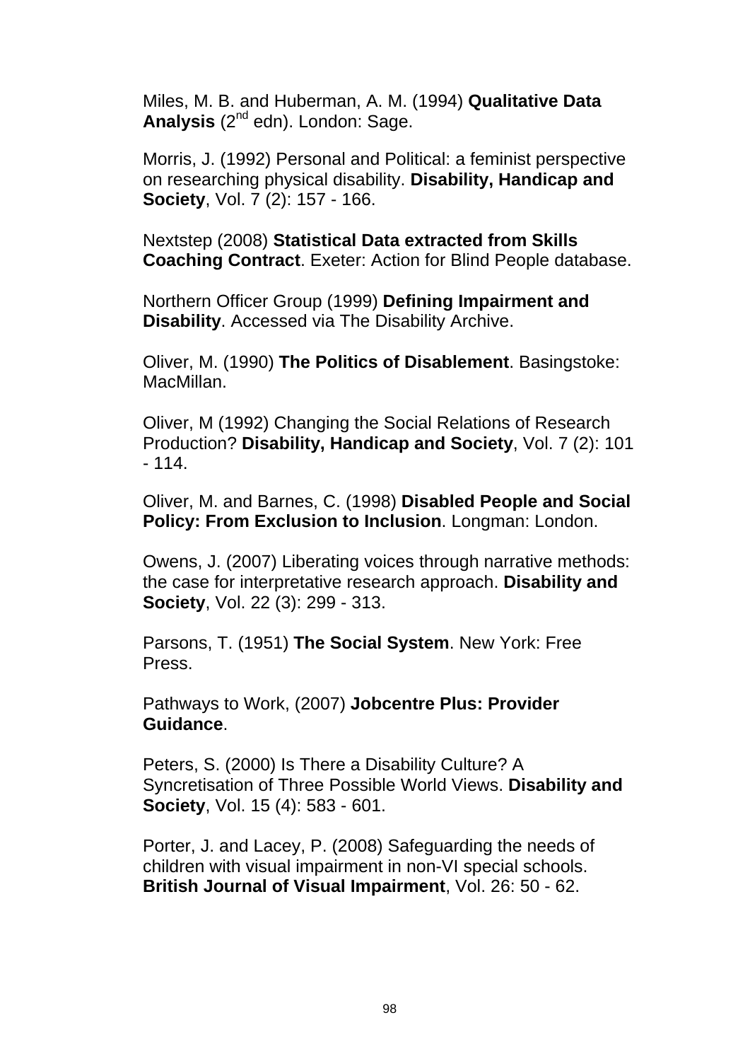Miles, M. B. and Huberman, A. M. (1994) **Qualitative Data Analysis** (2nd edn). London: Sage.

Morris, J. (1992) Personal and Political: a feminist perspective on researching physical disability. **Disability, Handicap and Society**, Vol. 7 (2): 157 - 166.

Nextstep (2008) **Statistical Data extracted from Skills Coaching Contract**. Exeter: Action for Blind People database.

Northern Officer Group (1999) **Defining Impairment and Disability**. Accessed via The Disability Archive.

Oliver, M. (1990) **The Politics of Disablement**. Basingstoke: MacMillan.

Oliver, M (1992) Changing the Social Relations of Research Production? **Disability, Handicap and Society**, Vol. 7 (2): 101 - 114.

Oliver, M. and Barnes, C. (1998) **Disabled People and Social Policy: From Exclusion to Inclusion**. Longman: London.

Owens, J. (2007) Liberating voices through narrative methods: the case for interpretative research approach. **Disability and Society**, Vol. 22 (3): 299 - 313.

Parsons, T. (1951) **The Social System**. New York: Free Press.

Pathways to Work, (2007) **Jobcentre Plus: Provider Guidance**.

Peters, S. (2000) Is There a Disability Culture? A Syncretisation of Three Possible World Views. **Disability and Society**, Vol. 15 (4): 583 - 601.

Porter, J. and Lacey, P. (2008) Safeguarding the needs of children with visual impairment in non-VI special schools. **British Journal of Visual Impairment**, Vol. 26: 50 - 62.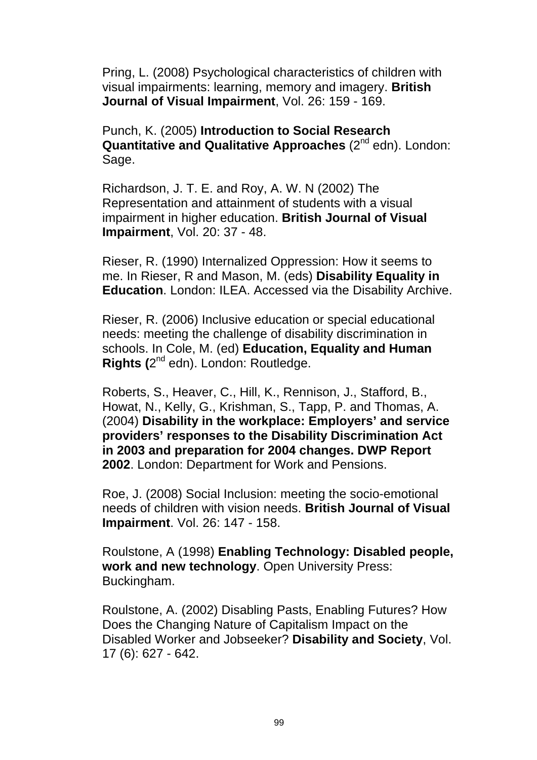Pring, L. (2008) Psychological characteristics of children with visual impairments: learning, memory and imagery. **British Journal of Visual Impairment**, Vol. 26: 159 - 169.

Punch, K. (2005) **Introduction to Social Research Quantitative and Qualitative Approaches** (2nd edn). London: Sage.

Richardson, J. T. E. and Roy, A. W. N (2002) The Representation and attainment of students with a visual impairment in higher education. **British Journal of Visual Impairment**, Vol. 20: 37 - 48.

Rieser, R. (1990) Internalized Oppression: How it seems to me. In Rieser, R and Mason, M. (eds) **Disability Equality in Education**. London: ILEA. Accessed via the Disability Archive.

Rieser, R. (2006) Inclusive education or special educational needs: meeting the challenge of disability discrimination in schools. In Cole, M. (ed) **Education, Equality and Human Rights (**2nd edn). London: Routledge.

Roberts, S., Heaver, C., Hill, K., Rennison, J., Stafford, B., Howat, N., Kelly, G., Krishman, S., Tapp, P. and Thomas, A. (2004) **Disability in the workplace: Employers' and service providers' responses to the Disability Discrimination Act in 2003 and preparation for 2004 changes. DWP Report 2002**. London: Department for Work and Pensions.

Roe, J. (2008) Social Inclusion: meeting the socio-emotional needs of children with vision needs. **British Journal of Visual Impairment**. Vol. 26: 147 - 158.

Roulstone, A (1998) **Enabling Technology: Disabled people, work and new technology**. Open University Press: Buckingham.

Roulstone, A. (2002) Disabling Pasts, Enabling Futures? How Does the Changing Nature of Capitalism Impact on the Disabled Worker and Jobseeker? **Disability and Society**, Vol. 17 (6): 627 - 642.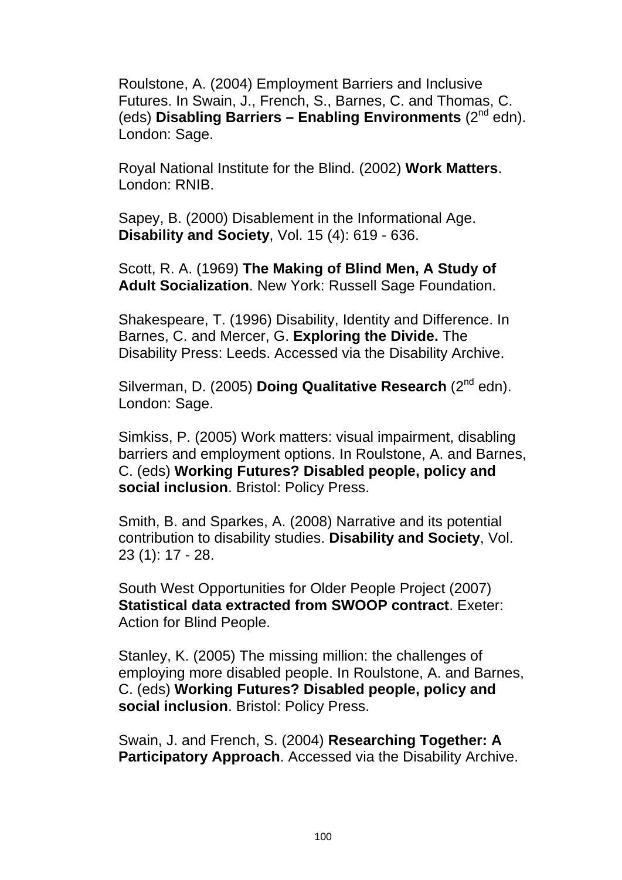Roulstone, A. (2004) Employment Barriers and Inclusive Futures. In Swain, J., French, S., Barnes, C. and Thomas, C. (eds) **Disabling Barriers – Enabling Environments** (2nd edn). London: Sage.

Royal National Institute for the Blind. (2002) **Work Matters**. London: RNIB.

Sapey, B. (2000) Disablement in the Informational Age. **Disability and Society**, Vol. 15 (4): 619 - 636.

Scott, R. A. (1969) **The Making of Blind Men, A Study of Adult Socialization**. New York: Russell Sage Foundation.

Shakespeare, T. (1996) Disability, Identity and Difference. In Barnes, C. and Mercer, G. **Exploring the Divide.** The Disability Press: Leeds. Accessed via the Disability Archive.

Silverman, D. (2005) **Doing Qualitative Research** (2nd edn). London: Sage.

Simkiss, P. (2005) Work matters: visual impairment, disabling barriers and employment options. In Roulstone, A. and Barnes, C. (eds) **Working Futures? Disabled people, policy and social inclusion**. Bristol: Policy Press.

Smith, B. and Sparkes, A. (2008) Narrative and its potential contribution to disability studies. **Disability and Society**, Vol. 23 (1): 17 - 28.

South West Opportunities for Older People Project (2007) **Statistical data extracted from SWOOP contract**. Exeter: Action for Blind People.

Stanley, K. (2005) The missing million: the challenges of employing more disabled people. In Roulstone, A. and Barnes, C. (eds) **Working Futures? Disabled people, policy and social inclusion**. Bristol: Policy Press.

Swain, J. and French, S. (2004) **Researching Together: A Participatory Approach**. Accessed via the Disability Archive.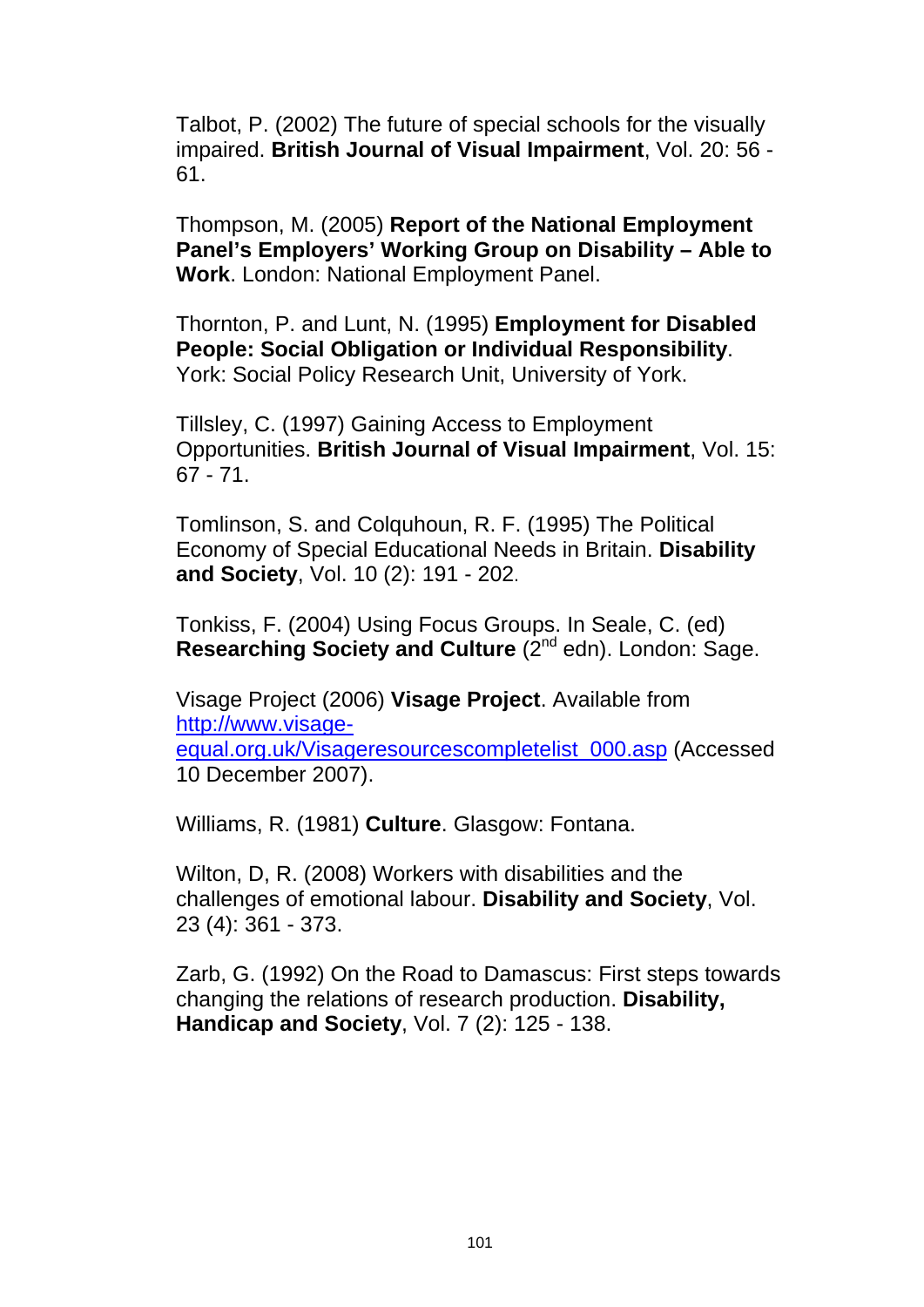Talbot, P. (2002) The future of special schools for the visually impaired. **British Journal of Visual Impairment**, Vol. 20: 56 - 61.

Thompson, M. (2005) **Report of the National Employment Panel's Employers' Working Group on Disability – Able to Work**. London: National Employment Panel.

Thornton, P. and Lunt, N. (1995) **Employment for Disabled People: Social Obligation or Individual Responsibility**. York: Social Policy Research Unit, University of York.

Tillsley, C. (1997) Gaining Access to Employment Opportunities. **British Journal of Visual Impairment**, Vol. 15: 67 - 71.

Tomlinson, S. and Colquhoun, R. F. (1995) The Political Economy of Special Educational Needs in Britain. **Disability and Society**, Vol. 10 (2): 191 - 202.

Tonkiss, F. (2004) Using Focus Groups. In Seale, C. (ed) **Researching Society and Culture** (2nd edn). London: Sage.

Visage Project (2006) **Visage Project**. Available from [http://www.visage-equal.org.uk/Visageresourcescompletelist_000.asp](http://www.visage-equal.org.uk/Visageresourcescompletelist_000.asp) (Accessed 10 December 2007).

Williams, R. (1981) **Culture**. Glasgow: Fontana.

Wilton, D, R. (2008) Workers with disabilities and the challenges of emotional labour. **Disability and Society**, Vol. 23 (4): 361 - 373.

Zarb, G. (1992) On the Road to Damascus: First steps towards changing the relations of research production. **Disability, Handicap and Society**, Vol. 7 (2): 125 - 138.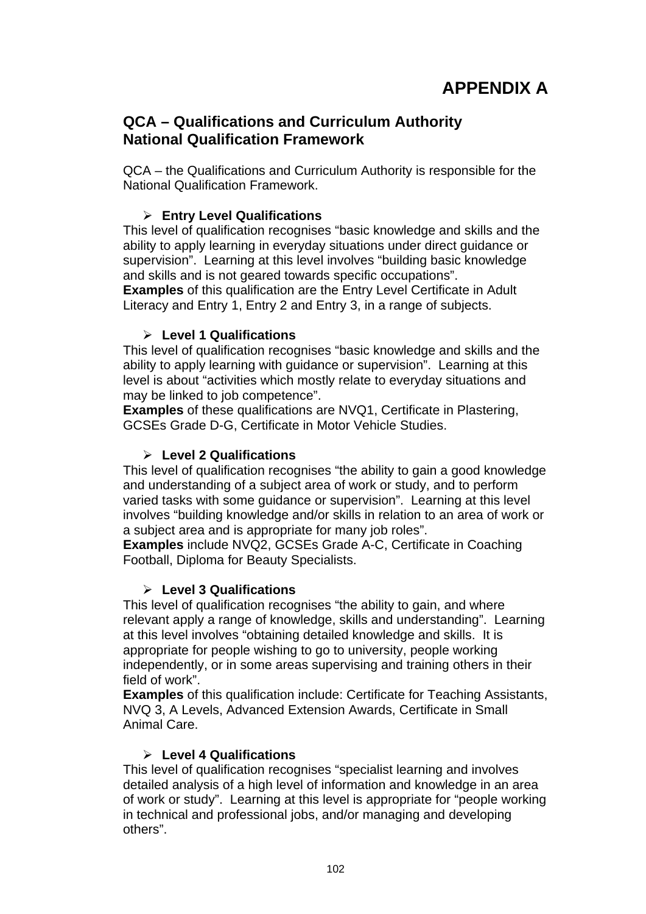# APPENDIX A

## QCA – Qualifications and Curriculum Authority National Qualification Framework

QCA – the Qualifications and Curriculum Authority is responsible for the National Qualification Framework.

- **Entry Level Qualifications**

This level of qualification recognises "basic knowledge and skills and the ability to apply learning in everyday situations under direct guidance or supervision". Learning at this level involves "building basic knowledge and skills and is not geared towards specific occupations".
**Examples** of this qualification are the Entry Level Certificate in Adult Literacy and Entry 1, Entry 2 and Entry 3, in a range of subjects.

- **Level 1 Qualifications**

This level of qualification recognises "basic knowledge and skills and the ability to apply learning with guidance or supervision". Learning at this level is about "activities which mostly relate to everyday situations and may be linked to job competence".
**Examples** of these qualifications are NVQ1, Certificate in Plastering, GCSEs Grade D-G, Certificate in Motor Vehicle Studies.

- **Level 2 Qualifications**

This level of qualification recognises "the ability to gain a good knowledge and understanding of a subject area of work or study, and to perform varied tasks with some guidance or supervision". Learning at this level involves "building knowledge and/or skills in relation to an area of work or a subject area and is appropriate for many job roles".
**Examples** include NVQ2, GCSEs Grade A-C, Certificate in Coaching Football, Diploma for Beauty Specialists.

- **Level 3 Qualifications**

This level of qualification recognises "the ability to gain, and where relevant apply a range of knowledge, skills and understanding". Learning at this level involves "obtaining detailed knowledge and skills. It is appropriate for people wishing to go to university, people working independently, or in some areas supervising and training others in their field of work".
**Examples** of this qualification include: Certificate for Teaching Assistants, NVQ 3, A Levels, Advanced Extension Awards, Certificate in Small Animal Care.

- **Level 4 Qualifications**

This level of qualification recognises "specialist learning and involves detailed analysis of a high level of information and knowledge in an area of work or study". Learning at this level is appropriate for "people working in technical and professional jobs, and/or managing and developing others".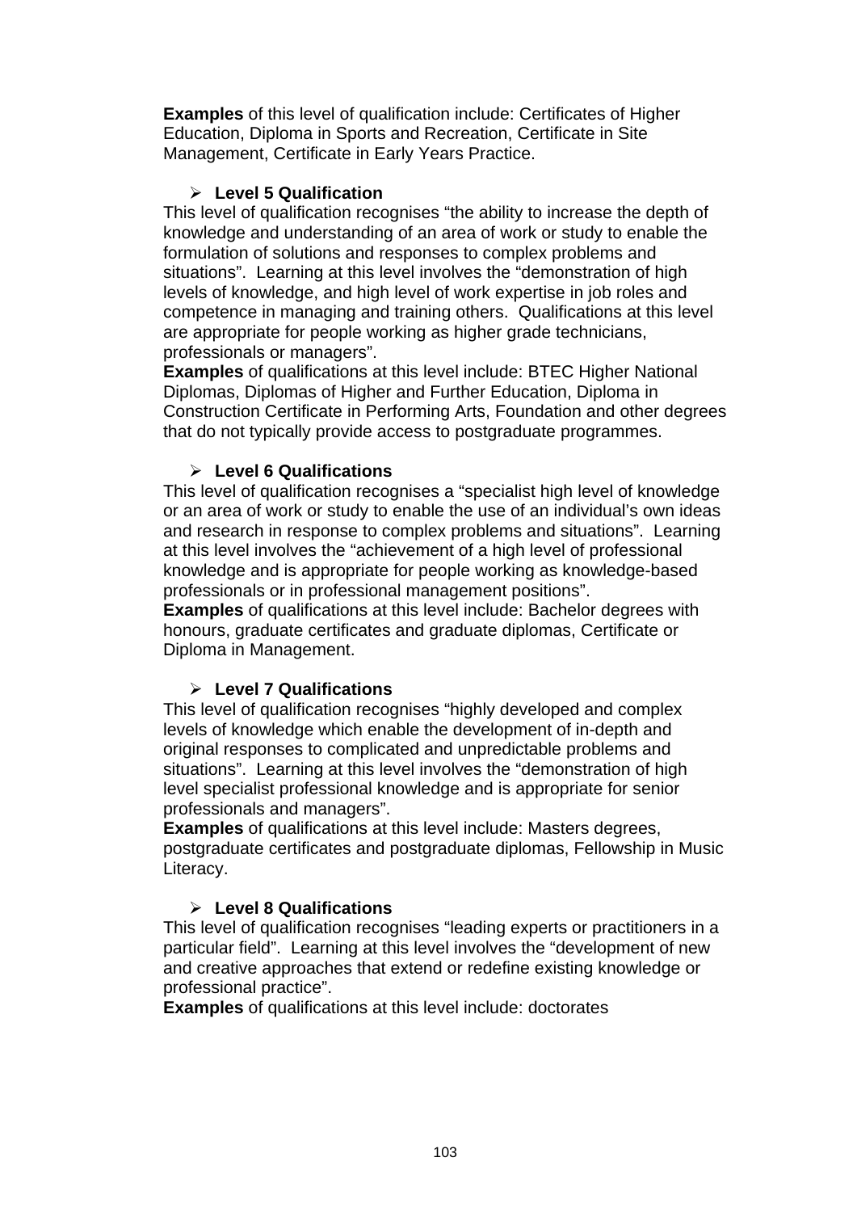**Examples** of this level of qualification include: Certificates of Higher Education, Diploma in Sports and Recreation, Certificate in Site Management, Certificate in Early Years Practice.

- **Level 5 Qualification**

This level of qualification recognises "the ability to increase the depth of knowledge and understanding of an area of work or study to enable the formulation of solutions and responses to complex problems and situations". Learning at this level involves the "demonstration of high levels of knowledge, and high level of work expertise in job roles and competence in managing and training others. Qualifications at this level are appropriate for people working as higher grade technicians, professionals or managers".

**Examples** of qualifications at this level include: BTEC Higher National Diplomas, Diplomas of Higher and Further Education, Diploma in Construction Certificate in Performing Arts, Foundation and other degrees that do not typically provide access to postgraduate programmes.

- **Level 6 Qualifications**

This level of qualification recognises a "specialist high level of knowledge or an area of work or study to enable the use of an individual's own ideas and research in response to complex problems and situations". Learning at this level involves the "achievement of a high level of professional knowledge and is appropriate for people working as knowledge-based professionals or in professional management positions".

**Examples** of qualifications at this level include: Bachelor degrees with honours, graduate certificates and graduate diplomas, Certificate or Diploma in Management.

- **Level 7 Qualifications**

This level of qualification recognises "highly developed and complex levels of knowledge which enable the development of in-depth and original responses to complicated and unpredictable problems and situations". Learning at this level involves the "demonstration of high level specialist professional knowledge and is appropriate for senior professionals and managers".

**Examples** of qualifications at this level include: Masters degrees, postgraduate certificates and postgraduate diplomas, Fellowship in Music Literacy.

- **Level 8 Qualifications**

This level of qualification recognises "leading experts or practitioners in a particular field". Learning at this level involves the "development of new and creative approaches that extend or redefine existing knowledge or professional practice".

**Examples** of qualifications at this level include: doctorates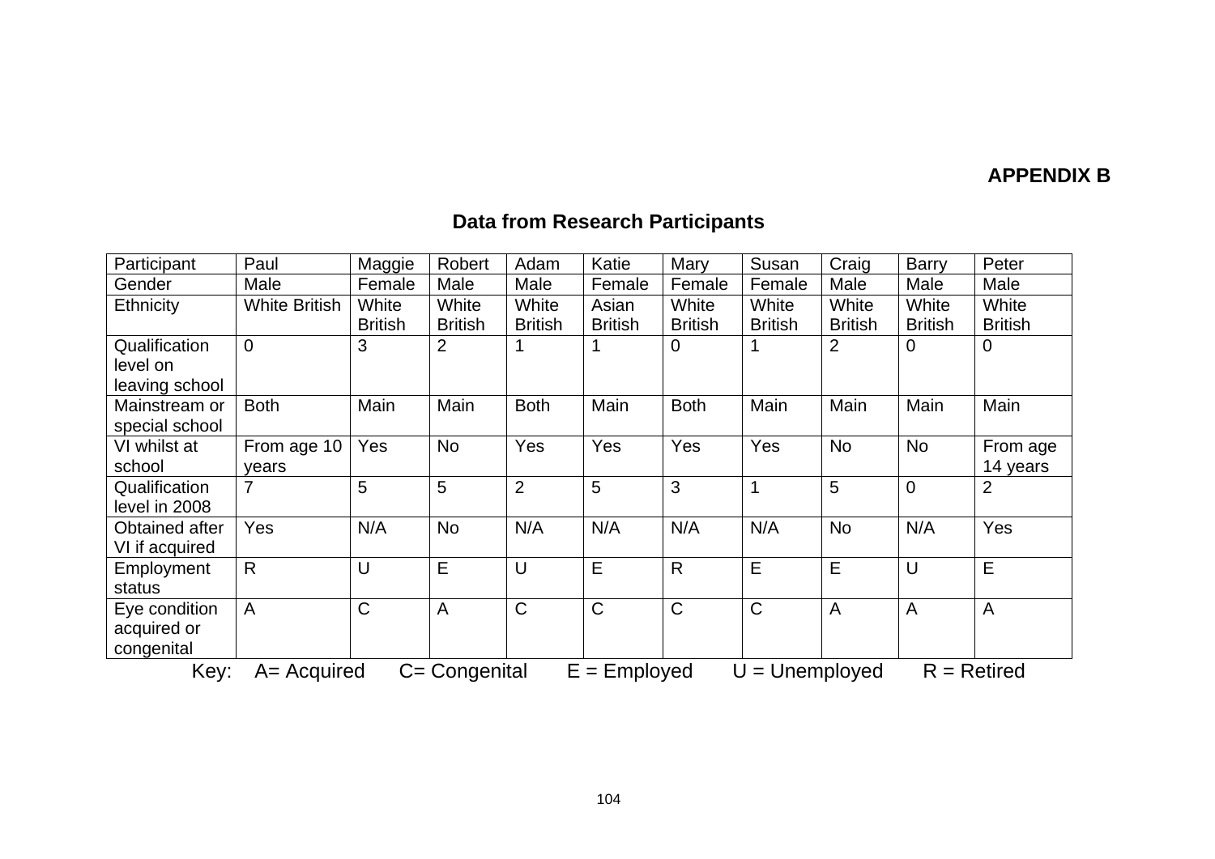**APPENDIX B**

## Data from Research Participants

| Participant | Paul | Maggie | Robert | Adam | Katie | Mary | Susan | Craig | Barry | Peter |
|---|---|---|---|---|---|---|---|---|---|---|
| Gender | Male | Female | Male | Male | Female | Female | Female | Male | Male | Male |
| Ethnicity | White British | White British | White British | White British | Asian British | White British | White British | White British | White British | White British |
| Qualification level on leaving school | 0 | 3 | 2 | 1 | 1 | 0 | 1 | 2 | 0 | 0 |
| Mainstream or special school | Both | Main | Main | Both | Main | Both | Main | Main | Main | Main |
| VI whilst at school | From age 10 years | Yes | No | Yes | Yes | Yes | Yes | No | No | From age 14 years |
| Qualification level in 2008 | 7 | 5 | 5 | 2 | 5 | 3 | 1 | 5 | 0 | 2 |
| Obtained after VI if acquired | Yes | N/A | No | N/A | N/A | N/A | N/A | No | N/A | Yes |
| Employment status | R | U | E | U | E | R | E | E | U | E |
| Eye condition acquired or congenital | A | C | A | C | C | C | C | A | A | A |

Key: A= Acquired C= Congenital E = Employed U = Unemployed R = Retired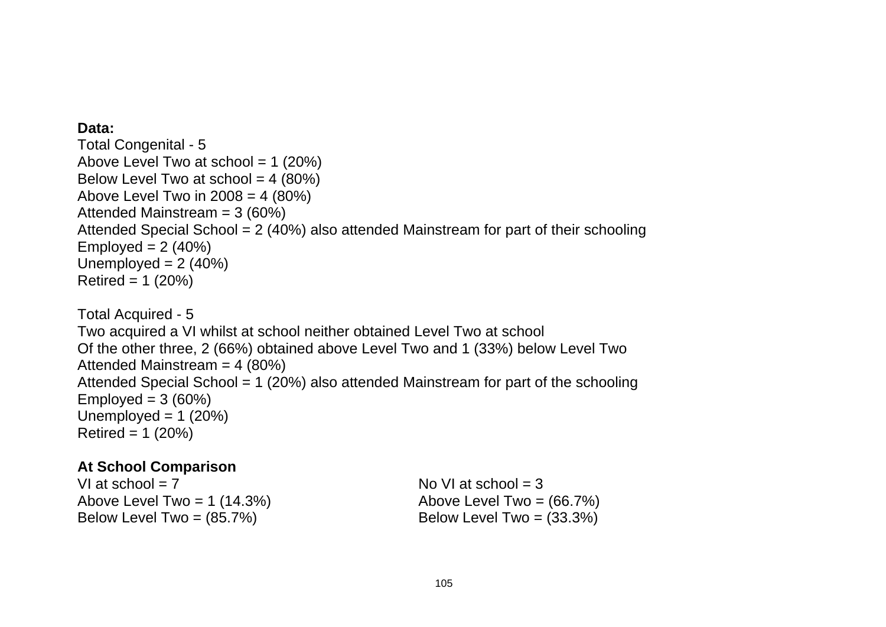**Data:**

Total Congenital - 5
Above Level Two at school = 1 (20%)
Below Level Two at school = 4 (80%)
Above Level Two in 2008 = 4 (80%)
Attended Mainstream = 3 (60%)
Attended Special School = 2 (40%) also attended Mainstream for part of their schooling
Employed = 2 (40%)
Unemployed = 2 (40%)
Retired = 1 (20%)

Total Acquired - 5
Two acquired a VI whilst at school neither obtained Level Two at school
Of the other three, 2 (66%) obtained above Level Two and 1 (33%) below Level Two
Attended Mainstream = 4 (80%)
Attended Special School = 1 (20%) also attended Mainstream for part of the schooling
Employed = 3 (60%)
Unemployed = 1 (20%)
Retired = 1 (20%)

**At School Comparison**

VI at school = 7
Above Level Two = 1 (14.3%)
Below Level Two = (85.7%)

No VI at school = 3
Above Level Two = (66.7%)
Below Level Two = (33.3%)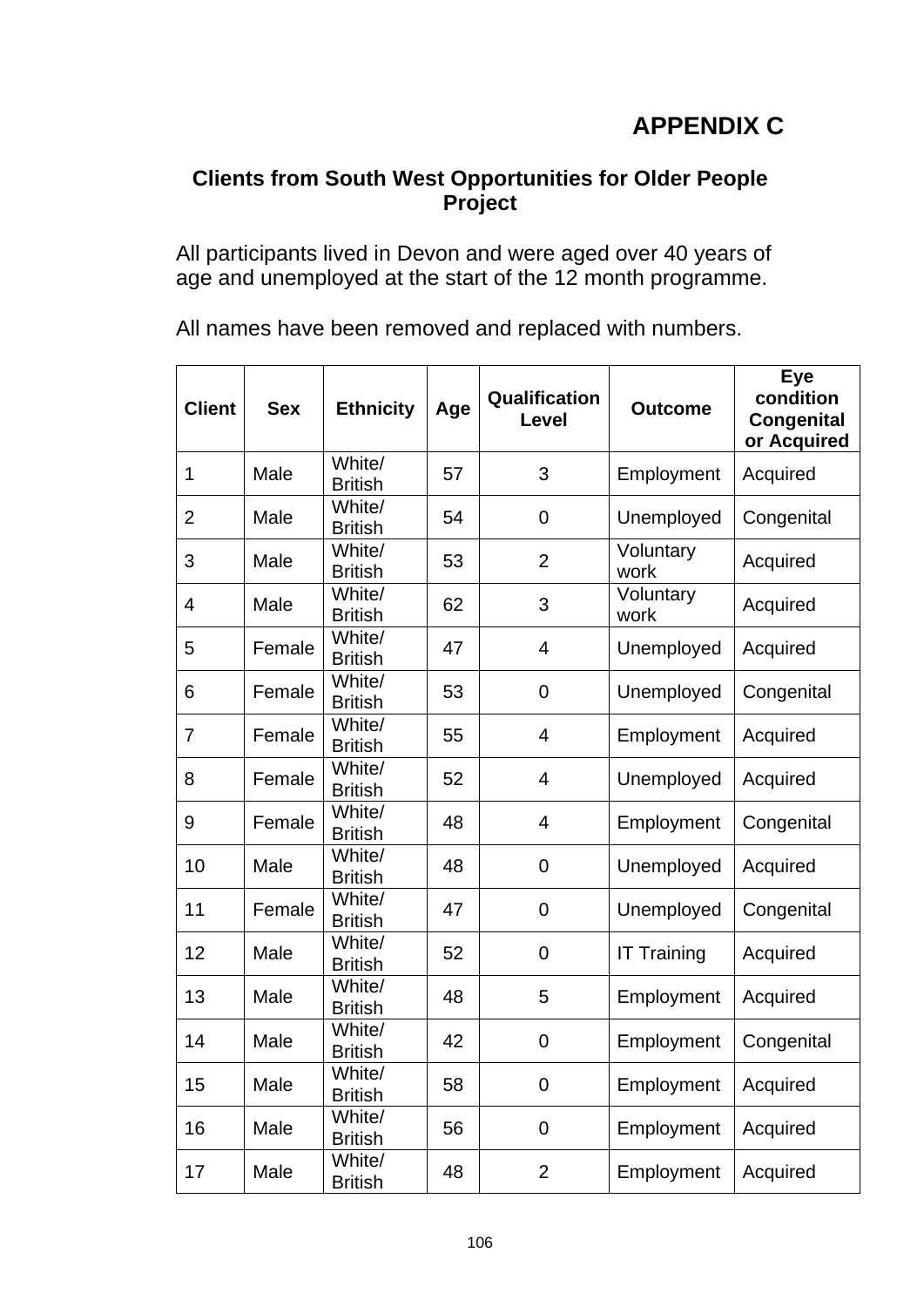# APPENDIX C

## Clients from South West Opportunities for Older People Project

All participants lived in Devon and were aged over 40 years of age and unemployed at the start of the 12 month programme.

All names have been removed and replaced with numbers.

| Client | Sex | Ethnicity | Age | Qualification Level | Outcome | Eye condition Congenital or Acquired |
|---|---|---|---|---|---|---|
| 1 | Male | White/ British | 57 | 3 | Employment | Acquired |
| 2 | Male | White/ British | 54 | 0 | Unemployed | Congenital |
| 3 | Male | White/ British | 53 | 2 | Voluntary work | Acquired |
| 4 | Male | White/ British | 62 | 3 | Voluntary work | Acquired |
| 5 | Female | White/ British | 47 | 4 | Unemployed | Acquired |
| 6 | Female | White/ British | 53 | 0 | Unemployed | Congenital |
| 7 | Female | White/ British | 55 | 4 | Employment | Acquired |
| 8 | Female | White/ British | 52 | 4 | Unemployed | Acquired |
| 9 | Female | White/ British | 48 | 4 | Employment | Congenital |
| 10 | Male | White/ British | 48 | 0 | Unemployed | Acquired |
| 11 | Female | White/ British | 47 | 0 | Unemployed | Congenital |
| 12 | Male | White/ British | 52 | 0 | IT Training | Acquired |
| 13 | Male | White/ British | 48 | 5 | Employment | Acquired |
| 14 | Male | White/ British | 42 | 0 | Employment | Congenital |
| 15 | Male | White/ British | 58 | 0 | Employment | Acquired |
| 16 | Male | White/ British | 56 | 0 | Employment | Acquired |
| 17 | Male | White/ British | 48 | 2 | Employment | Acquired |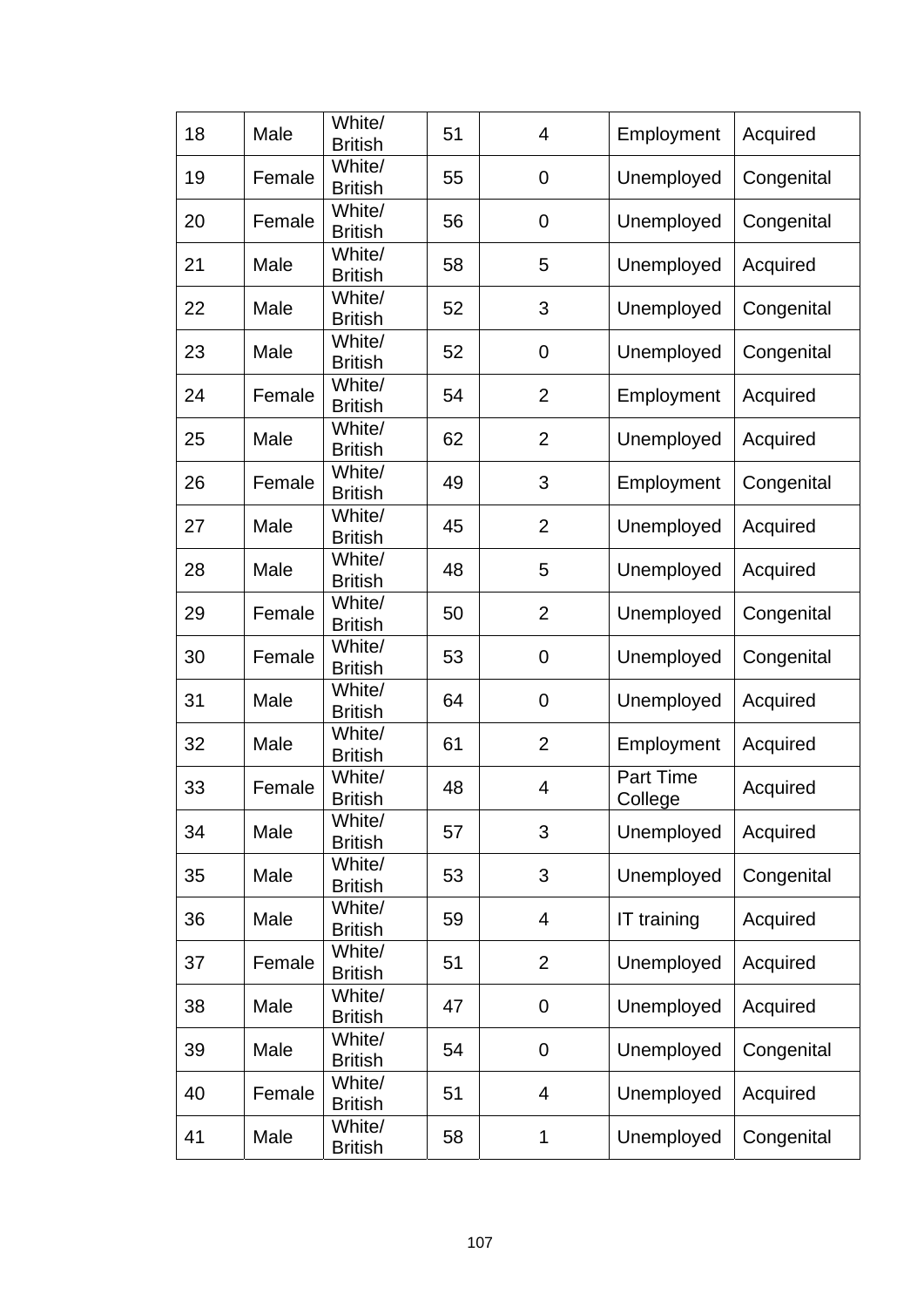| 18 | Male | White/ British | 51 | 4 | Employment | Acquired |
|---|---|---|---|---|---|---|
| 19 | Female | White/ British | 55 | 0 | Unemployed | Congenital |
| 20 | Female | White/ British | 56 | 0 | Unemployed | Congenital |
| 21 | Male | White/ British | 58 | 5 | Unemployed | Acquired |
| 22 | Male | White/ British | 52 | 3 | Unemployed | Congenital |
| 23 | Male | White/ British | 52 | 0 | Unemployed | Congenital |
| 24 | Female | White/ British | 54 | 2 | Employment | Acquired |
| 25 | Male | White/ British | 62 | 2 | Unemployed | Acquired |
| 26 | Female | White/ British | 49 | 3 | Employment | Congenital |
| 27 | Male | White/ British | 45 | 2 | Unemployed | Acquired |
| 28 | Male | White/ British | 48 | 5 | Unemployed | Acquired |
| 29 | Female | White/ British | 50 | 2 | Unemployed | Congenital |
| 30 | Female | White/ British | 53 | 0 | Unemployed | Congenital |
| 31 | Male | White/ British | 64 | 0 | Unemployed | Acquired |
| 32 | Male | White/ British | 61 | 2 | Employment | Acquired |
| 33 | Female | White/ British | 48 | 4 | Part Time College | Acquired |
| 34 | Male | White/ British | 57 | 3 | Unemployed | Acquired |
| 35 | Male | White/ British | 53 | 3 | Unemployed | Congenital |
| 36 | Male | White/ British | 59 | 4 | IT training | Acquired |
| 37 | Female | White/ British | 51 | 2 | Unemployed | Acquired |
| 38 | Male | White/ British | 47 | 0 | Unemployed | Acquired |
| 39 | Male | White/ British | 54 | 0 | Unemployed | Congenital |
| 40 | Female | White/ British | 51 | 4 | Unemployed | Acquired |
| 41 | Male | White/ British | 58 | 1 | Unemployed | Congenital |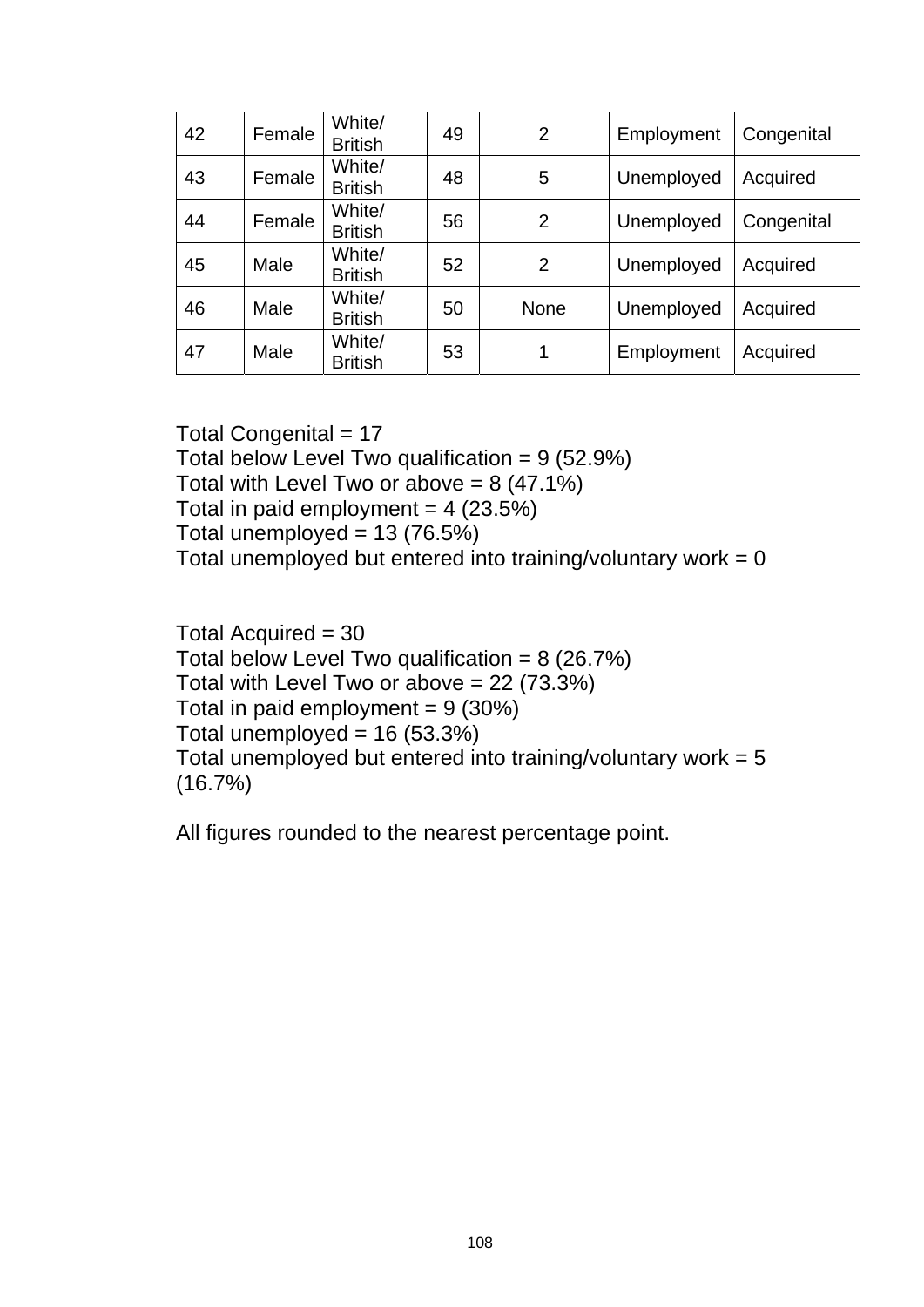| 42 | Female | White/ British | 49 | 2 | Employment | Congenital |
|---|---|---|---|---|---|---|
| 43 | Female | White/ British | 48 | 5 | Unemployed | Acquired |
| 44 | Female | White/ British | 56 | 2 | Unemployed | Congenital |
| 45 | Male | White/ British | 52 | 2 | Unemployed | Acquired |
| 46 | Male | White/ British | 50 | None | Unemployed | Acquired |
| 47 | Male | White/ British | 53 | 1 | Employment | Acquired |

Total Congenital = 17
Total below Level Two qualification = 9 (52.9%)
Total with Level Two or above = 8 (47.1%)
Total in paid employment = 4 (23.5%)
Total unemployed = 13 (76.5%)
Total unemployed but entered into training/voluntary work = 0

Total Acquired = 30
Total below Level Two qualification = 8 (26.7%)
Total with Level Two or above = 22 (73.3%)
Total in paid employment = 9 (30%)
Total unemployed = 16 (53.3%)
Total unemployed but entered into training/voluntary work = 5 (16.7%)

All figures rounded to the nearest percentage point.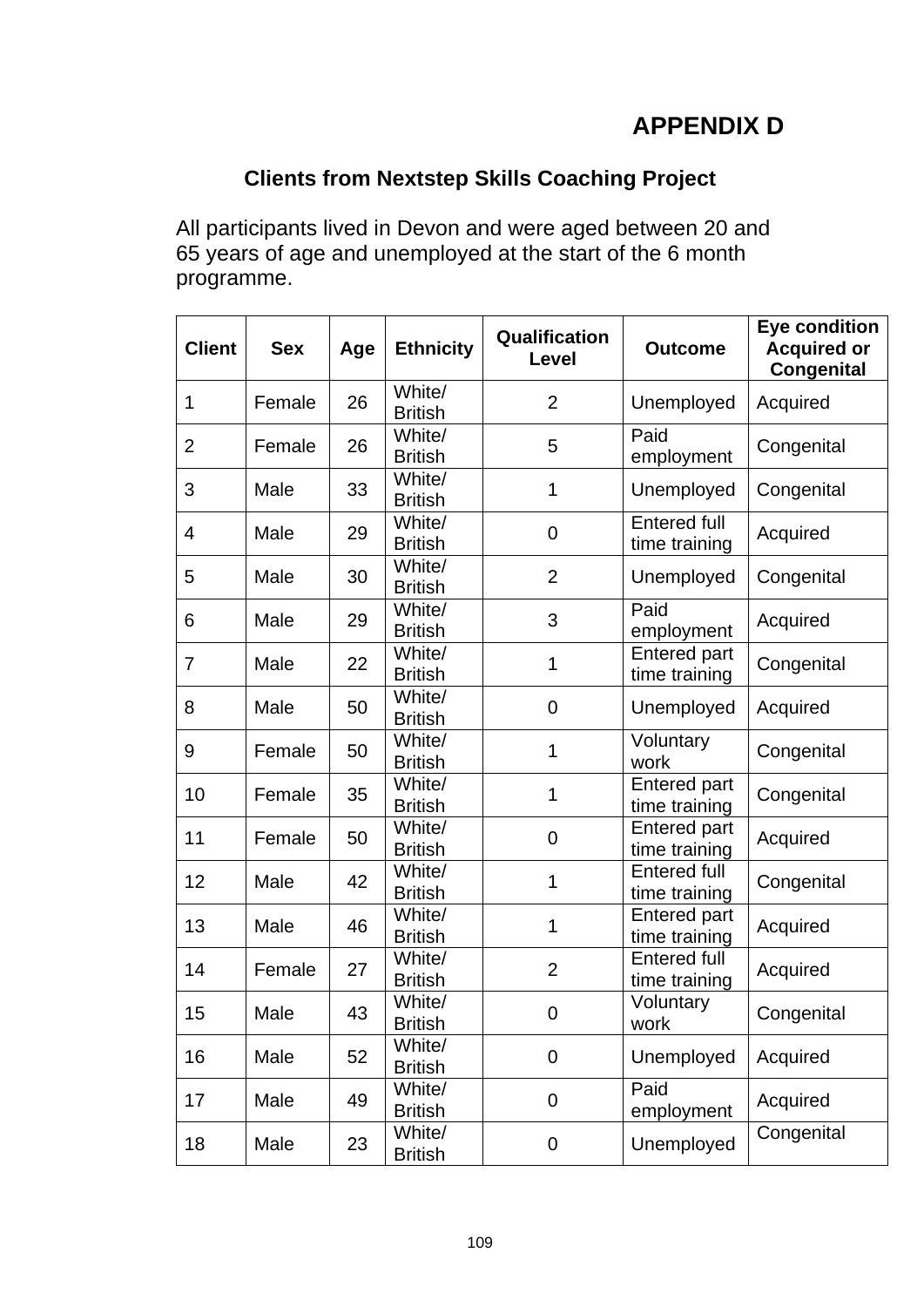# APPENDIX D

## Clients from Nextstep Skills Coaching Project

All participants lived in Devon and were aged between 20 and 65 years of age and unemployed at the start of the 6 month programme.

| Client | Sex | Age | Ethnicity | Qualification Level | Outcome | Eye condition Acquired or Congenital |
|---|---|---|---|---|---|---|
| 1 | Female | 26 | White/ British | 2 | Unemployed | Acquired |
| 2 | Female | 26 | White/ British | 5 | Paid employment | Congenital |
| 3 | Male | 33 | White/ British | 1 | Unemployed | Congenital |
| 4 | Male | 29 | White/ British | 0 | Entered full time training | Acquired |
| 5 | Male | 30 | White/ British | 2 | Unemployed | Congenital |
| 6 | Male | 29 | White/ British | 3 | Paid employment | Acquired |
| 7 | Male | 22 | White/ British | 1 | Entered part time training | Congenital |
| 8 | Male | 50 | White/ British | 0 | Unemployed | Acquired |
| 9 | Female | 50 | White/ British | 1 | Voluntary work | Congenital |
| 10 | Female | 35 | White/ British | 1 | Entered part time training | Congenital |
| 11 | Female | 50 | White/ British | 0 | Entered part time training | Acquired |
| 12 | Male | 42 | White/ British | 1 | Entered full time training | Congenital |
| 13 | Male | 46 | White/ British | 1 | Entered part time training | Acquired |
| 14 | Female | 27 | White/ British | 2 | Entered full time training | Acquired |
| 15 | Male | 43 | White/ British | 0 | Voluntary work | Congenital |
| 16 | Male | 52 | White/ British | 0 | Unemployed | Acquired |
| 17 | Male | 49 | White/ British | 0 | Paid employment | Acquired |
| 18 | Male | 23 | White/ British | 0 | Unemployed | Congenital |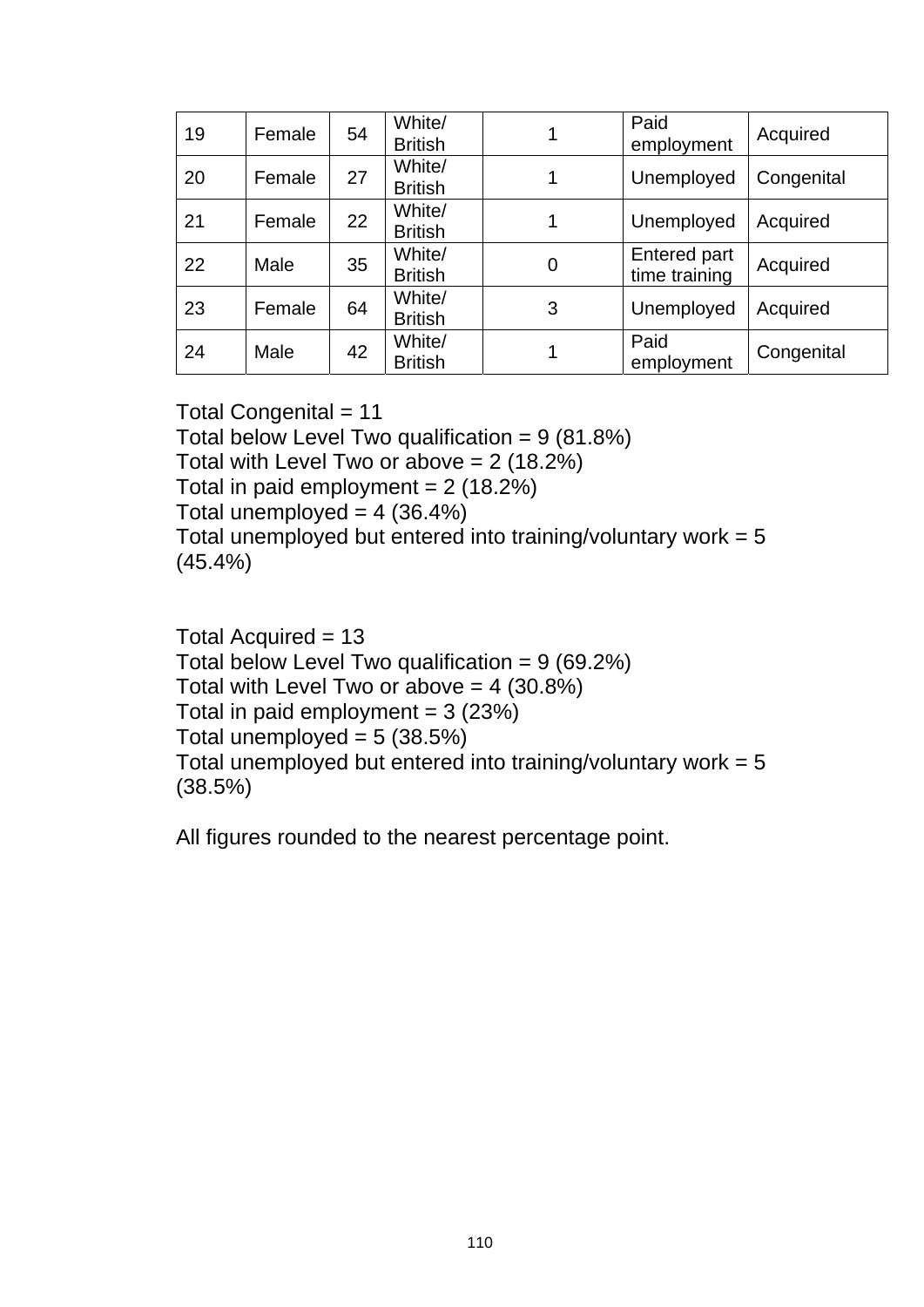| | | | | | | |
|---|---|---|---|---|---|---|
| 19 | Female | 54 | White/ British | 1 | Paid employment | Acquired |
| 20 | Female | 27 | White/ British | 1 | Unemployed | Congenital |
| 21 | Female | 22 | White/ British | 1 | Unemployed | Acquired |
| 22 | Male | 35 | White/ British | 0 | Entered part time training | Acquired |
| 23 | Female | 64 | White/ British | 3 | Unemployed | Acquired |
| 24 | Male | 42 | White/ British | 1 | Paid employment | Congenital |

Total Congenital = 11
Total below Level Two qualification = 9 (81.8%)
Total with Level Two or above = 2 (18.2%)
Total in paid employment = 2 (18.2%)
Total unemployed = 4 (36.4%)
Total unemployed but entered into training/voluntary work = 5 (45.4%)

Total Acquired = 13
Total below Level Two qualification = 9 (69.2%)
Total with Level Two or above = 4 (30.8%)
Total in paid employment = 3 (23%)
Total unemployed = 5 (38.5%)
Total unemployed but entered into training/voluntary work = 5 (38.5%)

All figures rounded to the nearest percentage point.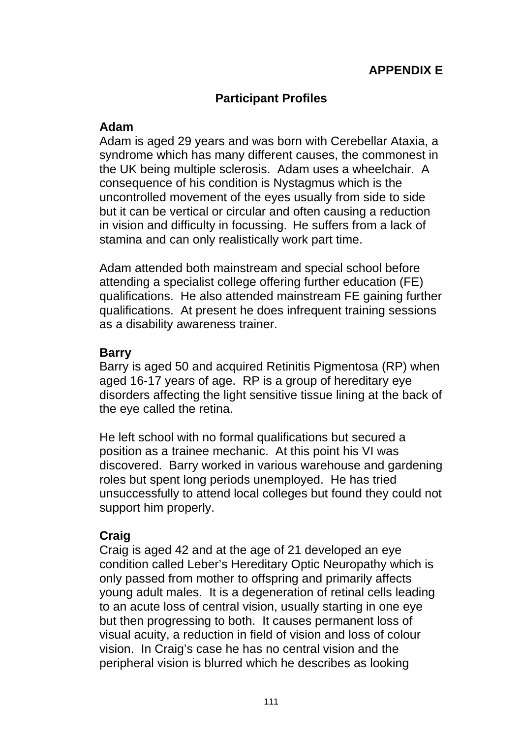**APPENDIX E**

## Participant Profiles

**Adam**

Adam is aged 29 years and was born with Cerebellar Ataxia, a syndrome which has many different causes, the commonest in the UK being multiple sclerosis. Adam uses a wheelchair. A consequence of his condition is Nystagmus which is the uncontrolled movement of the eyes usually from side to side but it can be vertical or circular and often causing a reduction in vision and difficulty in focussing. He suffers from a lack of stamina and can only realistically work part time.

Adam attended both mainstream and special school before attending a specialist college offering further education (FE) qualifications. He also attended mainstream FE gaining further qualifications. At present he does infrequent training sessions as a disability awareness trainer.

**Barry**

Barry is aged 50 and acquired Retinitis Pigmentosa (RP) when aged 16-17 years of age. RP is a group of hereditary eye disorders affecting the light sensitive tissue lining at the back of the eye called the retina.

He left school with no formal qualifications but secured a position as a trainee mechanic. At this point his VI was discovered. Barry worked in various warehouse and gardening roles but spent long periods unemployed. He has tried unsuccessfully to attend local colleges but found they could not support him properly.

**Craig**

Craig is aged 42 and at the age of 21 developed an eye condition called Leber's Hereditary Optic Neuropathy which is only passed from mother to offspring and primarily affects young adult males. It is a degeneration of retinal cells leading to an acute loss of central vision, usually starting in one eye but then progressing to both. It causes permanent loss of visual acuity, a reduction in field of vision and loss of colour vision. In Craig's case he has no central vision and the peripheral vision is blurred which he describes as looking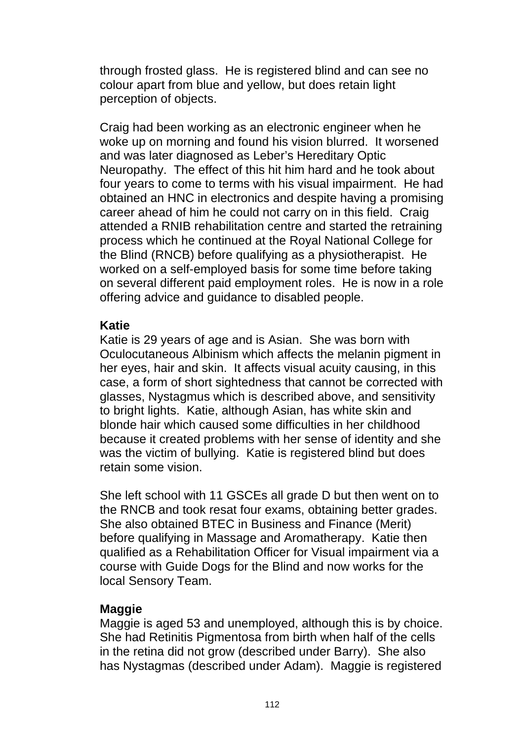through frosted glass. He is registered blind and can see no colour apart from blue and yellow, but does retain light perception of objects.

Craig had been working as an electronic engineer when he woke up on morning and found his vision blurred. It worsened and was later diagnosed as Leber's Hereditary Optic Neuropathy. The effect of this hit him hard and he took about four years to come to terms with his visual impairment. He had obtained an HNC in electronics and despite having a promising career ahead of him he could not carry on in this field. Craig attended a RNIB rehabilitation centre and started the retraining process which he continued at the Royal National College for the Blind (RNCB) before qualifying as a physiotherapist. He worked on a self-employed basis for some time before taking on several different paid employment roles. He is now in a role offering advice and guidance to disabled people.

**Katie**

Katie is 29 years of age and is Asian. She was born with Oculocutaneous Albinism which affects the melanin pigment in her eyes, hair and skin. It affects visual acuity causing, in this case, a form of short sightedness that cannot be corrected with glasses, Nystagmus which is described above, and sensitivity to bright lights. Katie, although Asian, has white skin and blonde hair which caused some difficulties in her childhood because it created problems with her sense of identity and she was the victim of bullying. Katie is registered blind but does retain some vision.

She left school with 11 GSCEs all grade D but then went on to the RNCB and took resat four exams, obtaining better grades. She also obtained BTEC in Business and Finance (Merit) before qualifying in Massage and Aromatherapy. Katie then qualified as a Rehabilitation Officer for Visual impairment via a course with Guide Dogs for the Blind and now works for the local Sensory Team.

**Maggie**

Maggie is aged 53 and unemployed, although this is by choice. She had Retinitis Pigmentosa from birth when half of the cells in the retina did not grow (described under Barry). She also has Nystagmas (described under Adam). Maggie is registered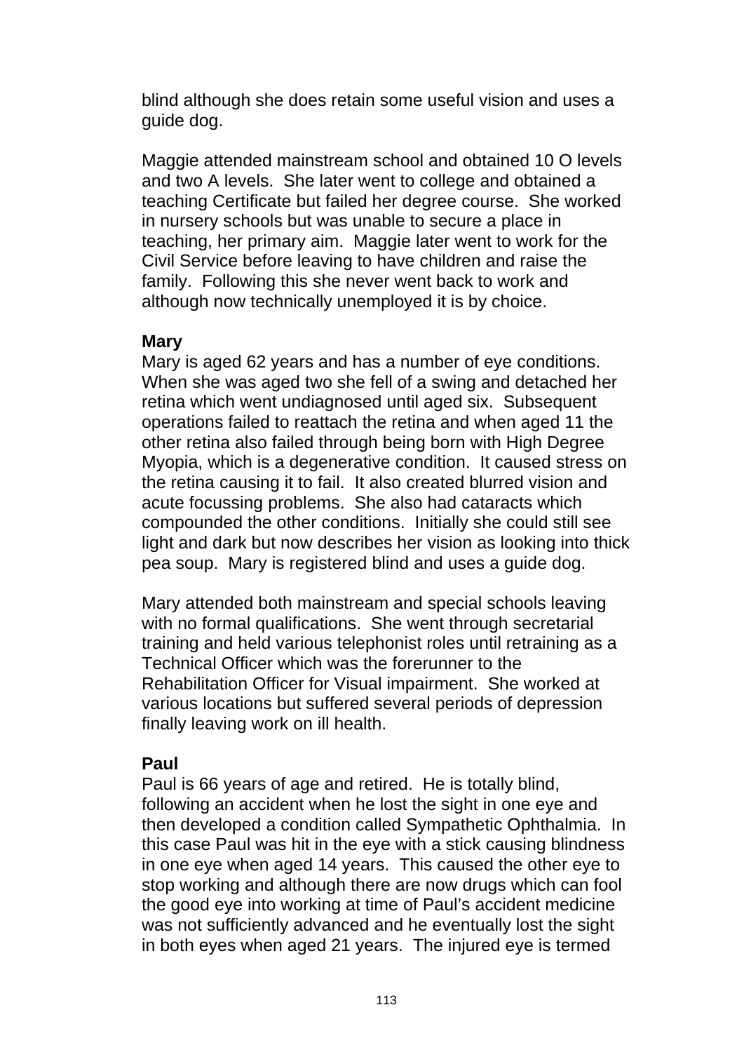blind although she does retain some useful vision and uses a guide dog.

Maggie attended mainstream school and obtained 10 O levels and two A levels. She later went to college and obtained a teaching Certificate but failed her degree course. She worked in nursery schools but was unable to secure a place in teaching, her primary aim. Maggie later went to work for the Civil Service before leaving to have children and raise the family. Following this she never went back to work and although now technically unemployed it is by choice.

**Mary**

Mary is aged 62 years and has a number of eye conditions. When she was aged two she fell of a swing and detached her retina which went undiagnosed until aged six. Subsequent operations failed to reattach the retina and when aged 11 the other retina also failed through being born with High Degree Myopia, which is a degenerative condition. It caused stress on the retina causing it to fail. It also created blurred vision and acute focussing problems. She also had cataracts which compounded the other conditions. Initially she could still see light and dark but now describes her vision as looking into thick pea soup. Mary is registered blind and uses a guide dog.

Mary attended both mainstream and special schools leaving with no formal qualifications. She went through secretarial training and held various telephonist roles until retraining as a Technical Officer which was the forerunner to the Rehabilitation Officer for Visual impairment. She worked at various locations but suffered several periods of depression finally leaving work on ill health.

**Paul**

Paul is 66 years of age and retired. He is totally blind, following an accident when he lost the sight in one eye and then developed a condition called Sympathetic Ophthalmia. In this case Paul was hit in the eye with a stick causing blindness in one eye when aged 14 years. This caused the other eye to stop working and although there are now drugs which can fool the good eye into working at time of Paul's accident medicine was not sufficiently advanced and he eventually lost the sight in both eyes when aged 21 years. The injured eye is termed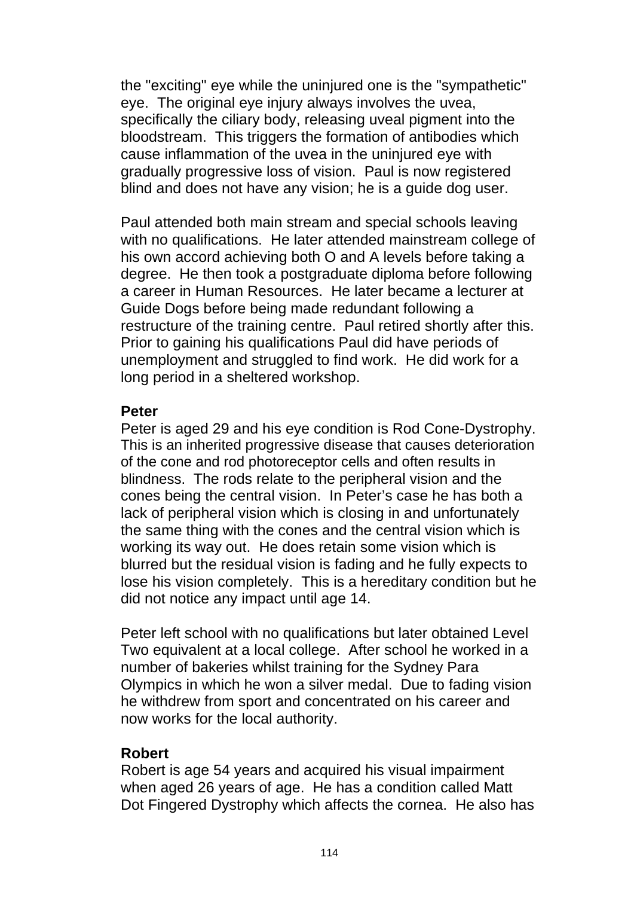the "exciting" eye while the uninjured one is the "sympathetic" eye. The original eye injury always involves the uvea, specifically the ciliary body, releasing uveal pigment into the bloodstream. This triggers the formation of antibodies which cause inflammation of the uvea in the uninjured eye with gradually progressive loss of vision. Paul is now registered blind and does not have any vision; he is a guide dog user.

Paul attended both main stream and special schools leaving with no qualifications. He later attended mainstream college of his own accord achieving both O and A levels before taking a degree. He then took a postgraduate diploma before following a career in Human Resources. He later became a lecturer at Guide Dogs before being made redundant following a restructure of the training centre. Paul retired shortly after this. Prior to gaining his qualifications Paul did have periods of unemployment and struggled to find work. He did work for a long period in a sheltered workshop.

**Peter**

Peter is aged 29 and his eye condition is Rod Cone-Dystrophy. This is an inherited progressive disease that causes deterioration of the cone and rod photoreceptor cells and often results in blindness. The rods relate to the peripheral vision and the cones being the central vision. In Peter's case he has both a lack of peripheral vision which is closing in and unfortunately the same thing with the cones and the central vision which is working its way out. He does retain some vision which is blurred but the residual vision is fading and he fully expects to lose his vision completely. This is a hereditary condition but he did not notice any impact until age 14.

Peter left school with no qualifications but later obtained Level Two equivalent at a local college. After school he worked in a number of bakeries whilst training for the Sydney Para Olympics in which he won a silver medal. Due to fading vision he withdrew from sport and concentrated on his career and now works for the local authority.

**Robert**

Robert is age 54 years and acquired his visual impairment when aged 26 years of age. He has a condition called Matt Dot Fingered Dystrophy which affects the cornea. He also has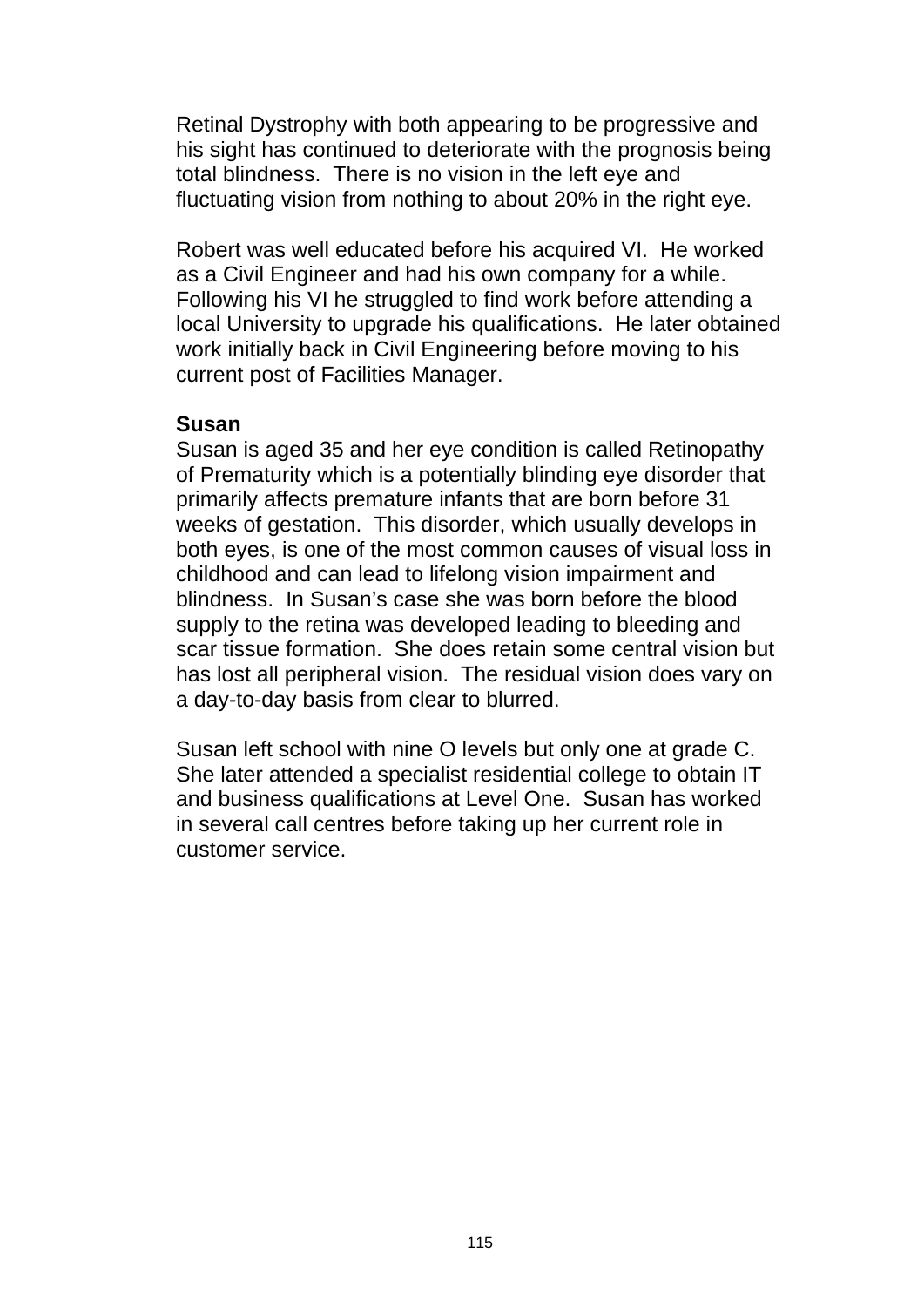Retinal Dystrophy with both appearing to be progressive and his sight has continued to deteriorate with the prognosis being total blindness. There is no vision in the left eye and fluctuating vision from nothing to about 20% in the right eye.

Robert was well educated before his acquired VI. He worked as a Civil Engineer and had his own company for a while. Following his VI he struggled to find work before attending a local University to upgrade his qualifications. He later obtained work initially back in Civil Engineering before moving to his current post of Facilities Manager.

**Susan**

Susan is aged 35 and her eye condition is called Retinopathy of Prematurity which is a potentially blinding eye disorder that primarily affects premature infants that are born before 31 weeks of gestation. This disorder, which usually develops in both eyes, is one of the most common causes of visual loss in childhood and can lead to lifelong vision impairment and blindness. In Susan's case she was born before the blood supply to the retina was developed leading to bleeding and scar tissue formation. She does retain some central vision but has lost all peripheral vision. The residual vision does vary on a day-to-day basis from clear to blurred.

Susan left school with nine O levels but only one at grade C. She later attended a specialist residential college to obtain IT and business qualifications at Level One. Susan has worked in several call centres before taking up her current role in customer service.